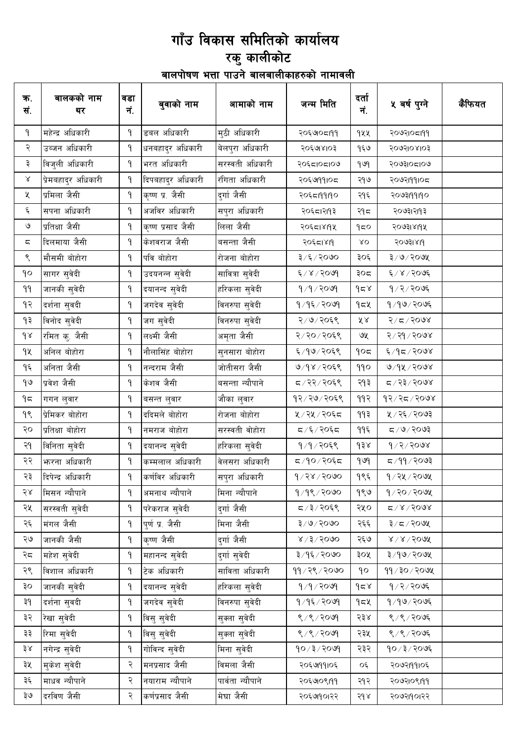# गाँउ विकास समितिको कार्यालय

## रकु कालीकोट

### बालपोषण भत्ता पाउने बालबालीकाहरुको नामावली

| क्र. सं. | बालकको नाम थर | वडा नं. | बुवाको नाम | आमाको नाम | जन्म मिति | दर्ता नं. | ५ बर्ष पुग्ने | कैफियत |
|---|---|---|---|---|---|---|---|---|
| १ | महेन्द्र अधिकारी | १ | डबल अधिकारी | मुठी अधिकारी | २०६७।०८।११ | १५५ | २०७२।०८।११ | |
| २ | उब्जन अधिकारी | १ | धनबहादुर अधिकारी | बेलपुरा अधिकारी | २०६७।४।०३ | १६७ | २०७२।०४।०३ | |
| ३ | विजुली अधिकारी | १ | भरत अधिकारी | सरस्वती अधिकारी | २०६८।०८।०७ | १७१ | २०७३।०८।०७ | |
| ४ | प्रेमबहादुर अधिकारी | १ | दिपबहादुर अधिकारी | रंगिता अधिकारी | २०६७।११।०८ | २१७ | २०७२।११।०८ | |
| ५ | प्रमिला जैसी | १ | कृष्ण प्र. जैसी | दुर्गा जैसी | २०६८।११।१० | २१६ | २०७३।११।१० | |
| ६ | सपना अधिकारी | १ | अजविर अधिकारी | सपुरा अधिकारी | २०६८।२।१३ | २१८ | २०७३।२।१३ | |
| ७ | प्रतिक्षा जैसी | १ | कृण प्रसाद जैसी | लिला जैसी | २०६८।४।१५ | १८० | २०७३।४।१५ | |
| ८ | दिलमाया जैसी | १ | केशवराज जैसी | बसन्ता जैसी | २०६८।४।१ | ४० | २०७३।४।१ | |
| ९ | मौसमी बोहोरा | १ | पवि बोहोरा | रोजना बोहोरा | ३/६/२०७० | ३०६ | ३/७/२०७५ | |
| १० | सागर सुवेदी | १ | उदयनन्न सुवेदी | सावित्रा सुवेदी | ६/४/२०७१ | ३०८ | ६/४/२०७६ | |
| ११ | जानकी सुवेदी | १ | दयानन्द सुवेदी | हरिकला सुवेदी | १/१/२०७१ | १८४ | १/२/२०७६ | |
| १२ | दर्शना सुवदी | १ | जगदेव सुवेदी | विनरुपा सुवेदी | १/१६/२०७१ | १८५ | १/१७/२०७६ | |
| १३ | विनोद सुवेदी | १ | जग सुवेदी | विनरुपा सुवेदी | २/७/२०६९ | ५४ | २/८/२०७४ | |
| १४ | रमित कु. जैसी | १ | लक्ष्मी जैसी | अमृता जैसी | २/२०/२०६९ | ७५ | २/२१/२०७४ | |
| १५ | अनिल बोहोरा | १ | नौलासिंह बोहोरा | सुनसारा बोहोरा | ६/१७/२०६९ | १०८ | ६/१८/२०७४ | |
| १६ | अनिता जैसी | १ | नन्दराम जैसी | जोतीसरा जैसी | ७/१४/२०६९ | ११० | ७/१५/२०७४ | |
| १७ | प्रवेश जैसी | १ | केशव जैसी | बसन्ता न्यौपाने | ८/२२/२०६९ | २१३ | ८/२३/२०७४ | |
| १८ | गगन लुवार | १ | बसन्त लुवार | जौका लुवार | १२/२७/२०६९ | ११२ | १२/२८/२०७४ | |
| १९ | प्रेमिकर बोहोरा | १ | ददिमले बोहोरा | रोजना बोहोरा | ५/२५/२०६८ | ११३ | ५/२६/२०७३ | |
| २० | प्रतिक्षा बोहोरा | १ | नमराज बोहोरा | सरस्वती बोहोरा | ८/६/२०६८ | ११६ | ८/७/२०७३ | |
| २१ | विनिता सुवेदी | १ | दयानन्द सुवेदी | हरिकला सुवेदी | १/१/२०६९ | १३४ | १/२/२०७४ | |
| २२ | झरना अधिकारी | १ | कम्मलाल अधिकारी | वेलसरा अधिकारी | ८/१०/२०६८ | १७१ | ८/११/२०७३ | |
| २३ | दिपेन्द्र अधिकारी | १ | कर्णविर अधिकारी | सपुरा अधिकारी | १/२४/२०७० | १९६ | १/२५/२०७५ | |
| २४ | मिसन न्यौपाने | १ | अमनाथ न्यौपाने | मिना न्यौपाने | १/१९/२०७० | १९७ | १/२०/२०७५ | |
| २५ | सरस्वती सुवेदी | १ | परेकराज सुवेदी | दुर्गा जैसी | ८/३/२०६९ | २५० | ८/४/२०७४ | |
| २६ | मंगल जैसी | १ | पुर्ण प्र. जैसी | मिना जैसी | ३/७/२०७० | २६६ | ३/८/२०७५ | |
| २७ | जानकी जैसी | १ | कृष्ण जैसी | दुर्गा जैसी | ४/३/२०७० | २६७ | ४/४/२०७५ | |
| २८ | महेश सुवेदी | १ | महानन्द सुवेदी | दुर्गा सुवेदी | ३/१६/२०७० | ३०५ | ३/१७/२०७५ | |
| २९ | विशाल अधिकारी | १ | टेक अधिकारी | साविता अधिकारी | ११/२९/२०७० | १० | ११/३०/२०७५ | |
| ३० | जानकी सुवेदी | १ | दयानन्द सुवेदी | हरिकला सुवेदी | १/१/२०७१ | १८४ | १/२/२०७६ | |
| ३१ | दर्शना सुवदी | १ | जगदेव सुवेदी | विनरुपा सुवेदी | १/१६/२०७१ | १८५ | १/१७/२०७६ | |
| ३२ | रेखा सुवेदी | १ | विसु सुवेदी | सुक्ला सुवेदी | ९/९/२०७१ | २३४ | ९/९/२०७६ | |
| ३३ | रिमा सुवेदी | १ | विसु सुवेदी | सुक्ला सुवेदी | ९/९/२०७१ | २३५ | ९/९/२०७६ | |
| ३४ | नगेन्द्र सुवेदी | १ | गोविन्द सुवेदी | मिना सुवेदी | १०/३/२०७१ | २३२ | १०/३/२०७६ | |
| ३५ | मुकेश सुवेदी | २ | मनप्रसाद जैसी | विमला जैसी | २०६७।११।०६ | ०६ | २०७२।११।०६ | |
| ३६ | माधव न्यौपाने | २ | नयाराम न्यौपाने | पार्वता न्यौपाने | २०६७।०९।११ | २१२ | २०७२।०९।११ | |
| ३७ | दरविण जैसी | २ | कर्णप्रसाद जैसी | मेघा जैसी | २०६७।१०।२२ | २१४ | २०७२।१०।२२ | |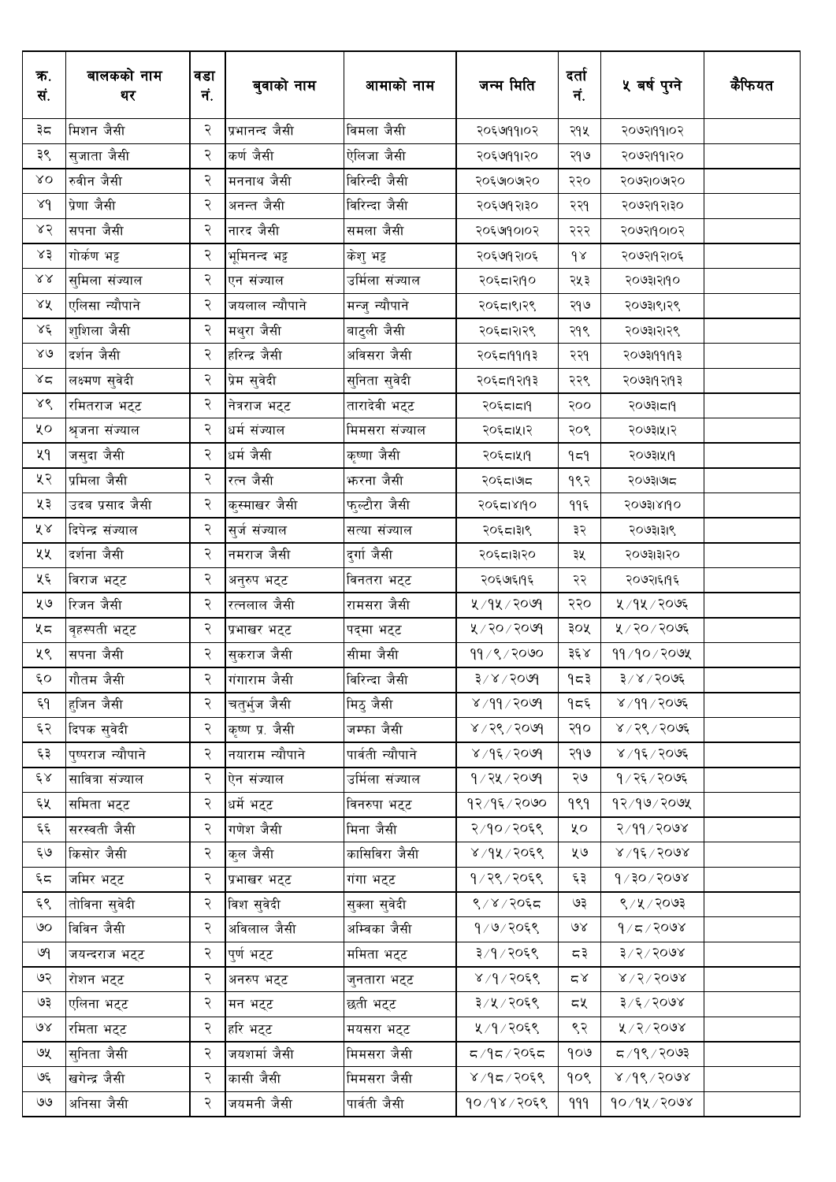| क्र. सं. | बालकको नाम थर | वडा नं. | बुवाको नाम | आमाको नाम | जन्म मिति | दर्ता नं. | ५ बर्ष पुग्ने | कैफियत |
|---|---|---|---|---|---|---|---|---|
| ३८ | मिशन जैसी | २ | प्रभानन्द जैसी | विमला जैसी | २०६७।११।०२ | २१५ | २०७२।११।०२ | |
| ३९ | सुजाता जैसी | २ | कर्ण जैसी | ऐलिजा जैसी | २०६७।११।२० | २१७ | २०७२।११।२० | |
| ४० | रुवीन जैसी | २ | मननाथ जैसी | विरिन्दी जैसी | २०६७।०७।२० | २२० | २०७२।०७।२० | |
| ४१ | प्रेणा जैसी | २ | अनन्त जैसी | विरिन्दा जैसी | २०६७।१२।३० | २२१ | २०७२।१२।३० | |
| ४२ | सपना जैसी | २ | नारद जैसी | समला जैसी | २०६७।१०।०२ | २२२ | २०७२।१०।०२ | |
| ४३ | गोर्कण भट्ट | २ | भूमिनन्द भट्ट | केशु भट्ट | २०६७।१२।०६ | १४ | २०७२।१२।०६ | |
| ४४ | सुमिला संज्याल | २ | एन संज्याल | उर्मिला संज्याल | २०६८।२।१० | २५३ | २०७३।२।१० | |
| ४५ | एलिसा न्यौपाने | २ | जयलाल न्यौपाने | मन्जु न्यौपाने | २०६८।९।२९ | २१७ | २०७३।९।२९ | |
| ४६ | शुशिला जैसी | २ | मथुरा जैसी | बाटुली जैसी | २०६८।२।२९ | २१९ | २०७३।२।२९ | |
| ४७ | दर्शन जैसी | २ | हरिन्द्र जैसी | अविसरा जैसी | २०६८।११।१३ | २२१ | २०७३।११।१३ | |
| ४८ | लक्ष्मण सुवेदी | २ | प्रेम सुवेदी | सुनिता सुवेदी | २०६८।१२।१३ | २२९ | २०७३।१२।१३ | |
| ४९ | रमितराज भट्ट | २ | नेत्रराज भट्ट | तारादेवी भट्ट | २०६८।८।१ | २०० | २०७३।८।१ | |
| ५० | श्रृजना संज्याल | २ | धर्म संज्याल | मिमसरा संज्याल | २०६८।५।२ | २०९ | २०७३।५।२ | |
| ५१ | जसुदा जैसी | २ | धर्म जैसी | कृष्णा जैसी | २०६८।५।१ | १८१ | २०७३।५।१ | |
| ५२ | प्रमिला जैसी | २ | रत्न जैसी | झरना जैसी | २०६८।७।८ | १९२ | २०७३।७।८ | |
| ५३ | उदव प्रसाद जैसी | २ | कुस्माखर जैसी | फुल्टौरा जैसी | २०६८।४।१० | ११६ | २०७३।४।१० | |
| ५४ | दिपेन्द्र संज्याल | २ | सुर्ज संज्याल | सत्या संज्याल | २०६८।३।९ | ३२ | २०७३।३।९ | |
| ५५ | दर्शना जैसी | २ | नमराज जैसी | दुर्गा जैसी | २०६८।३।२० | ३५ | २०७३।३।२० | |
| ५६ | विराज भट्ट | २ | अनुरुप भट्ट | विनतरा भट्ट | २०६७।६।१६ | २२ | २०७२।६।१६ | |
| ५७ | रिजन जैसी | २ | रत्नलाल जैसी | रामसरा जैसी | ५/१५/२०७१ | २२० | ५/१५/२०७६ | |
| ५८ | वृहस्पती भट्ट | २ | प्रभाखर भट्ट | पद्मा भट्ट | ५/२०/२०७१ | ३०५ | ५/२०/२०७६ | |
| ५९ | सपना जैसी | २ | सुकराज जैसी | सीमा जैसी | ११/९/२०७० | ३६४ | ११/१०/२०७५ | |
| ६० | गौतम जैसी | २ | गंगाराम जैसी | विरिन्दा जैसी | ३/४/२०७१ | १८३ | ३/४/२०७६ | |
| ६१ | हुजिन जैसी | २ | चतुर्भुज जैसी | मिठु जैसी | ४/११/२०७१ | १८६ | ४/११/२०७६ | |
| ६२ | दिपक सुवेदी | २ | कृष्ण प्र. जैसी | जम्फा जैसी | ४/२९/२०७१ | २१० | ४/२९/२०७६ | |
| ६३ | पुष्पराज न्यौपाने | २ | नयाराम न्यौपाने | पार्वती न्यौपाने | ४/१६/२०७१ | २१७ | ४/१६/२०७६ | |
| ६४ | साविता संज्याल | २ | ऐन संज्याल | उर्मिला संज्याल | १/२५/२०७१ | २७ | १/२६/२०७६ | |
| ६५ | समिता भट्ट | २ | धर्मे भट्ट | विनरुपा भट्ट | १२/१६/२०७० | १९१ | १२/१७/२०७५ | |
| ६६ | सरस्वती जैसी | २ | गणेश जैसी | मिना जैसी | २/१०/२०६९ | ५० | २/११/२०७४ | |
| ६७ | किसोर जैसी | २ | कुल जैसी | कासिविरा जैसी | ४/१५/२०६९ | ५७ | ४/१६/२०७४ | |
| ६८ | जमिर भट्ट | २ | प्रभाखर भट्ट | गंगा भट्ट | १/२९/२०६९ | ६३ | १/३०/२०७४ | |
| ६९ | तोविना सुवेदी | २ | विश सुवेदी | सुक्ला सुवेदी | ९/४/२०६८ | ७३ | ९/५/२०७३ | |
| ७० | विविन जैसी | २ | अविलाल जैसी | अम्विका जैसी | १/७/२०६९ | ७४ | १/८/२०७४ | |
| ७१ | जयन्दराज भट्ट | २ | पुर्ण भट्ट | ममिता भट्ट | ३/१/२०६९ | ८३ | ३/२/२०७४ | |
| ७२ | रोशन भट्ट | २ | अनरुप भट्ट | जुनतारा भट्ट | ४/१/२०६९ | ८४ | ४/२/२०७४ | |
| ७३ | एलिना भट्ट | २ | मन भट्ट | छती भट्ट | ३/५/२०६९ | ८५ | ३/६/२०७४ | |
| ७४ | रमिता भट्ट | २ | हरि भट्ट | मयसरा भट्ट | ५/१/२०६९ | ९२ | ५/२/२०७४ | |
| ७५ | सुनिता जैसी | २ | जयशर्मा जैसी | मिमसरा जैसी | ८/१८/२०६८ | १०७ | ८/१९/२०७३ | |
| ७६ | खगेन्द्र जैसी | २ | कासी जैसी | मिमसरा जैसी | ४/१८/२०६९ | १०९ | ४/१९/२०७४ | |
| ७७ | अनिसा जैसी | २ | जयमनी जैसी | पार्वती जैसी | १०/१४/२०६९ | १११ | १०/१५/२०७४ | |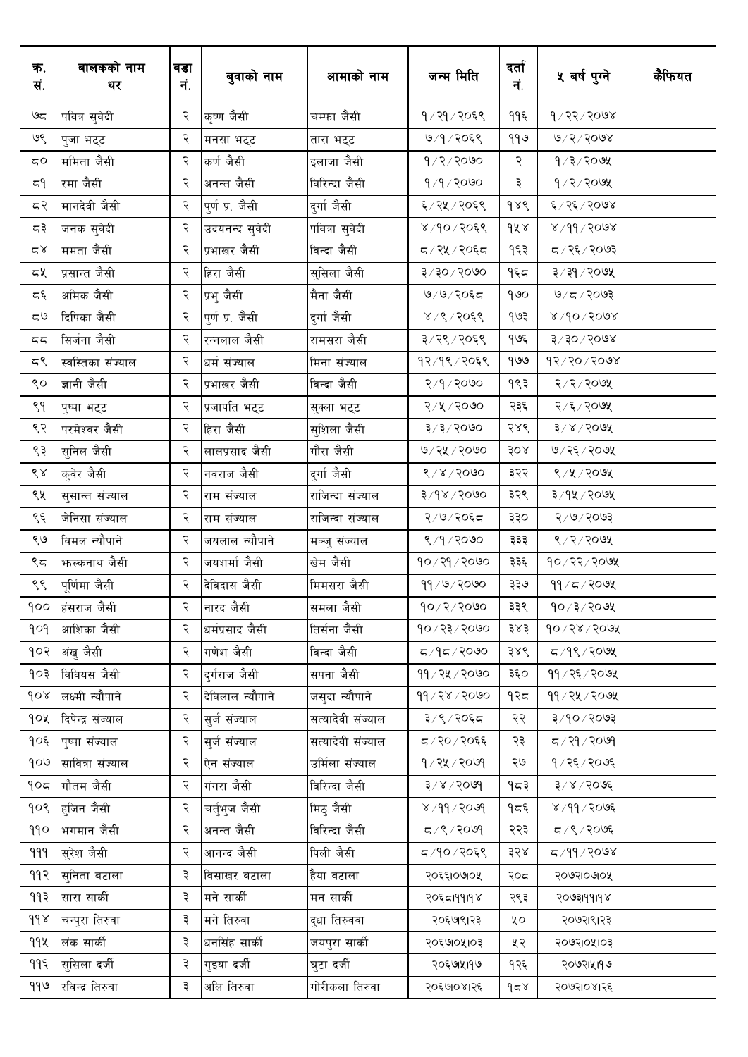| क्र. सं. | बालकको नाम थर | वडा नं. | बुवाको नाम | आमाको नाम | जन्म मिति | दर्ता नं. | ५ बर्ष पुग्ने | कैफियत |
|---|---|---|---|---|---|---|---|---|
| ७८ | पवित्र सुवेदी | २ | कृष्ण जैसी | चम्फा जैसी | १/२१/२०६९ | ११६ | १/२२/२०७४ | |
| ७९ | पुजा भट्ट | २ | मनसा भट्ट | तारा भट्ट | ७/१/२०६९ | ११७ | ७/२/२०७४ | |
| ८० | ममिता जैसी | २ | कर्ण जैसी | इलाजा जैसी | १/२/२०७० | २ | १/३/२०७५ | |
| ८१ | रमा जैसी | २ | अनन्त जैसी | विरिन्दा जैसी | १/१/२०७० | ३ | १/२/२०७५ | |
| ८२ | मानदेवी जैसी | २ | पुर्ण प्र. जैसी | दुर्गा जैसी | ६/२५/२०६९ | १४९ | ६/२६/२०७४ | |
| ८३ | जनक सुवेदी | २ | उदयनन्द सुवेदी | पवित्रा सुवेदी | ४/१०/२०६९ | १५४ | ४/११/२०७४ | |
| ८४ | ममता जैसी | २ | प्रभाखर जैसी | विन्दा जैसी | ८/२५/२०६८ | १६३ | ८/२६/२०७३ | |
| ८५ | प्रसान्त जैसी | २ | हिरा जैसी | सुसिला जैसी | ३/३०/२०७० | १६८ | ३/३१/२०७५ | |
| ८६ | अमिक जैसी | २ | प्रभु जैसी | मैना जैसी | ७/७/२०६८ | १७० | ७/८/२०७३ | |
| ८७ | दिपिका जैसी | २ | पुर्ण प्र. जैसी | दुर्गा जैसी | ४/९/२०६९ | १७३ | ४/१०/२०७४ | |
| ८८ | सिर्जना जैसी | २ | रन्नलाल जैसी | रामसरा जैसी | ३/२९/२०६९ | १७६ | ३/३०/२०७४ | |
| ८९ | स्वस्तिका संज्याल | २ | धर्म संज्याल | मिना संज्याल | १२/१९/२०६९ | १७७ | १२/२०/२०७४ | |
| ९० | ज्ञानी जैसी | २ | प्रभाखर जैसी | विन्दा जैसी | २/१/२०७० | १९३ | २/२/२०७५ | |
| ९१ | पुष्पा भट्ट | २ | प्रजापति भट्ट | सुक्ला भट्ट | २/५/२०७० | २३६ | २/६/२०७५ | |
| ९२ | परमेश्वर जैसी | २ | हिरा जैसी | सुशिला जैसी | ३/३/२०७० | २४९ | ३/४/२०७५ | |
| ९३ | सुनिल जैसी | २ | लालप्रसाद जैसी | गौरा जैसी | ७/२५/२०७० | ३०४ | ७/२६/२०७५ | |
| ९४ | कुवेर जैसी | २ | नवराज जैसी | दुर्गा जैसी | ९/४/२०७० | ३२२ | ९/५/२०७५ | |
| ९५ | सुसान्त संज्याल | २ | राम संज्याल | राजिन्दा संज्याल | ३/१४/२०७० | ३२९ | ३/१५/२०७५ | |
| ९६ | जेनिसा संज्याल | २ | राम संज्याल | राजिन्दा संज्याल | २/७/२०६८ | ३३० | २/७/२०७३ | |
| ९७ | विमल न्यौपाने | २ | जयलाल न्यौपाने | मञ्जु संज्याल | ९/१/२०७० | ३३३ | ९/२/२०७५ | |
| ९८ | झल्कनाथ जैसी | २ | जयशर्मा जैसी | खेम जैसी | १०/२१/२०७० | ३३६ | १०/२२/२०७५ | |
| ९९ | पूर्णिमा जैसी | २ | देविदास जैसी | मिमसरा जैसी | ११/७/२०७० | ३३७ | ११/८/२०७५ | |
| १०० | हंसराज जैसी | २ | नारद जैसी | समला जैसी | १०/२/२०७० | ३३९ | १०/३/२०७५ | |
| १०१ | आशिका जैसी | २ | धर्मप्रसाद जैसी | तिर्सना जैसी | १०/२३/२०७० | ३४३ | १०/२४/२०७५ | |
| १०२ | अंखु जैसी | २ | गणेश जैसी | विन्दा जैसी | ८/१८/२०७० | ३४९ | ८/१९/२०७५ | |
| १०३ | विवियस जैसी | २ | दुर्गराज जैसी | सपना जैसी | ११/२५/२०७० | ३६० | ११/२६/२०७५ | |
| १०४ | लक्ष्मी न्यौपाने | २ | देविलाल न्यौपाने | जसुदा न्यौपाने | ११/२४/२०७० | १२८ | ११/२५/२०७५ | |
| १०५ | दिपेन्द्र संज्याल | २ | सुर्ज संज्याल | सत्यादेवी संज्याल | ३/९/२०६८ | २२ | ३/१०/२०७३ | |
| १०६ | पुष्पा संज्याल | २ | सुर्ज संज्याल | सत्यादेवी संज्याल | ८/२०/२०६६ | २३ | ८/२१/२०७१ | |
| १०७ | सावित्रा संज्याल | २ | ऐन संज्याल | उर्मिला संज्याल | १/२५/२०७१ | २७ | १/२६/२०७६ | |
| १०८ | गौतम जैसी | २ | गंगरा जैसी | विरिन्दा जैसी | ३/४/२०७१ | १८३ | ३/४/२०७६ | |
| १०९ | हुजिन जैसी | २ | चर्तुभुज जैसी | मिठु जैसी | ४/११/२०७१ | १८६ | ४/११/२०७६ | |
| ११० | भगमान जैसी | २ | अनन्त जैसी | विरिन्दा जैसी | ८/९/२०७१ | २२३ | ८/९/२०७६ | |
| १११ | सुरेश जैसी | २ | आनन्द जैसी | पिली जैसी | ८/१०/२०६९ | ३२४ | ८/११/२०७४ | |
| ११२ | सुनिता वटाला | ३ | विसाखर वटाला | हैया वटाला | २०६६।०७।०५ | २०८ | २०७२।०७।०५ | |
| ११३ | सारा सार्की | ३ | मने सार्की | मन सार्की | २०६८।११।१४ | २९३ | २०७३।११।१४ | |
| ११४ | चन्पुरा तिरुवा | ३ | मने तिरुवा | दुधा तिरुववा | २०६७।९।२३ | ५० | २०७२।९।२३ | |
| ११५ | लक सार्की | ३ | धनसिंह सार्की | जयपुरा सार्की | २०६७।०५।०३ | ५२ | २०७२।०५।०३ | |
| ११६ | सुसिला दर्जी | ३ | गुड्या दर्जी | घुटा दर्जी | २०६७।५।१७ | १२६ | २०७२।५।१७ | |
| ११७ | रविन्द्र तिरुवा | ३ | अलि तिरुवा | गोरीकला तिरुवा | २०६७।०४।२६ | १८४ | २०७२।०४।२६ | |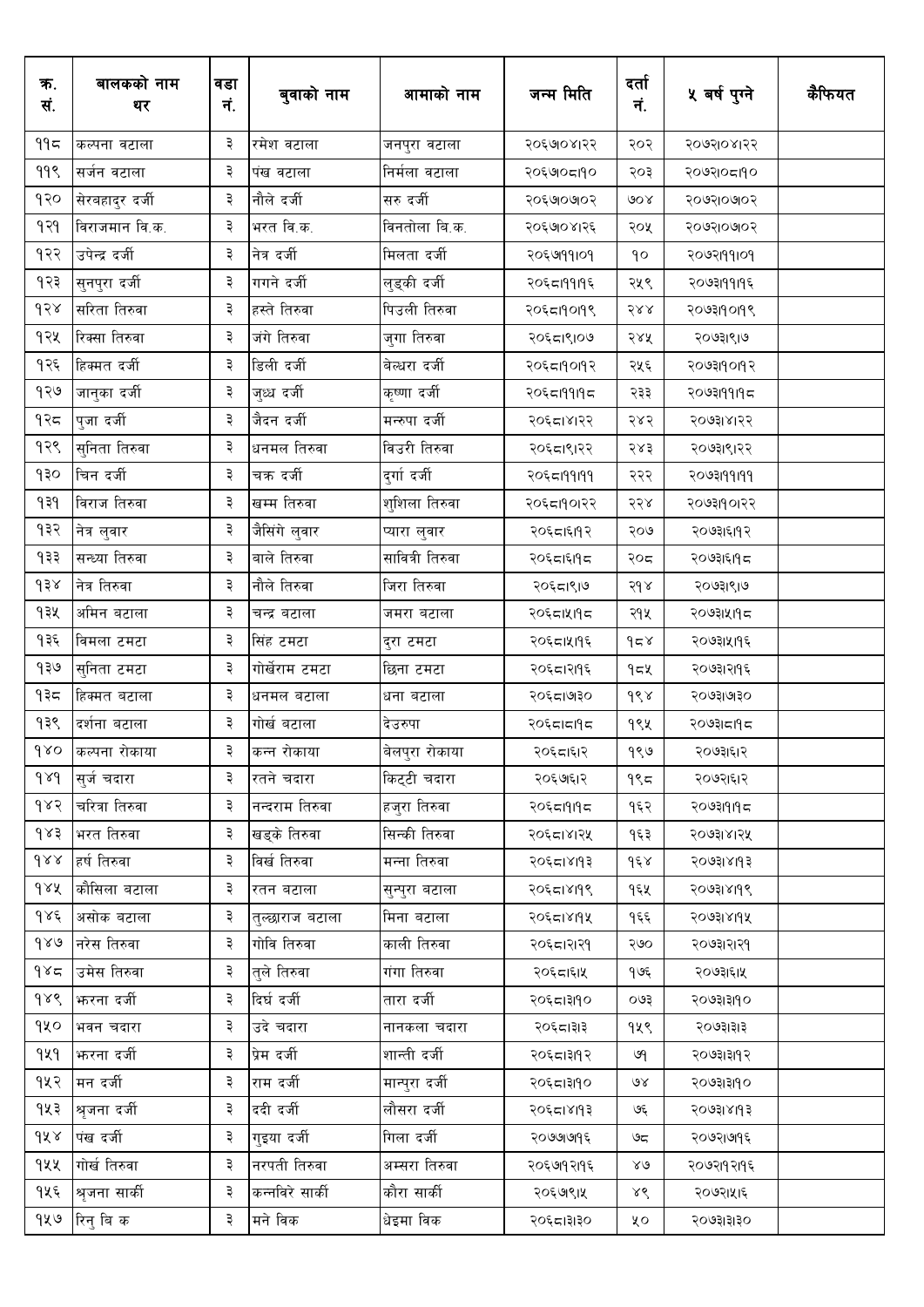| क्र. सं. | बालकको नाम थर | वडा नं. | बुवाको नाम | आमाको नाम | जन्म मिति | दर्ता नं. | ५ बर्ष पुग्ने | कैफियत |
|---|---|---|---|---|---|---|---|---|
| ११८ | कल्पना वटाला | ३ | रमेश वटाला | जनपुरा वटाला | २०६७०४२२ | २०२ | २०७२०४२२ | |
| ११९ | सर्जन वटाला | ३ | पंख वटाला | निर्मला वटाला | २०६७०८१० | २०३ | २०७२०८१० | |
| १२० | सेरबहादुर दर्जी | ३ | नौले दर्जी | सरु दर्जी | २०६७०७०२ | ७०४ | २०७२०७०२ | |
| १२१ | विराजमान वि.क. | ३ | भरत वि.क. | विनतोला बि.क. | २०६७०४२६ | २०५ | २०७२०७०२ | |
| १२२ | उपेन्द्र दर्जी | ३ | नेत्र दर्जी | मिलता दर्जी | २०६७११०१ | १० | २०७२११०१ | |
| १२३ | सुनपुरा दर्जी | ३ | गगने दर्जी | लुड्की दर्जी | २०६८११।१६ | २५९ | २०७३।११।१६ | |
| १२४ | सरिता तिरुवा | ३ | हस्ते तिरुवा | पिउली तिरुवा | २०६८।१०।१९ | २४४ | २०७३।१०।१९ | |
| १२५ | रिक्सा तिरुवा | ३ | जंगे तिरुवा | जुगा तिरुवा | २०६८।९।०७ | २४५ | २०७३।९।७ | |
| १२६ | हिक्मत दर्जी | ३ | डिली दर्जी | बेल्धरा दर्जी | २०६८।१०।१२ | २५६ | २०७३।१०।१२ | |
| १२७ | जानुका दर्जी | ३ | जुध्ध दर्जी | कृष्णा दर्जी | २०६८।११।१८ | २३३ | २०७३।११।१८ | |
| १२८ | पुजा दर्जी | ३ | जैदन दर्जी | मन्रुपा दर्जी | २०६८।४।२२ | २४२ | २०७३।४।२२ | |
| १२९ | सुनिता तिरुवा | ३ | धनमल तिरुवा | विउरी तिरुवा | २०६८।९।२२ | २४३ | २०७३।९।२२ | |
| १३० | चिन दर्जी | ३ | चक्र दर्जी | दुर्गा दर्जी | २०६८।११।११ | २२२ | २०७३।११।११ | |
| १३१ | विराज तिरुवा | ३ | खम्म तिरुवा | शुशिला तिरुवा | २०६८।१०।२२ | २२४ | २०७३।१०।२२ | |
| १३२ | नेत्र लुवार | ३ | जैसिंगे लुवार | प्यारा लुवार | २०६८।६।१२ | २०७ | २०७३।६।१२ | |
| १३३ | सन्ध्या तिरुवा | ३ | वाले तिरुवा | सावित्री तिरुवा | २०६८।६।१८ | २०८ | २०७३।६।१८ | |
| १३४ | नेत्र तिरुवा | ३ | नौले तिरुवा | जिरा तिरुवा | २०६८।९।७ | २१४ | २०७३।९।७ | |
| १३५ | अमिन बटाला | ३ | चन्द्र बटाला | जमरा बटाला | २०६८।५।१८ | २१५ | २०७३।५।१८ | |
| १३६ | विमला टमटा | ३ | सिंह टमटा | दुरा टमटा | २०६८।५।१६ | १८४ | २०७३।५।१६ | |
| १३७ | सुनिता टमटा | ३ | गोर्खेराम टमटा | छिना टमटा | २०६८।२।१६ | १८५ | २०७३।२।१६ | |
| १३८ | हिक्मत बटाला | ३ | धनमल बटाला | धना बटाला | २०६८।७।३० | १९४ | २०७३।७।३० | |
| १३९ | दर्शना बटाला | ३ | गोर्ख बटाला | देउरुपा | २०६८।८।१८ | १९५ | २०७३।८।१८ | |
| १४० | कल्पना रोकाया | ३ | कन्न रोकाया | वेलपुरा रोकाया | २०६८।६।२ | १९७ | २०७३।६।२ | |
| १४१ | सुर्ज चदारा | ३ | रतने चदारा | किट्टी चदारा | २०६७।६।२ | १९८ | २०७२।६।२ | |
| १४२ | चरित्रा तिरुवा | ३ | नन्दराम तिरुवा | हजुरा तिरुवा | २०६८।१।१८ | १६२ | २०७३।१।१८ | |
| १४३ | भरत तिरुवा | ३ | खड्के तिरुवा | सिन्की तिरुवा | २०६८।४।२५ | १६३ | २०७३।४।२५ | |
| १४४ | हर्ष तिरुवा | ३ | विर्ख तिरुवा | मन्ना तिरुवा | २०६८।४।१३ | १६४ | २०७३।४।१३ | |
| १४५ | कौसिला बटाला | ३ | रतन बटाला | सुन्पुरा बटाला | २०६८।४।१९ | १६५ | २०७३।४।१९ | |
| १४६ | असोक बटाला | ३ | तुल्छाराज बटाला | मिना बटाला | २०६८।४।१५ | १६६ | २०७३।४।१५ | |
| १४७ | नरेस तिरुवा | ३ | गोवि तिरुवा | काली तिरुवा | २०६८।२।२१ | २७० | २०७३।२।२१ | |
| १४८ | उमेस तिरुवा | ३ | तुले तिरुवा | गंगा तिरुवा | २०६८।६।५ | १७६ | २०७३।६।५ | |
| १४९ | झरना दर्जी | ३ | दिर्घ दर्जी | तारा दर्जी | २०६८।३।१० | ०७३ | २०७३।३।१० | |
| १५० | भवन चदारा | ३ | उदे चदारा | नानकला चदारा | २०६८।३।३ | १५९ | २०७३।३।३ | |
| १५१ | झरना दर्जी | ३ | प्रेम दर्जी | शान्ती दर्जी | २०६८।३।१२ | ७१ | २०७३।३।१२ | |
| १५२ | मन दर्जी | ३ | राम दर्जी | मान्पुरा दर्जी | २०६८।३।१० | ७४ | २०७३।३।१० | |
| १५३ | श्रृजना दर्जी | ३ | ददी दर्जी | लौसरा दर्जी | २०६८।४।१३ | ७६ | २०७३।४।१३ | |
| १५४ | पंख दर्जी | ३ | गुइया दर्जी | गिला दर्जी | २०७७।७।१६ | ७८ | २०७२।७।१६ | |
| १५५ | गोर्ख तिरुवा | ३ | नरपती तिरुवा | अम्सरा तिरुवा | २०६७।१२।१६ | ४७ | २०७२।१२।१६ | |
| १५६ | श्रृजना सार्की | ३ | कन्नविरे सार्की | कौरा सार्की | २०६७।९।५ | ४९ | २०७२।५।६ | |
| १५७ | रिनु बि क | ३ | मने विक | धेइमा विक | २०६८।३।३० | ५० | २०७३।३।३० | |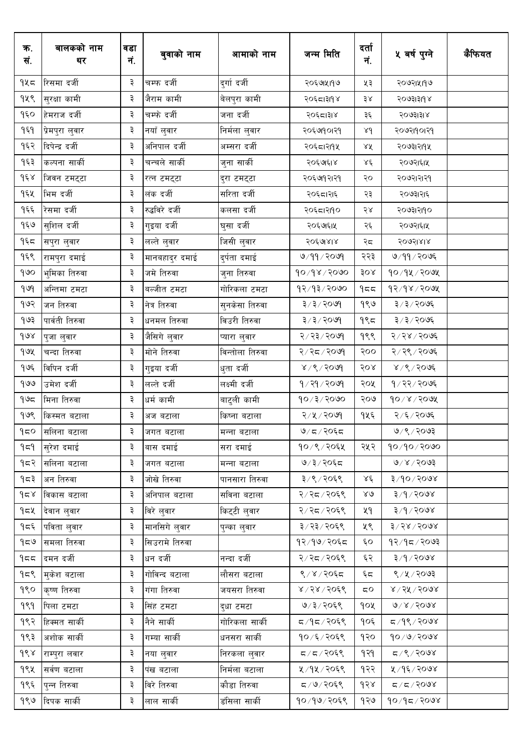| क्र. सं. | बालकको नाम थर | वडा नं. | बुवाको नाम | आमाको नाम | जन्म मिति | दर्ता नं. | ५ बर्ष पुग्ने | कैफियत |
|---|---|---|---|---|---|---|---|---|
| १५८ | रिसमा दर्जी | ३ | चम्फ दर्जी | दुर्गा दर्जी | २०६७।५।१७ | ५३ | २०७२।५।१७ | |
| १५९ | सुरक्षा कामी | ३ | जैराम कामी | बेलपुरा कामी | २०६८।३।१४ | ३४ | २०७३।३।१४ | |
| १६० | हेमराज दर्जी | ३ | चम्फे दर्जी | जना दर्जी | २०६८।३।४ | ३६ | २०७३।३।४ | |
| १६१ | प्रेमपुरा लुवार | ३ | नयाँ लुवार | निर्मला लुवार | २०६७।१०।२१ | ४१ | २०७२।१०।२१ | |
| १६२ | दिपेन्द्र दर्जी | ३ | अनिपाल दर्जी | अम्सरा दर्जी | २०६८।२।१५ | ४५ | २०७३।२।१५ | |
| १६३ | कल्पना सार्की | ३ | चन्चले सार्की | जुना सार्की | २०६७।६।४ | ४६ | २०७२।६।५ | |
| १६४ | जिवन टमट्टा | ३ | रत्न टमट्टा | दुरा टमट्टा | २०६७।१२।२१ | २० | २०७२।२।२१ | |
| १६५ | भिम दर्जी | ३ | लंक दर्जी | सरिता दर्जी | २०६८।२।६ | २३ | २०७३।२।६ | |
| १६६ | रेसमा दर्जी | ३ | रुद्धविरे दर्जी | कलसा दर्जी | २०६८।२।१० | २४ | २०७३।२।१० | |
| १६७ | सुशिल दर्जी | ३ | गुइया दर्जी | घुसा दर्जी | २०६७।६।५ | २६ | २०७२।६।५ | |
| १६८ | सपुरा लुवार | ३ | लल्ते लुवार | जिसी लुवार | २०६७।४।४ | २८ | २०७२।४।४ | |
| १६९ | रामपुरा दमाई | ३ | मानबहादुर दमाई | दुर्पता दमाई | ७/११/२०७१ | २२३ | ७/११/२०७६ | |
| १७० | भुमिका तिरुवा | ३ | जमे तिरुवा | जुना तिरुवा | १०/१४/२०७० | ३०४ | १०/१५/२०७५ | |
| १७१ | अन्तिमा टमटा | ३ | बल्जीत टमटा | गोरिकला टमटा | १२/१३/२०७० | १८८ | १२/१४/२०७५ | |
| १७२ | जन तिरुवा | ३ | नेत्र तिरुवा | सुनकेसा तिरुवा | ३/३/२०७१ | १९७ | ३/३/२०७६ | |
| १७३ | पार्वती तिरुवा | ३ | धनमल तिरुवा | विउरी तिरुवा | ३/३/२०७१ | १९८ | ३/३/२०७६ | |
| १७४ | पुजा लुवार | ३ | जैसिगे लुवार | प्यारा लुवार | २/२३/२०७१ | १९९ | २/२४/२०७६ | |
| १७५ | चन्दा तिरुवा | ३ | मोने तिरुवा | विन्तोला तिरुवा | २/२८/२०७१ | २०० | २/२९/२०७६ | |
| १७६ | विपिन दर्जी | ३ | गुइया दर्जी | धुता दर्जी | ४/९/२०७१ | २०४ | ४/९/२०७६ | |
| १७७ | उमेश दर्जी | ३ | लल्ते दर्जी | लक्ष्मी दर्जी | १/२१/२०७१ | २०५ | १/२२/२०७६ | |
| १७८ | मिना तिरुवा | ३ | धर्म कामी | बाटुली कामी | १०/३/२०७० | २०७ | १०/४/२०७५ | |
| १७९ | किस्मत बटाला | ३ | अज बटाला | किष्णा बटाला | २/५/२०७१ | १५६ | २/६/२०७६ | |
| १८० | सलिना बटाला | ३ | जगत बटाला | मन्ना बटाला | ७/८/२०६८ | | ७/९/२०७३ | |
| १८१ | सुरेश दमाई | ३ | बास दमाई | सरा दमाई | १०/९/२०६५ | २५२ | १०/१०/२०७० | |
| १८२ | सलिना बटाला | ३ | जगत बटाला | मन्ना बटाला | ७/३/२०६८ | | ७/४/२०७३ | |
| १८३ | अन तिरुवा | ३ | जोखे तिरुवा | पानसारा तिरुवा | ३/९/२०६९ | ४६ | ३/१०/२०७४ | |
| १८४ | विकास बटाला | ३ | अनिपाल बटाला | सविना बटाला | २/२८/२०६९ | ४७ | ३/१/२०७४ | |
| १८५ | देवान लुवार | ३ | विरे लुवार | किट्टी लुवार | २/२८/२०६९ | ५१ | ३/१/२०७४ | |
| १८६ | पविता लुवार | ३ | मानसिगे लुवार | पुन्का लुवार | ३/२३/२०६९ | ५९ | ३/२४/२०७४ | |
| १८७ | समला तिरुवा | ३ | सिउरामे तिरुवा | | १२/१७/२०६८ | ६० | १२/१८/२०७३ | |
| १८८ | दमन दर्जी | ३ | धन दर्जी | नन्दा दर्जी | २/२८/२०६९ | ६२ | ३/१/२०७४ | |
| १८९ | मुकेश बटाला | ३ | गोविन्द बटाला | लौसरा बटाला | ९/४/२०६८ | ६८ | ९/५/२०७३ | |
| १९० | कृष्ण तिरुवा | ३ | गंगा तिरुवा | जयसरा तिरुवा | ४/२४/२०६९ | ८० | ४/२५/२०७४ | |
| १९१ | पिला टमटा | ३ | सिंह टमटा | दुधा टमटा | ७/३/२०६९ | १०५ | ७/४/२०७४ | |
| १९२ | हिम्मत सार्की | ३ | नैने सार्की | गोरिकला सार्की | ८/१८/२०६९ | १०६ | ८/१९/२०७४ | |
| १९३ | अशोक सार्की | ३ | गम्या सार्की | धनसरा सार्की | १०/६/२०६९ | १२० | १०/७/२०७४ | |
| १९४ | राम्पुरा लवार | ३ | नया लुवार | निरकला लुवार | ८/८/२०६९ | १२१ | ८/९/२०७४ | |
| १९५ | सर्वण बटाला | ३ | पंख बटाला | निर्मला बटाला | ५/१५/२०६९ | १२२ | ५/१६/२०७४ | |
| १९६ | पुन्न तिरुवा | ३ | विरे तिरुवा | कौडा तिरुवा | ८/७/२०६९ | १२४ | ८/८/२०७४ | |
| १९७ | दिपक सार्की | ३ | लाल सार्की | डसिला सार्की | १०/१७/२०६९ | १२७ | १०/१८/२०७४ | |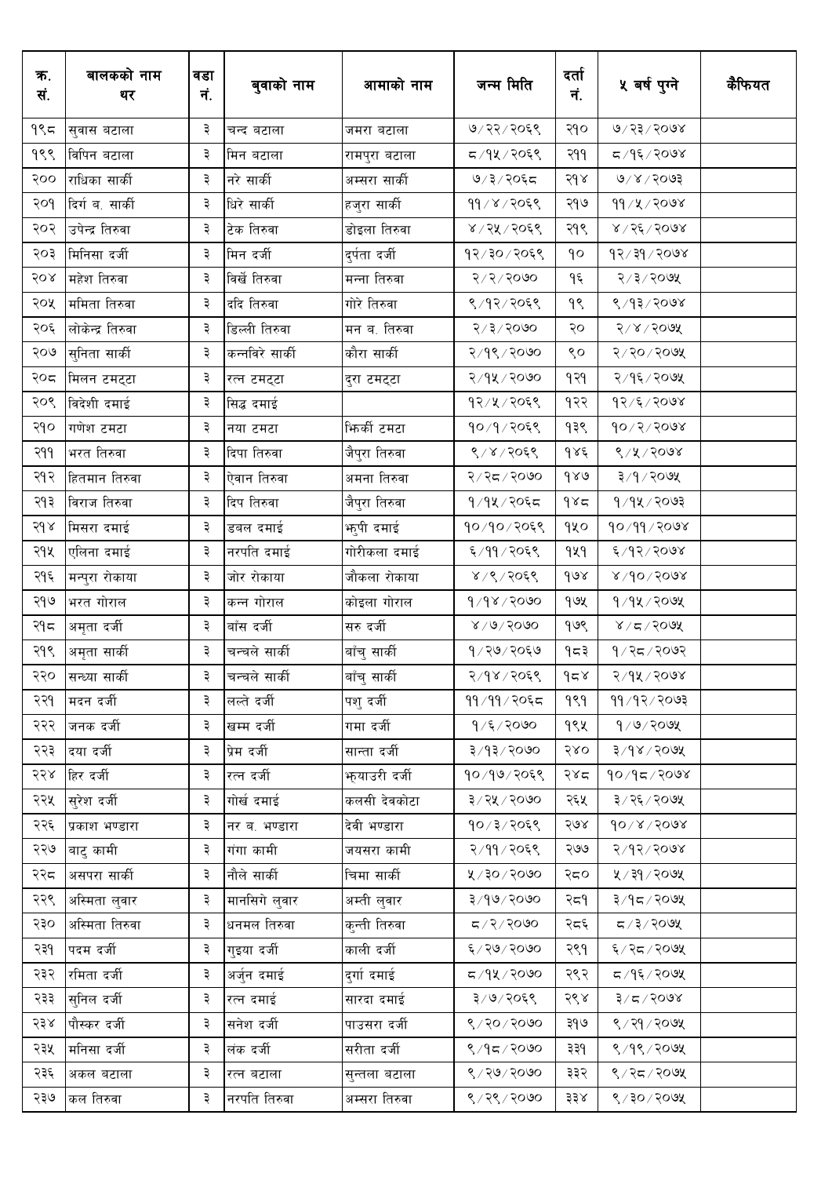| क्र. सं. | बालकको नाम थर | वडा नं. | बुवाको नाम | आमाको नाम | जन्म मिति | दर्ता नं. | ५ बर्ष पुग्ने | कैफियत |
|---|---|---|---|---|---|---|---|---|
| १९८ | सुवास बटाला | ३ | चन्द बटाला | जमरा बटाला | ७/२२/२०६९ | २१० | ७/२३/२०७४ | |
| १९९ | विपिन बटाला | ३ | मिन बटाला | रामपुरा बटाला | ८/१५/२०६९ | २११ | ८/१६/२०७४ | |
| २०० | राधिका सार्की | ३ | नरे सार्की | अम्सरा सार्की | ७/३/२०६८ | २१४ | ७/४/२०७३ | |
| २०१ | दिर्ग ब. सार्की | ३ | धिरे सार्की | हजुरा सार्की | ११/४/२०६९ | २१७ | ११/५/२०७४ | |
| २०२ | उपेन्द्र तिरुवा | ३ | टेक तिरुवा | डोइला तिरुवा | ४/२५/२०६९ | २१९ | ४/२६/२०७४ | |
| २०३ | मिनिसा दर्जी | ३ | मिन दर्जी | दुर्पता दर्जी | १२/३०/२०६९ | १० | १२/३१/२०७४ | |
| २०४ | महेश तिरुवा | ३ | विर्खे तिरुवा | मन्ना तिरुवा | २/२/२०७० | १६ | २/३/२०७५ | |
| २०५ | ममिता तिरुवा | ३ | ददि तिरुवा | गोरे तिरुवा | ९/१२/२०६९ | १९ | ९/१३/२०७४ | |
| २०६ | लोकेन्द्र तिरुवा | ३ | डिल्ली तिरुवा | मन ब. तिरुवा | २/३/२०७० | २० | २/४/२०७५ | |
| २०७ | सुनिता सार्की | ३ | कन्नविरे सार्की | कौरा सार्की | २/१९/२०७० | ९० | २/२०/२०७५ | |
| २०८ | मिलन टमट्टा | ३ | रत्न टमट्टा | दुरा टमट्टा | २/१५/२०७० | १२१ | २/१६/२०७५ | |
| २०९ | विदेशी दमाई | ३ | सिद्ध दमाई | | १२/५/२०६९ | १२२ | १२/६/२०७४ | |
| २१० | गणेश टमटा | ३ | नया टमटा | झिर्की टमटा | १०/१/२०६९ | १३९ | १०/२/२०७४ | |
| २११ | भरत तिरुवा | ३ | दिपा तिरुवा | जैपुरा तिरुवा | ९/४/२०६९ | १४६ | ९/५/२०७४ | |
| २१२ | हितमान तिरुवा | ३ | ऐवान तिरुवा | अमना तिरुवा | २/२८/२०७० | १४७ | ३/१/२०७५ | |
| २१३ | विराज तिरुवा | ३ | दिप तिरुवा | जैपुरा तिरुवा | १/१५/२०६८ | १४८ | १/१५/२०७३ | |
| २१४ | मिसरा दमाई | ३ | डबल दमाई | भुपी दमाई | १०/१०/२०६९ | १५० | १०/११/२०७४ | |
| २१५ | एलिना दमाई | ३ | नरपति दमाई | गोरीकला दमाई | ६/११/२०६९ | १५१ | ६/१२/२०७४ | |
| २१६ | मन्पुरा रोकाया | ३ | जोर रोकाया | जौकला रोकाया | ४/९/२०६९ | १७४ | ४/१०/२०७४ | |
| २१७ | भरत गोराल | ३ | कन्न गोराल | कोइला गोराल | १/१४/२०७० | १७५ | १/१५/२०७५ | |
| २१८ | अमृता दर्जी | ३ | बाँस दर्जी | सरु दर्जी | ४/७/२०७० | १७९ | ४/८/२०७५ | |
| २१९ | अमृता सार्की | ३ | चन्चले सार्की | बाँचु सार्की | १/२७/२०६७ | १८३ | १/२८/२०७२ | |
| २२० | सन्ध्या सार्की | ३ | चन्चले सार्की | बाँचु सार्की | २/१४/२०६९ | १८४ | २/१५/२०७४ | |
| २२१ | मदन दर्जी | ३ | लल्ते दर्जी | पशु दर्जी | ११/११/२०६८ | १९१ | ११/१२/२०७३ | |
| २२२ | जनक दर्जी | ३ | खम्म दर्जी | गमा दर्जी | १/६/२०७० | १९५ | १/७/२०७५ | |
| २२३ | दया दर्जी | ३ | प्रेम दर्जी | सान्ता दर्जी | ३/१३/२०७० | २४० | ३/१४/२०७५ | |
| २२४ | हिर दर्जी | ३ | रत्न दर्जी | भ्याउरी दर्जी | १०/१७/२०६९ | २४८ | १०/१८/२०७४ | |
| २२५ | सुरेश दर्जी | ३ | गोर्ख दमाई | कलसी देवकोटा | ३/२५/२०७० | २६५ | ३/२६/२०७५ | |
| २२६ | प्रकाश भण्डारा | ३ | नर ब. भण्डारा | देवी भण्डारा | १०/३/२०६९ | २७४ | १०/४/२०७४ | |
| २२७ | बाटु कामी | ३ | गंगा कामी | जयसरा कामी | २/११/२०६९ | २७७ | २/१२/२०७४ | |
| २२८ | असपरा सार्की | ३ | नौले सार्की | चिमा सार्की | ५/३०/२०७० | २८० | ५/३१/२०७५ | |
| २२९ | अस्मिता लुवार | ३ | मानसिगे लुवार | अम्ती लुवार | ३/१७/२०७० | २८१ | ३/१८/२०७५ | |
| २३० | अस्मिता तिरुवा | ३ | धनमल तिरुवा | कुन्ती तिरुवा | ८/२/२०७० | २८६ | ८/३/२०७५ | |
| २३१ | पदम दर्जी | ३ | गुइया दर्जी | काली दर्जी | ६/२७/२०७० | २९१ | ६/२८/२०७५ | |
| २३२ | रमिता दर्जी | ३ | अर्जुन दमाई | दुर्गा दमाई | ८/१५/२०७० | २९२ | ८/१६/२०७५ | |
| २३३ | सुनिल दर्जी | ३ | रत्न दमाई | सारदा दमाई | ३/७/२०६९ | २९४ | ३/८/२०७४ | |
| २३४ | पौस्कर दर्जी | ३ | सनेश दर्जी | पाउसरा दर्जी | ९/२०/२०७० | ३१७ | ९/२१/२०७५ | |
| २३५ | मनिसा दर्जी | ३ | लंक दर्जी | सरीता दर्जी | ९/१८/२०७० | ३३१ | ९/१९/२०७५ | |
| २३६ | अकल बटाला | ३ | रत्न बटाला | सुन्तला बटाला | ९/२७/२०७० | ३३२ | ९/२८/२०७५ | |
| २३७ | कल तिरुवा | ३ | नरपति तिरुवा | अम्सरा तिरुवा | ९/२९/२०७० | ३३४ | ९/३०/२०७५ | |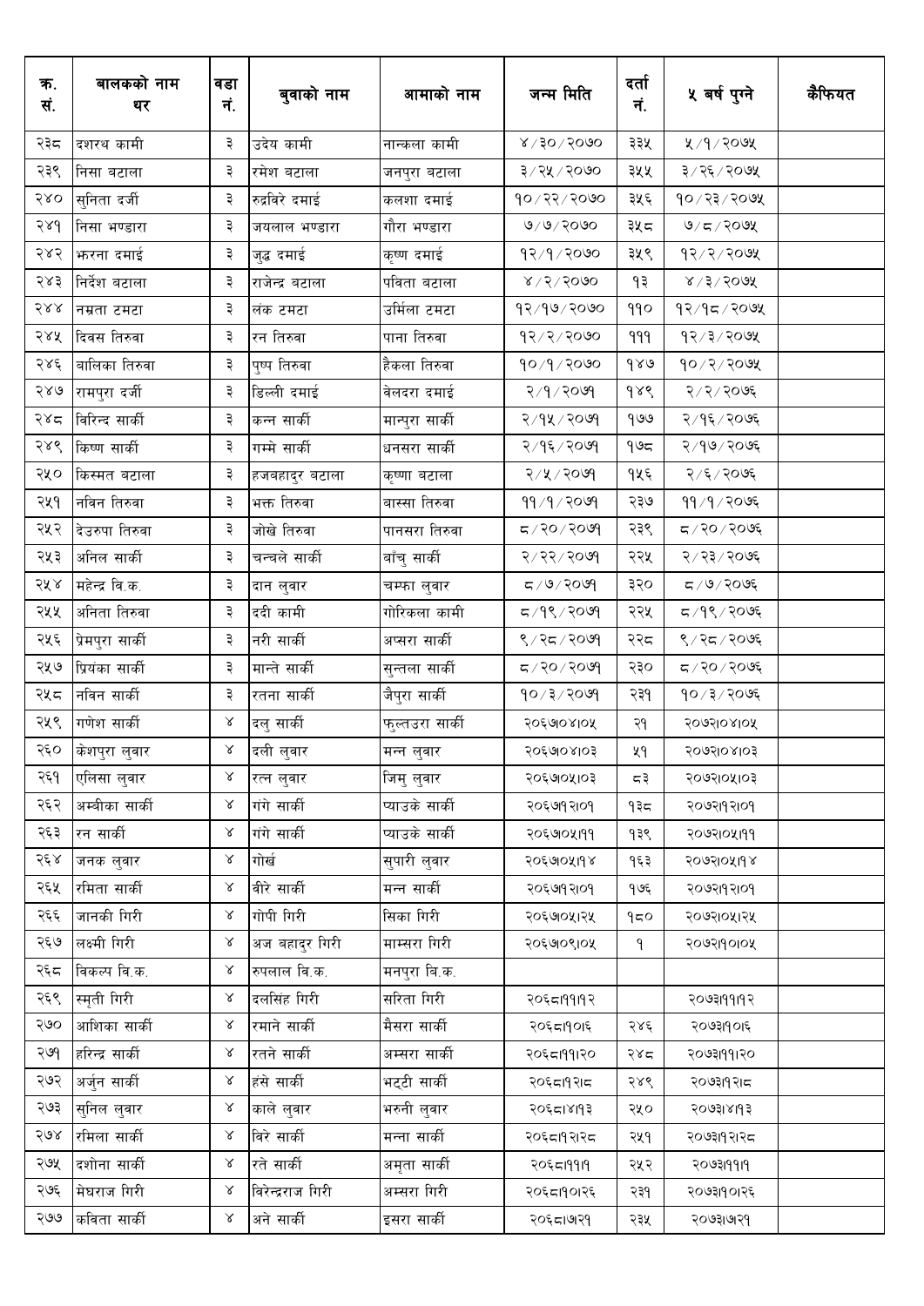| क्र. सं. | बालकको नाम थर | वडा नं. | बुवाको नाम | आमाको नाम | जन्म मिति | दर्ता नं. | ५ बर्ष पुग्ने | कैफियत |
|---|---|---|---|---|---|---|---|---|
| २३८ | दशरथ कामी | ३ | उदेय कामी | नान्कला कामी | ४/३०/२०७० | ३३५ | ५/१/२०७५ | |
| २३९ | निसा बटाला | ३ | रमेश बटाला | जनपुरा बटाला | ३/२५/२०७० | ३५५ | ३/२६/२०७५ | |
| २४० | सुनिता दर्जी | ३ | रुद्रविरे दमाई | कलशा दमाई | १०/२२/२०७० | ३५६ | १०/२३/२०७५ | |
| २४१ | निसा भण्डारा | ३ | जयलाल भण्डारा | गौरा भण्डारा | ७/७/२०७० | ३५८ | ७/८/२०७५ | |
| २४२ | झरना दमाई | ३ | जुद्ध दमाई | कृष्ण दमाई | १२/१/२०७० | ३५९ | १२/२/२०७५ | |
| २४३ | निर्देश बटाला | ३ | राजेन्द्र बटाला | पविता बटाला | ४/२/२०७० | १३ | ४/३/२०७५ | |
| २४४ | नम्रता टमटा | ३ | लंक टमटा | उर्मिला टमटा | १२/१७/२०७० | ११० | १२/१८/२०७५ | |
| २४५ | दिवस तिरुवा | ३ | रन तिरुवा | पाना तिरुवा | १२/२/२०७० | १११ | १२/३/२०७५ | |
| २४६ | बालिका तिरुवा | ३ | पुष्प तिरुवा | हैकला तिरुवा | १०/१/२०७० | १४७ | १०/२/२०७५ | |
| २४७ | रामपुरा दर्जी | ३ | डिल्ली दमाई | वेलदरा दमाई | २/१/२०७१ | १४९ | २/२/२०७६ | |
| २४८ | विरिन्द सार्की | ३ | कन्न सार्की | मान्पुरा सार्की | २/१५/२०७१ | १७७ | २/१६/२०७६ | |
| २४९ | किष्ण सार्की | ३ | गम्मे सार्की | धनसरा सार्की | २/१६/२०७१ | १७८ | २/१७/२०७६ | |
| २५० | किस्मत बटाला | ३ | हजबहादुर बटाला | कृष्णा बटाला | २/५/२०७१ | १५६ | २/६/२०७६ | |
| २५१ | नविन तिरुवा | ३ | भक्त तिरुवा | बास्सा तिरुवा | ११/१/२०७१ | २३७ | ११/१/२०७६ | |
| २५२ | देउरुपा तिरुवा | ३ | जोखे तिरुवा | पानसरा तिरुवा | ८/२०/२०७१ | २३९ | ८/२०/२०७६ | |
| २५३ | अनिल सार्की | ३ | चन्चले सार्की | बाँचु सार्की | २/२२/२०७१ | २२५ | २/२३/२०७६ | |
| २५४ | महेन्द्र वि.क. | ३ | दान लुवार | चम्फा लुवार | ८/७/२०७१ | ३२० | ८/७/२०७६ | |
| २५५ | अनिता तिरुवा | ३ | ददी कामी | गोरिकला कामी | ८/१९/२०७१ | २२५ | ८/१९/२०७६ | |
| २५६ | प्रेमपुरा सार्की | ३ | नरी सार्की | अप्सरा सार्की | ९/२८/२०७१ | २२८ | ९/२८/२०७६ | |
| २५७ | प्रियंका सार्की | ३ | मान्ते सार्की | सुन्तला सार्की | ८/२०/२०७१ | २३० | ८/२०/२०७६ | |
| २५८ | नविन सार्की | ३ | रतना सार्की | जैपुरा सार्की | १०/३/२०७१ | २३१ | १०/३/२०७६ | |
| २५९ | गणेश सार्की | ४ | दलु सार्की | फुल्तउरा सार्की | २०६७।०४।०५ | २१ | २०७२।०४।०५ | |
| २६० | केशपुरा लुवार | ४ | दली लुवार | मन्न लुवार | २०६७।०४।०३ | ५१ | २०७२।०४।०३ | |
| २६१ | एलिसा लुवार | ४ | रत्न लुवार | जिमु लुवार | २०६७।०५।०३ | ८३ | २०७२।०५।०३ | |
| २६२ | अम्बीका सार्की | ४ | गंगे सार्की | प्याउके सार्की | २०६७।१२।०१ | १३८ | २०७२।१२।०१ | |
| २६३ | रन सार्की | ४ | गंगे सार्की | प्याउके सार्की | २०६७।०५।११ | १३९ | २०७२।०५।११ | |
| २६४ | जनक लुवार | ४ | गोर्ख | सुपारी लुवार | २०६७।०५।१४ | १६३ | २०७२।०५।१४ | |
| २६५ | रमिता सार्की | ४ | वीरे सार्की | मन्न सार्की | २०६७।१२।०१ | १७६ | २०७२।१२।०१ | |
| २६६ | जानकी गिरी | ४ | गोपी गिरी | सिका गिरी | २०६७।०५।२५ | १८० | २०७२।०५।२५ | |
| २६७ | लक्ष्मी गिरी | ४ | अज बहादुर गिरी | माम्सरा गिरी | २०६७।०९।०५ | १ | २०७२।१०।०५ | |
| २६८ | विकल्प वि.क. | ४ | रुपलाल वि.क. | मनपुरा बि.क. | | | | |
| २६९ | स्मृती गिरी | ४ | दलसिंह गिरी | सरिता गिरी | २०६८।११।१२ | | २०७३।११।१२ | |
| २७० | आशिका सार्की | ४ | रमाने सार्की | मैसरा सार्की | २०६८।१०।६ | २४६ | २०७३।१०।६ | |
| २७१ | हरिन्द्र सार्की | ४ | रतने सार्की | अम्सरा सार्की | २०६८।११।२० | २४८ | २०७३।११।२० | |
| २७२ | अर्जुन सार्की | ४ | हंसे सार्की | भट्टी सार्की | २०६८।१२।२८ | २४९ | २०७३।१२।२८ | |
| २७३ | सुनिल लुवार | ४ | काले लुवार | भरुनी लुवार | २०६८।४।१३ | २५० | २०७३।४।१३ | |
| २७४ | रमिला सार्की | ४ | विरे सार्की | मन्ना सार्की | २०६८।१२।२८ | २५१ | २०७३।१२।२८ | |
| २७५ | दशोना सार्की | ४ | रते सार्की | अमृता सार्की | २०६८।११।१ | २५२ | २०७३।११।१ | |
| २७६ | मेघराज गिरी | ४ | विरेन्द्रराज गिरी | अम्सरा गिरी | २०६८।१०।२६ | २३१ | २०७३।१०।२६ | |
| २७७ | कविता सार्की | ४ | अने सार्की | इसरा सार्की | २०६८।७।२१ | २३५ | २०७३।७।२१ | |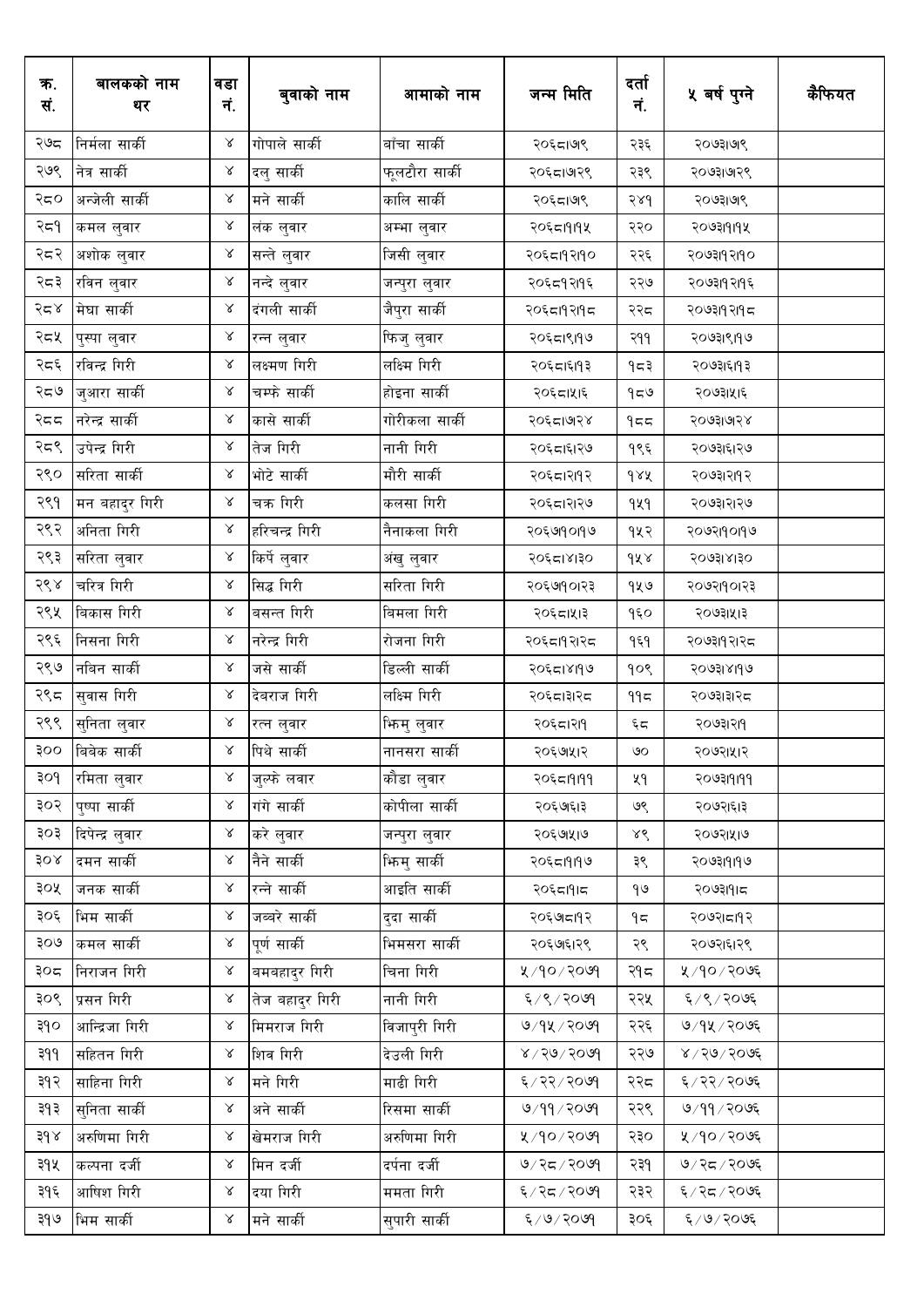| क्र. सं. | बालकको नाम थर | वडा नं. | बुवाको नाम | आमाको नाम | जन्म मिति | दर्ता नं. | ५ बर्ष पुग्ने | कैफियत |
|---|---|---|---|---|---|---|---|---|
| २७८ | निर्मला सार्की | ४ | गोपाले सार्की | बाँचा सार्की | २०६८।७।९ | २३६ | २०७३।७।९ | |
| २७९ | नेत्र सार्की | ४ | दलु सार्की | फुलटौरा सार्की | २०६८।७।२९ | २३९ | २०७३।७।२९ | |
| २८० | अन्जेली सार्की | ४ | मने सार्की | कालि सार्की | २०६८।७।९ | २४१ | २०७३।७।९ | |
| २८१ | कमल लुवार | ४ | लंक लुवार | अम्भा लुवार | २०६८।११।१५ | २२० | २०७३।११।१५ | |
| २८२ | अशोक लुवार | ४ | सन्ते लुवार | जिसी लुवार | २०६८।१२।१० | २२६ | २०७३।१२।१० | |
| २८३ | रविन लुवार | ४ | नन्दे लुवार | जन्पुरा लुवार | २०६८१२।१६ | २२७ | २०७३।१२।१६ | |
| २८४ | मेघा सार्की | ४ | दंगली सार्की | जैपुरा सार्की | २०६८।१२।१८ | २२८ | २०७३।१२।१८ | |
| २८५ | पुस्पा लुवार | ४ | रन्न लुवार | फिजु लुवार | २०६८।९।१७ | २११ | २०७३।९।१७ | |
| २८६ | रविन्द्र गिरी | ४ | लक्ष्मण गिरी | लक्ष्मि गिरी | २०६८।६।१३ | १८३ | २०७३।६।१३ | |
| २८७ | जुआरा सार्की | ४ | चम्फे सार्की | होइना सार्की | २०६८।५।६ | १८७ | २०७३।५।६ | |
| २८८ | नरेन्द्र सार्की | ४ | कासे सार्की | गोरीकला सार्की | २०६८।७।२४ | १८८ | २०७३।७।२४ | |
| २८९ | उपेन्द्र गिरी | ४ | तेज गिरी | नानी गिरी | २०६८।६।२७ | १९६ | २०७३।६।२७ | |
| २९० | सरिता सार्की | ४ | भोटे सार्की | मौरी सार्की | २०६८।२।१२ | १४५ | २०७३।२।१२ | |
| २९१ | मन बहादुर गिरी | ४ | चक्र गिरी | कलसा गिरी | २०६८।२।२७ | १५१ | २०७३।२।२७ | |
| २९२ | अनिता गिरी | ४ | हरिचन्द्र गिरी | नैनाकला गिरी | २०६७।१०।१७ | १५२ | २०७२।१०।१७ | |
| २९३ | सरिता लुवार | ४ | किर्पे लुवार | अंखु लुवार | २०६८।४।३० | १५४ | २०७३।४।३० | |
| २९४ | चरित्र गिरी | ४ | सिद्ध गिरी | सरिता गिरी | २०६७।१०।२३ | १५७ | २०७२।१०।२३ | |
| २९५ | विकास गिरी | ४ | बसन्त गिरी | बिमला गिरी | २०६८।५।३ | १६० | २०७३।५।३ | |
| २९६ | निसना गिरी | ४ | नरेन्द्र गिरी | रोजना गिरी | २०६८।१२।२८ | १६१ | २०७३।१२।२८ | |
| २९७ | नविन सार्की | ४ | जसे सार्की | डिल्ली सार्की | २०६८।४।१७ | १०९ | २०७३।४।१७ | |
| २९८ | सुवास गिरी | ४ | देवराज गिरी | लक्ष्मि गिरी | २०६८।३।२८ | ११८ | २०७३।३।२८ | |
| २९९ | सुनिता लुवार | ४ | रत्न लुवार | भिमु लुवार | २०६८।२।१ | ६८ | २०७३।२।१ | |
| ३०० | विवेक सार्की | ४ | पिथे सार्की | नानसरा सार्की | २०६७।५।२ | ७० | २०७२।५।२ | |
| ३०१ | रमिता लुवार | ४ | जुल्फे लवार | कौडा लुवार | २०६८।१।११ | ५१ | २०७३।१।११ | |
| ३०२ | पुष्पा सार्की | ४ | गंगे सार्की | कोपीला सार्की | २०६७।६।३ | ७९ | २०७२।६।३ | |
| ३०३ | दिपेन्द्र लुवार | ४ | करे लुवार | जन्पुरा लुवार | २०६७।५।७ | ४९ | २०७२।५।७ | |
| ३०४ | दमन सार्की | ४ | नैने सार्की | भिमु सार्की | २०६८।१।१७ | ३९ | २०७३।१।१७ | |
| ३०५ | जनक सार्की | ४ | रन्ने सार्की | आइति सार्की | २०६८।१।८ | १७ | २०७३।१।८ | |
| ३०६ | भिम सार्की | ४ | जब्बरे सार्की | दुदा सार्की | २०६७।८।१२ | १८ | २०७२।८।१२ | |
| ३०७ | कमल सार्की | ४ | पूर्ण सार्की | भिमसरा सार्की | २०६७।६।२९ | २९ | २०७२।६।२९ | |
| ३०८ | निराजन गिरी | ४ | बमबहादुर गिरी | चिना गिरी | ५/१०/२०७१ | २१८ | ५/१०/२०७६ | |
| ३०९ | प्रसन गिरी | ४ | तेज बहादुर गिरी | नानी गिरी | ६/९/२०७१ | २२५ | ६/९/२०७६ | |
| ३१० | आन्द्रिजा गिरी | ४ | मिमराज गिरी | विजापुरी गिरी | ७/१५/२०७१ | २२६ | ७/१५/२०७६ | |
| ३११ | सहितन गिरी | ४ | शिव गिरी | देउली गिरी | ४/२७/२०७१ | २२७ | ४/२७/२०७६ | |
| ३१२ | साहिना गिरी | ४ | मने गिरी | माढी गिरी | ६/२२/२०७१ | २२८ | ६/२२/२०७६ | |
| ३१३ | सुनिता सार्की | ४ | अने सार्की | रिसमा सार्की | ७/११/२०७१ | २२९ | ७/११/२०७६ | |
| ३१४ | अरुणिमा गिरी | ४ | खेमराज गिरी | अरुणिमा गिरी | ५/१०/२०७१ | २३० | ५/१०/२०७६ | |
| ३१५ | कल्पना दर्जी | ४ | मिन दर्जी | दर्पना दर्जी | ७/२८/२०७१ | २३१ | ७/२८/२०७६ | |
| ३१६ | आषिश गिरी | ४ | दया गिरी | ममता गिरी | ६/२८/२०७१ | २३२ | ६/२८/२०७६ | |
| ३१७ | भिम सार्की | ४ | मने सार्की | सुपारी सार्की | ६/७/२०७१ | ३०६ | ६/७/२०७६ | |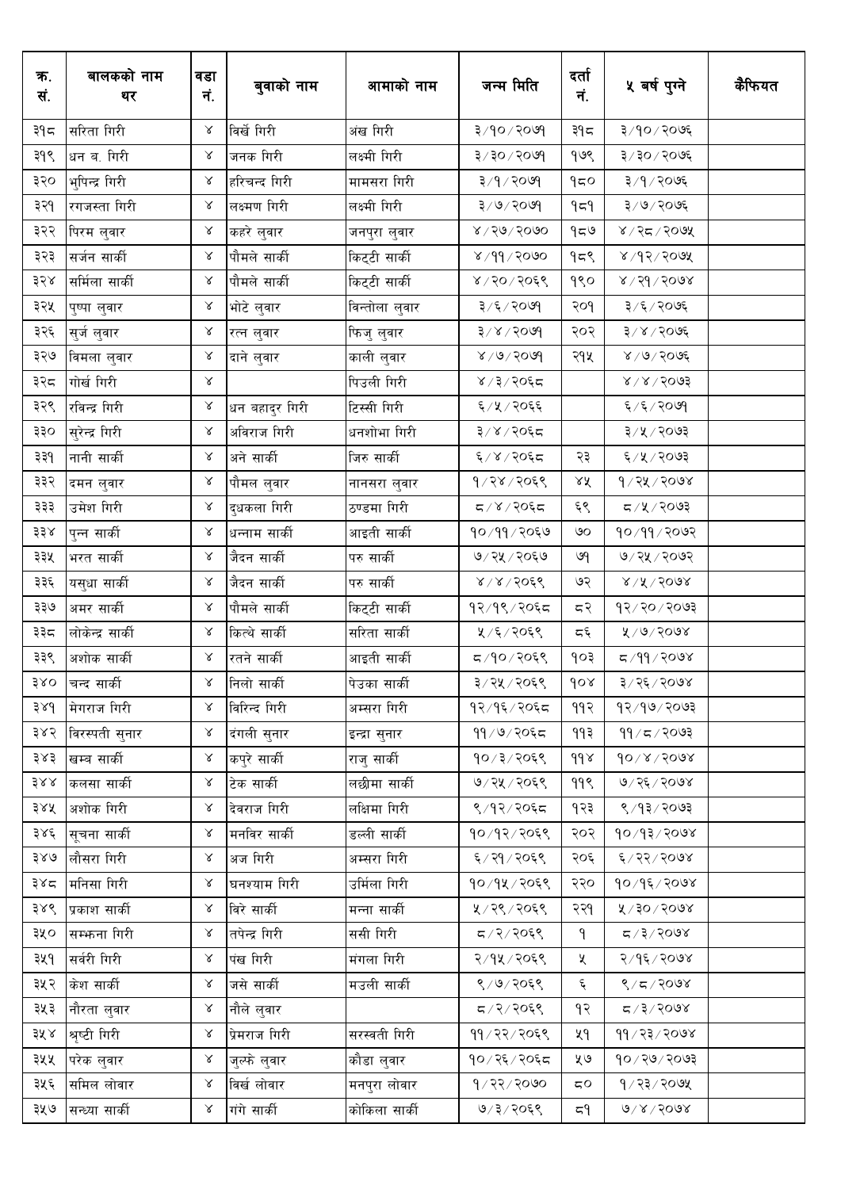| क्र. सं. | बालकको नाम थर | वडा नं. | बुवाको नाम | आमाको नाम | जन्म मिति | दर्ता नं. | ५ बर्ष पुग्ने | कैफियत |
|---|---|---|---|---|---|---|---|---|
| ३१८ | सरिता गिरी | ४ | बिर्खे गिरी | अंख गिरी | ३/१०/२०७१ | ३१८ | ३/१०/२०७६ | |
| ३१९ | धन ब. गिरी | ४ | जनक गिरी | लक्ष्मी गिरी | ३/३०/२०७१ | १७९ | ३/३०/२०७६ | |
| ३२० | भुपिन्द्र गिरी | ४ | हरिचन्द गिरी | मामसरा गिरी | ३/१/२०७१ | १८० | ३/१/२०७६ | |
| ३२१ | रगजस्ता गिरी | ४ | लक्ष्मण गिरी | लक्ष्मी गिरी | ३/७/२०७१ | १८१ | ३/७/२०७६ | |
| ३२२ | पिरम लुवार | ४ | कहरे लुवार | जनपुरा लुवार | ४/२७/२०७० | १८७ | ४/२८/२०७५ | |
| ३२३ | सर्जन सार्की | ४ | पौमले सार्की | किट्टी सार्की | ४/११/२०७० | १८९ | ४/१२/२०७५ | |
| ३२४ | सर्मिला सार्की | ४ | पौमले सार्की | किट्टी सार्की | ४/२०/२०६९ | १९० | ४/२१/२०७४ | |
| ३२५ | पुष्पा लुवार | ४ | भोटे लुवार | विन्तोला लुवार | ३/६/२०७१ | २०१ | ३/६/२०७६ | |
| ३२६ | सुर्ज लुवार | ४ | रत्न लुवार | फिजु लुवार | ३/४/२०७१ | २०२ | ३/४/२०७६ | |
| ३२७ | विमला लुवार | ४ | दाने लुवार | काली लुवार | ४/७/२०७१ | २१५ | ४/७/२०७६ | |
| ३२८ | गोर्ख गिरी | ४ | | पिउली गिरी | ४/३/२०६८ | | ४/४/२०७३ | |
| ३२९ | रविन्द्र गिरी | ४ | धन बहादुर गिरी | टिस्सी गिरी | ६/५/२०६६ | | ६/६/२०७१ | |
| ३३० | सुरेन्द्र गिरी | ४ | अविराज गिरी | धनशोभा गिरी | ३/४/२०६८ | | ३/५/२०७३ | |
| ३३१ | नानी सार्की | ४ | अने सार्की | जिरु सार्की | ६/४/२०६८ | २३ | ६/५/२०७३ | |
| ३३२ | दमन लुवार | ४ | पौमल लुवार | नानसरा लुवार | १/२४/२०६९ | ४५ | १/२५/२०७४ | |
| ३३३ | उमेश गिरी | ४ | दुधकला गिरी | ठण्डमा गिरी | ८/४/२०६८ | ६९ | ८/५/२०७३ | |
| ३३४ | पुन्न सार्की | ४ | धन्नाम सार्की | आइती सार्की | १०/११/२०६७ | ७० | १०/११/२०७२ | |
| ३३५ | भरत सार्की | ४ | जैदन सार्की | परु सार्की | ७/२५/२०६७ | ७१ | ७/२५/२०७२ | |
| ३३६ | यसुधा सार्की | ४ | जैदन सार्की | परु सार्की | ४/४/२०६९ | ७२ | ४/५/२०७४ | |
| ३३७ | अमर सार्की | ४ | पौमले सार्की | किट्टी सार्की | १२/१९/२०६८ | ८२ | १२/२०/२०७३ | |
| ३३८ | लोकेन्द्र सार्की | ४ | किल्थे सार्की | सरिता सार्की | ५/६/२०६९ | ८६ | ५/७/२०७४ | |
| ३३९ | अशोक सार्की | ४ | रतने सार्की | आइती सार्की | ८/१०/२०६९ | १०३ | ८/११/२०७४ | |
| ३४० | चन्द सार्की | ४ | निलो सार्की | पेउका सार्की | ३/२५/२०६९ | १०४ | ३/२६/२०७४ | |
| ३४१ | मेगराज गिरी | ४ | विरिन्द गिरी | अम्सरा गिरी | १२/१६/२०६८ | ११२ | १२/१७/२०७३ | |
| ३४२ | विरस्पती सुनार | ४ | दंगली सुनार | इन्द्रा सुनार | ११/७/२०६८ | ११३ | ११/८/२०७३ | |
| ३४३ | खम्ब सार्की | ४ | कपुरे सार्की | राजु सार्की | १०/३/२०६९ | ११४ | १०/४/२०७४ | |
| ३४४ | कलसा सार्की | ४ | टेक सार्की | लछीमा सार्की | ७/२५/२०६९ | ११९ | ७/२६/२०७४ | |
| ३४५ | अशोक गिरी | ४ | देवराज गिरी | लक्षिमा गिरी | ९/१२/२०६८ | १२३ | ९/१३/२०७३ | |
| ३४६ | सूचना सार्की | ४ | मनविर सार्की | डल्ली सार्की | १०/१२/२०६९ | २०२ | १०/१३/२०७४ | |
| ३४७ | लौसरा गिरी | ४ | अज गिरी | अम्सरा गिरी | ६/२१/२०६९ | २०६ | ६/२२/२०७४ | |
| ३४८ | मनिसा गिरी | ४ | घनश्याम गिरी | उर्मिला गिरी | १०/१५/२०६९ | २२० | १०/१६/२०७४ | |
| ३४९ | प्रकाश सार्की | ४ | विरे सार्की | मन्ना सार्की | ५/२९/२०६९ | २२१ | ५/३०/२०७४ | |
| ३५० | सम्फना गिरी | ४ | तपेन्द्र गिरी | ससी गिरी | ८/२/२०६९ | १ | ८/३/२०७४ | |
| ३५१ | सर्वरी गिरी | ४ | पंख गिरी | मंगला गिरी | २/१५/२०६९ | ५ | २/१६/२०७४ | |
| ३५२ | केश सार्की | ४ | जसे सार्की | मउली सार्की | ९/७/२०६९ | ६ | ९/८/२०७४ | |
| ३५३ | नौरता लुवार | ४ | नौले लुवार | | ८/२/२०६९ | १२ | ८/३/२०७४ | |
| ३५४ | श्रृष्टी गिरी | ४ | प्रेमराज गिरी | सरस्वती गिरी | ११/२२/२०६९ | ५१ | ११/२३/२०७४ | |
| ३५५ | परेक लुवार | ४ | जुल्फे लुवार | कौडा लुवार | १०/२६/२०६८ | ५७ | १०/२७/२०७३ | |
| ३५६ | समिल लोवार | ४ | विर्ख लोवार | मनपुरा लोवार | १/२२/२०७० | ८० | १/२३/२०७५ | |
| ३५७ | सन्ध्या सार्की | ४ | गंगे सार्की | कोकिला सार्की | ७/३/२०६९ | ८१ | ७/४/२०७४ | |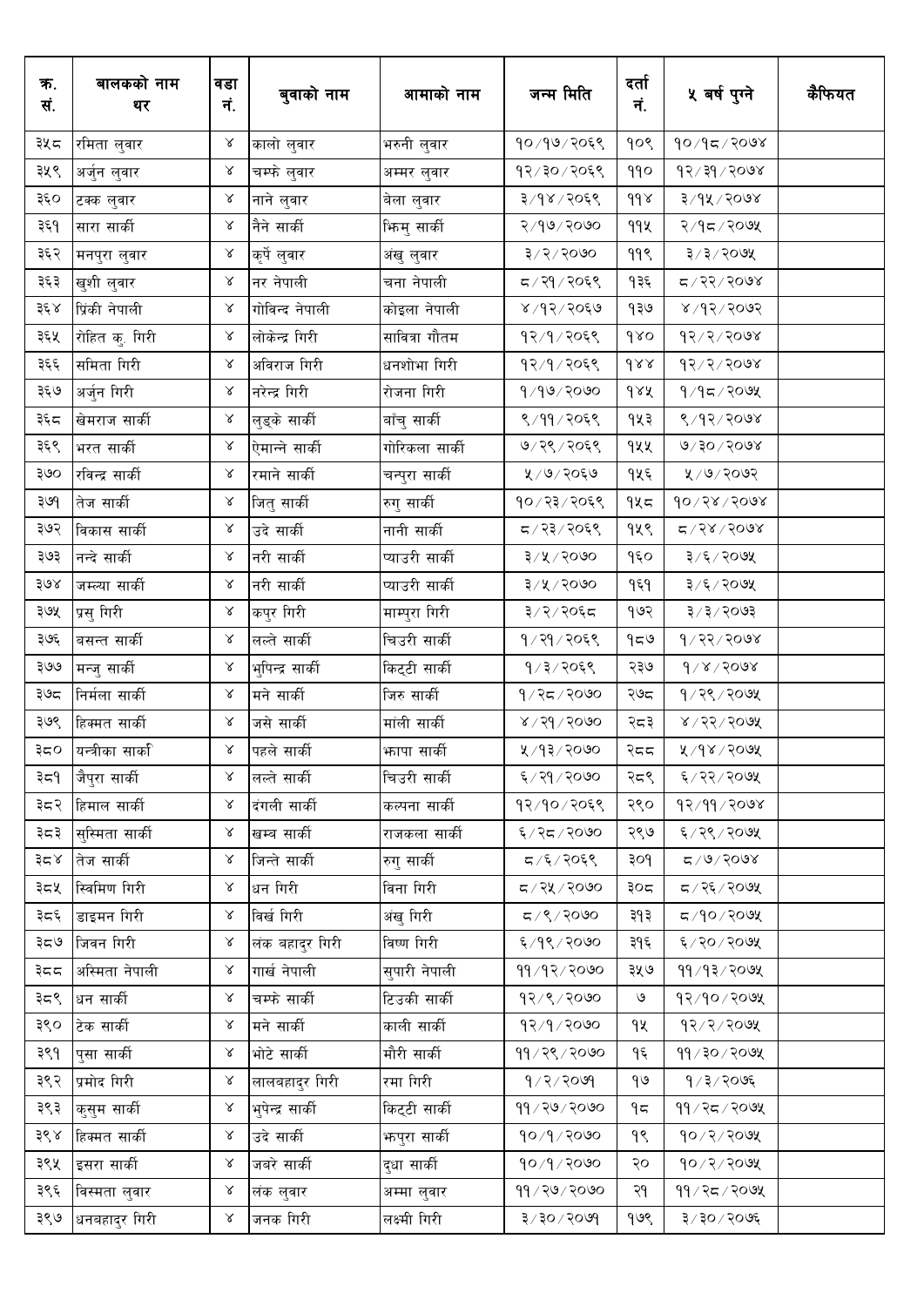| क्र. सं. | बालकको नाम थर | वडा नं. | बुवाको नाम | आमाको नाम | जन्म मिति | दर्ता नं. | ५ बर्ष पुग्ने | कैफियत |
|---|---|---|---|---|---|---|---|---|
| ३५८ | रमिता लुवार | ४ | कालो लुवार | भरुनी लुवार | १०/१७/२०६९ | १०९ | १०/१८/२०७४ | |
| ३५९ | अर्जुन लुवार | ४ | चम्फे लुवार | अम्मर लुवार | १२/३०/२०६९ | ११० | १२/३१/२०७४ | |
| ३६० | टक्क लुवार | ४ | नाने लुवार | बेला लुवार | ३/१४/२०६९ | ११४ | ३/१५/२०७४ | |
| ३६१ | सारा सार्की | ४ | नैने सार्की | भिमु सार्की | २/१७/२०७० | ११५ | २/१८/२०७५ | |
| ३६२ | मनपुरा लुवार | ४ | कृर्पे लुवार | अंखु लुवार | ३/२/२०७० | ११९ | ३/३/२०७५ | |
| ३६३ | खुशी लुवार | ४ | नर नेपाली | चना नेपाली | ८/२१/२०६९ | १३६ | ८/२२/२०७४ | |
| ३६४ | प्रिंकी नेपाली | ४ | गोविन्द नेपाली | कोइला नेपाली | ४/१२/२०६७ | १३७ | ४/१२/२०७२ | |
| ३६५ | रोहित कु. गिरी | ४ | लोकेन्द्र गिरी | सावित्रा गौतम | १२/१/२०६९ | १४० | १२/२/२०७४ | |
| ३६६ | समिता गिरी | ४ | अविराज गिरी | धनशोभा गिरी | १२/१/२०६९ | १४४ | १२/२/२०७४ | |
| ३६७ | अर्जुन गिरी | ४ | नरेन्द्र गिरी | रोजना गिरी | १/१७/२०७० | १४५ | १/१८/२०७५ | |
| ३६८ | खेमराज सार्की | ४ | लुड्के सार्की | बाँचु सार्की | ९/११/२०६९ | १५३ | ९/१२/२०७४ | |
| ३६९ | भरत सार्की | ४ | ऐमान्ने सार्की | गोरिकला सार्की | ७/२९/२०६९ | १५५ | ७/३०/२०७४ | |
| ३७० | रविन्द्र सार्की | ४ | रमाने सार्की | चन्पुरा सार्की | ५/७/२०६७ | १५६ | ५/७/२०७२ | |
| ३७१ | तेज सार्की | ४ | जितु सार्की | रुगु सार्की | १०/२३/२०६९ | १५८ | १०/२४/२०७४ | |
| ३७२ | विकास सार्की | ४ | उदे सार्की | नानी सार्की | ८/२३/२०६९ | १५९ | ८/२४/२०७४ | |
| ३७३ | नन्दे सार्की | ४ | नरी सार्की | प्याउरी सार्की | ३/५/२०७० | १६० | ३/६/२०७५ | |
| ३७४ | जम्ल्या सार्की | ४ | नरी सार्की | प्याउरी सार्की | ३/५/२०७० | १६१ | ३/६/२०७५ | |
| ३७५ | प्रसु गिरी | ४ | कपुर गिरी | माम्पुरा गिरी | ३/२/२०६८ | १७२ | ३/३/२०७३ | |
| ३७६ | बसन्त सार्की | ४ | लल्ते सार्की | चिउरी सार्की | १/२१/२०६९ | १८७ | १/२२/२०७४ | |
| ३७७ | मन्जु सार्की | ४ | भुपिन्द्र सार्की | किट्टी सार्की | १/३/२०६९ | २३७ | १/४/२०७४ | |
| ३७८ | निर्मला सार्की | ४ | मने सार्की | जिरु सार्की | १/२८/२०७० | २७८ | १/२९/२०७५ | |
| ३७९ | हिक्मत सार्की | ४ | जसे सार्की | मांली सार्की | ४/२१/२०७० | २८३ | ४/२२/२०७५ | |
| ३८० | यन्त्रीका सार्की | ४ | पहले सार्की | झापा सार्की | ५/१३/२०७० | २८८ | ५/१४/२०७५ | |
| ३८१ | जैपुरा सार्की | ४ | लल्ते सार्की | चिउरी सार्की | ६/२१/२०७० | २८९ | ६/२२/२०७५ | |
| ३८२ | हिमाल सार्की | ४ | दंगली सार्की | कल्पना सार्की | १२/१०/२०६९ | २९० | १२/११/२०७४ | |
| ३८३ | सुस्मिता सार्की | ४ | खम्ब सार्की | राजकला सार्की | ६/२८/२०७० | २९७ | ६/२९/२०७५ | |
| ३८४ | तेज सार्की | ४ | जिन्ते सार्की | रुगु सार्की | ८/६/२०६९ | ३०१ | ८/७/२०७४ | |
| ३८५ | स्विमिण गिरी | ४ | धन गिरी | विना गिरी | ८/२५/२०७० | ३०८ | ८/२६/२०७५ | |
| ३८६ | डाइमन गिरी | ४ | विर्खे गिरी | अंखु गिरी | ८/९/२०७० | ३१३ | ८/१०/२०७५ | |
| ३८७ | जिवन गिरी | ४ | लंक बहादुर गिरी | विष्ण गिरी | ६/१९/२०७० | ३१६ | ६/२०/२०७५ | |
| ३८८ | अस्मिता नेपाली | ४ | गार्ख नेपाली | सुपारी नेपाली | ११/१२/२०७० | ३५७ | ११/१३/२०७५ | |
| ३८९ | धन सार्की | ४ | चम्फे सार्की | टिउकी सार्की | १२/९/२०७० | ७ | १२/१०/२०७५ | |
| ३९० | टेक सार्की | ४ | मने सार्की | काली सार्की | १२/१/२०७० | १५ | १२/२/२०७५ | |
| ३९१ | पुसा सार्की | ४ | भोटे सार्की | मौरी सार्की | ११/२९/२०७० | १६ | ११/३०/२०७५ | |
| ३९२ | प्रमोद गिरी | ४ | लालबहादुर गिरी | रमा गिरी | १/२/२०७१ | १७ | १/३/२०७६ | |
| ३९३ | कुसुम सार्की | ४ | भुपेन्द्र सार्की | किट्टी सार्की | ११/२७/२०७० | १८ | ११/२८/२०७५ | |
| ३९४ | हिक्मत सार्की | ४ | उदे सार्की | झपुरा सार्की | १०/१/२०७० | १९ | १०/२/२०७५ | |
| ३९५ | इसरा सार्की | ४ | जबरे सार्की | दुधा सार्की | १०/१/२०७० | २० | १०/२/२०७५ | |
| ३९६ | विस्मता लुवार | ४ | लंक लुवार | अम्मा लुवार | ११/२७/२०७० | २१ | ११/२८/२०७५ | |
| ३९७ | धनबहादुर गिरी | ४ | जनक गिरी | लक्ष्मी गिरी | ३/३०/२०७१ | १७९ | ३/३०/२०७६ | |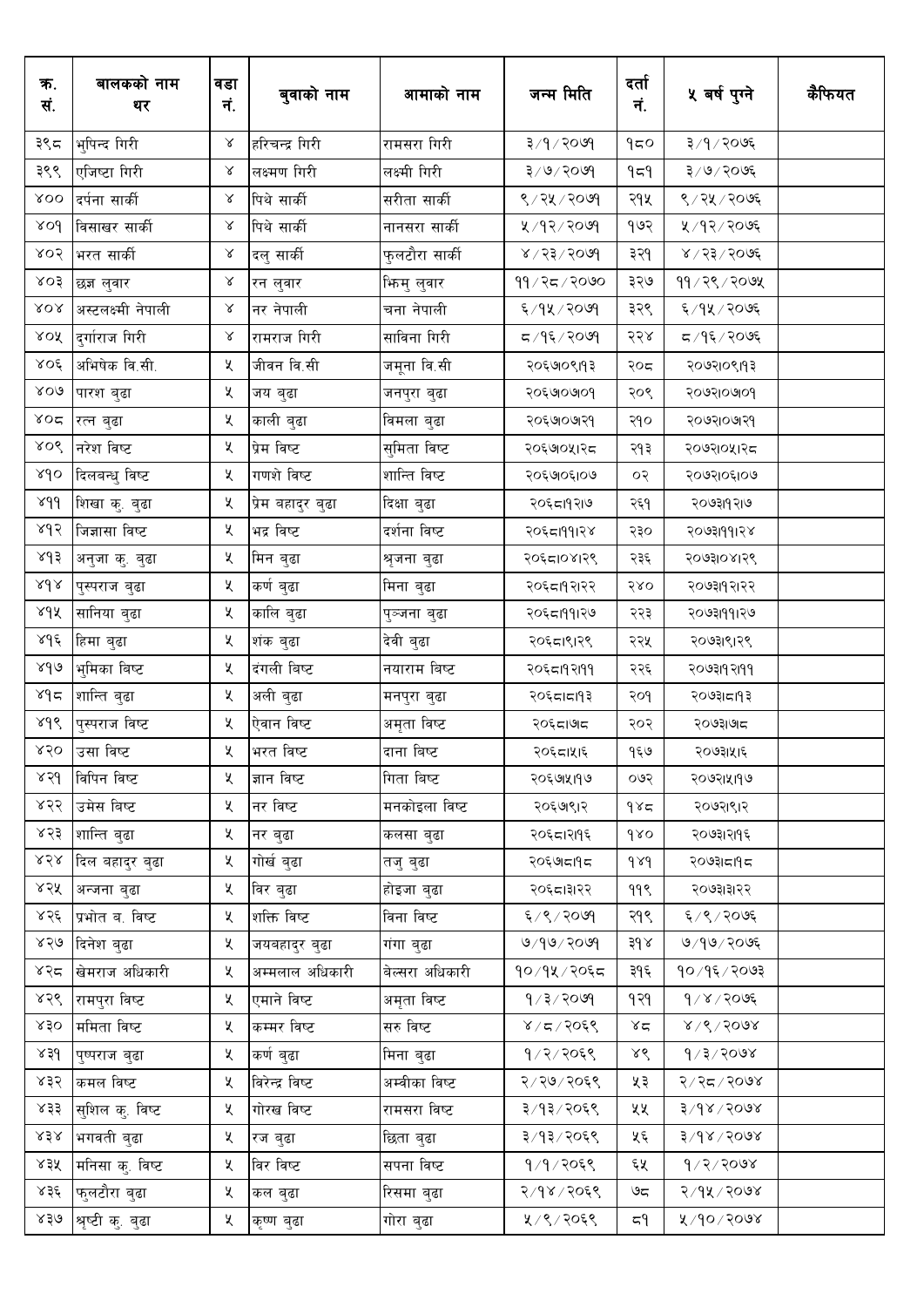| क्र. सं. | बालकको नाम थर | वडा नं. | बुवाको नाम | आमाको नाम | जन्म मिति | दर्ता नं. | ५ बर्ष पुग्ने | कैफियत |
|---|---|---|---|---|---|---|---|---|
| ३९८ | भुपिन्द गिरी | ४ | हरिचन्द्र गिरी | रामसरा गिरी | ३/१/२०७१ | १८० | ३/१/२०७६ | |
| ३९९ | एजिष्टा गिरी | ४ | लक्ष्मण गिरी | लक्ष्मी गिरी | ३/७/२०७१ | १८१ | ३/७/२०७६ | |
| ४०० | दर्पना सार्की | ४ | पिथे सार्की | सरीता सार्की | ९/२५/२०७१ | २१५ | ९/२५/२०७६ | |
| ४०१ | विसाखर सार्की | ४ | पिथे सार्की | नानसरा सार्की | ५/१२/२०७१ | १७२ | ५/१२/२०७६ | |
| ४०२ | भरत सार्की | ४ | दलु सार्की | फुलटौरा सार्की | ४/२३/२०७१ | ३२१ | ४/२३/२०७६ | |
| ४०३ | छन्न लुवार | ४ | रन लुवार | भिमु लुवार | ११/२८/२०७० | ३२७ | ११/२९/२०७५ | |
| ४०४ | अस्टलक्ष्मी नेपाली | ४ | नर नेपाली | चना नेपाली | ६/१५/२०७१ | ३२९ | ६/१५/२०७६ | |
| ४०५ | दुर्गाराज गिरी | ४ | रामराज गिरी | साविना गिरी | ८/१६/२०७१ | २२४ | ८/१६/२०७६ | |
| ४०६ | अभिषेक वि.सी. | ५ | जीवन वि.सी | जमुना वि.सी | २०६७।०९।१३ | २०८ | २०७२।०९।१३ | |
| ४०७ | पारश बुढा | ५ | जय बुढा | जनपुरा बुढा | २०६७।०७।०१ | २०९ | २०७२।०७।०१ | |
| ४०८ | रत्न बुढा | ५ | काली बुढा | विमला बुढा | २०६७।०७।२१ | २१० | २०७२।०७।२१ | |
| ४०९ | नरेश विष्ट | ५ | प्रेम विष्ट | सुमिता विष्ट | २०६७।०५।२८ | २१३ | २०७२।०५।२८ | |
| ४१० | दिलबन्धु विष्ट | ५ | गणशे विष्ट | शान्ति विष्ट | २०६७।०६।०७ | ०२ | २०७२।०६।०७ | |
| ४११ | शिखा कु. बुढा | ५ | प्रेम बहादुर बुढा | दिक्षा बुढा | २०६८।१२।७ | २६१ | २०७३।१२।७ | |
| ४१२ | जिज्ञासा विष्ट | ५ | भद्र विष्ट | दर्शना विष्ट | २०६८।११।२४ | २३० | २०७३।११।२४ | |
| ४१३ | अनुजा कु. बुढा | ५ | मिन बुढा | श्रृजना बुढा | २०६८।०४।२९ | २३६ | २०७३।०४।२९ | |
| ४१४ | पुस्पराज बुढा | ५ | कर्ण बुढा | मिना बुढा | २०६८।१२।२२ | २४० | २०७३।१२।२२ | |
| ४१५ | सानिया बुढा | ५ | कालि बुढा | पुञ्जना बुढा | २०६८।११।२७ | २२३ | २०७३।११।२७ | |
| ४१६ | हिमा बुढा | ५ | शंक बुढा | देवी बुढा | २०६८।९।२९ | २२५ | २०७३।९।२९ | |
| ४१७ | भुमिका विष्ट | ५ | दंगली विष्ट | नयाराम विष्ट | २०६८।१२।११ | २२६ | २०७३।१२।११ | |
| ४१८ | शान्ति बुढा | ५ | अली बुढा | मनपुरा बुढा | २०६८।८।१३ | २०१ | २०७३।८।१३ | |
| ४१९ | पुस्पराज विष्ट | ५ | ऐवान विष्ट | अमृता विष्ट | २०६८।७।८ | २०२ | २०७३।७।८ | |
| ४२० | उसा विष्ट | ५ | भरत विष्ट | दाना विष्ट | २०६८।५।६ | १६७ | २०७३।५।६ | |
| ४२१ | विपिन विष्ट | ५ | ज्ञान विष्ट | गिता विष्ट | २०६७।५।१७ | ०७२ | २०७२।५।१७ | |
| ४२२ | उमेस विष्ट | ५ | नर विष्ट | मनकोइला विष्ट | २०६७।९।२ | १४८ | २०७२।९।२ | |
| ४२३ | शान्ति बुढा | ५ | नर बुढा | कलसा बुढा | २०६८।२।१६ | १४० | २०७३।२।१६ | |
| ४२४ | दिल बहादुर बुढा | ५ | गोर्ख बुढा | तजु बुढा | २०६७।८।१८ | १४१ | २०७३।८।१८ | |
| ४२५ | अन्जना बुढा | ५ | विर बुढा | होइजा बुढा | २०६८।३।२२ | ११९ | २०७३।३।२२ | |
| ४२६ | प्रभोत ब. विष्ट | ५ | शक्ति विष्ट | विना विष्ट | ६/९/२०७१ | २१९ | ६/९/२०७६ | |
| ४२७ | दिनेश बुढा | ५ | जयबहादुर बुढा | गंगा बुढा | ७/१७/२०७१ | ३१४ | ७/१७/२०७६ | |
| ४२८ | खेमराज अधिकारी | ५ | अम्मलाल अधिकारी | वेल्सरा अधिकारी | १०/१५/२०६८ | ३१६ | १०/१६/२०७३ | |
| ४२९ | रामपुरा विष्ट | ५ | एमाने विष्ट | अमृता विष्ट | १/३/२०७१ | १२१ | १/४/२०७६ | |
| ४३० | ममिता विष्ट | ५ | कम्मर विष्ट | सरु विष्ट | ४/८/२०६९ | ४८ | ४/९/२०७४ | |
| ४३१ | पुष्पराज बुढा | ५ | कर्ण बुढा | मिना बुढा | १/२/२०६९ | ४९ | १/३/२०७४ | |
| ४३२ | कमल विष्ट | ५ | विरेन्द्र विष्ट | अम्बीका विष्ट | २/२७/२०६९ | ५३ | २/२८/२०७४ | |
| ४३३ | सुशिल कु. विष्ट | ५ | गोरख विष्ट | रामसरा विष्ट | ३/१३/२०६९ | ५५ | ३/१४/२०७४ | |
| ४३४ | भगवती बुढा | ५ | रज बुढा | छिता बुढा | ३/१३/२०६९ | ५६ | ३/१४/२०७४ | |
| ४३५ | मनिसा कु. विष्ट | ५ | विर विष्ट | सपना विष्ट | १/१/२०६९ | ६५ | १/२/२०७४ | |
| ४३६ | फुलटौरा बुढा | ५ | कल बुढा | रिसमा बुढा | २/१४/२०६९ | ७८ | २/१५/२०७४ | |
| ४३७ | श्रृष्टी कु. बुढा | ५ | कृष्ण बुढा | गोरा बुढा | ५/९/२०६९ | ८१ | ५/१०/२०७४ | |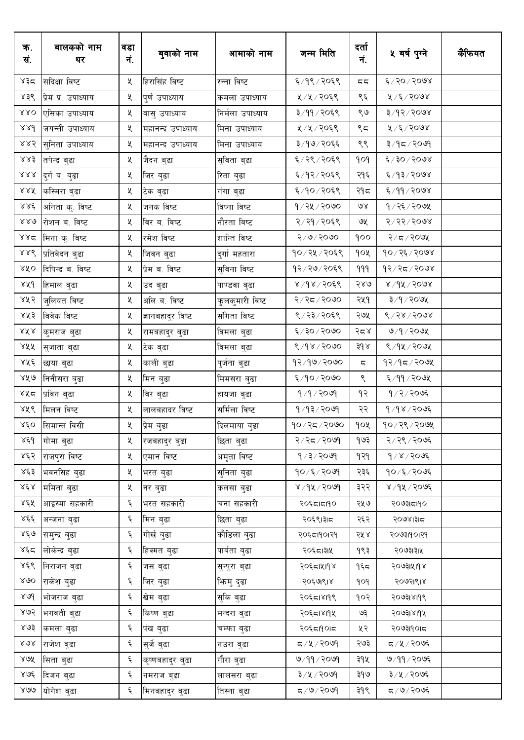| क्र. सं. | बालकको नाम थर | वडा नं. | बुवाको नाम | आमाको नाम | जन्म मिति | दर्ता नं. | ५ बर्ष पुग्ने | कैफियत |
|---|---|---|---|---|---|---|---|---|
| ४३८ | सदिक्षा विष्ट | ५ | हिरासिंह विष्ट | रन्ना विष्ट | ६/१९/२०६९ | ८८ | ६/२०/२०७४ | |
| ४३९ | प्रेम प्र. उपाध्याय | ५ | पुर्ण उपाध्याय | कमला उपाध्याय | ५/५/२०६९ | ९६ | ५/६/२०७४ | |
| ४४० | एसिका उपाध्याय | ५ | वासु उपाध्याय | निर्मला उपाध्याय | ३/११/२०६९ | ९७ | ३/१२/२०७४ | |
| ४४१ | जयन्ती उपाध्याय | ५ | महानन्द उपाध्याय | मिना उपाध्याय | ५/५/२०६९ | ९८ | ५/६/२०७४ | |
| ४४२ | सुनिता उपाध्याय | ५ | महानन्द उपाध्याय | मिना उपाध्याय | ३/१७/२०६६ | ९९ | ३/१८/२०७१ | |
| ४४३ | तपेन्द्र बुढा | ५ | जैदन बुढा | सुविता बुढा | ६/२९/२०६९ | १०१ | ६/३०/२०७४ | |
| ४४४ | दुर्ग ब. बुढा | ५ | जिर बुढा | रिता बुढा | ६/१२/२०६९ | २१६ | ६/१३/२०७४ | |
| ४४५ | कस्मिरा बुढा | ५ | टेक बुढा | गंगा बुढा | ६/१०/२०६९ | २१८ | ६/११/२०७४ | |
| ४४६ | अनिता कु. विष्ट | ५ | जनक विष्ट | विष्णा विष्ट | १/२५/२०७० | ७४ | १/२६/२०७५ | |
| ४४७ | रोशन ब. विष्ट | ५ | विर ब. विष्ट | नौरता विष्ट | २/२१/२०६९ | ७५ | २/२२/२०७४ | |
| ४४८ | मिना कु. विष्ट | ५ | रमेश विष्ट | शान्ति विष्ट | २/७/२०७० | १०० | २/८/२०७५ | |
| ४४९ | प्रतिवेदन बुढा | ५ | जिवन बुढा | दुर्गा महतारा | १०/२५/२०६९ | १०५ | १०/२६/२०७४ | |
| ४५० | दिपिन्द्र ब. विष्ट | ५ | प्रेम ब. विष्ट | सुविना विष्ट | १२/२७/२०६९ | १११ | १२/२८/२०७४ | |
| ४५१ | हिमाल बुढा | ५ | उद बुढा | पाण्डवा बुढा | ४/१४/२०६९ | २४७ | ४/१५/२०७४ | |
| ४५२ | जुलियत विष्ट | ५ | अलि ब. विष्ट | फुलकुमारी विष्ट | २/२८/२०७० | २५१ | ३/१/२०७५ | |
| ४५३ | विवेक विष्ट | ५ | ज्ञानबहादुर विष्ट | संगिता विष्ट | ९/२३/२०६९ | २७५ | ९/२४/२०७४ | |
| ४५४ | कुमराज बुढा | ५ | रामबहादुर बुढा | विमला बुढा | ६/३०/२०७० | २८४ | ७/१/२०७५ | |
| ४५५ | सुजाता बुढा | ५ | टेक बुढा | विमला बुढा | ९/१४/२०७० | ३१४ | ९/१५/२०७५ | |
| ४५६ | छाया बुढा | ५ | काली बुढा | पुर्जना बुढा | १२/१७/२०७० | ८ | १२/१८/२०७५ | |
| ४५७ | निनीसरा बुढा | ५ | मिन बुढा | मिमसरा बुढा | ६/१०/२०७० | ९ | ६/११/२०७५ | |
| ४५८ | प्रविन बुढा | ५ | विर बुढा | हायजा बुढा | १/१/२०७१ | १२ | १/२/२०७६ | |
| ४५९ | मिलन विष्ट | ५ | लालबहादर विष्ट | सर्मिला विष्ट | १/१३/२०७१ | २२ | १/१४/२०७६ | |
| ४६० | सिमान्त विसी | ५ | प्रेम बुढा | दिलमाया बुढा | १०/२८/२०७० | १०५ | १०/२९/२०७५ | |
| ४६१ | गोमा बुढा | ५ | रजवहादुर बुढा | छिता बुढा | २/२८/२०७१ | १७३ | २/२९/२०७६ | |
| ४६२ | राजपुरा विष्ट | ५ | एमान विष्ट | अमृता विष्ट | १/३/२०७१ | १२१ | १/४/२०७६ | |
| ४६३ | भवनसिंह बुढा | ५ | भरत बुढा | सुनिता बुढा | १०/६/२०७१ | २३६ | १०/६/२०७६ | |
| ४६४ | ममिता बुढा | ५ | नर बुढा | कलसा बुढा | ४/१५/२०७१ | ३२२ | ४/१५/२०७६ | |
| ४६५ | आइस्मा सहकारी | ६ | भरत सहकारी | चना सहकारी | २०६८।८।१० | २५७ | २०७३।८।१० | |
| ४६६ | अन्जना बुढा | ६ | मिन बुढा | छिता बुढा | २०६९।३।८ | २६२ | २०७४।३।८ | |
| ४६७ | समुन्द्र बुढा | ६ | गोर्ख बुढा | कौडिला बुढा | २०६८।१०।२१ | २५४ | २०७३।१०।२१ | |
| ४६८ | लोकेन्द्र बुढा | ६ | हिक्मत बुढा | पार्बता बुढा | २०६८।३।५ | १९३ | २०७३।३।५ | |
| ४६९ | निराजन बुढा | ६ | जस बुढा | सुन्पुरा बुढा | २०६८।५।१४ | १६८ | २०७३।५।१४ | |
| ४७० | राकेश बुढा | ६ | जिर बुढा | झिमु दुढा | २०६७।९।४ | १०१ | २०७२।९।४ | |
| ४७१ | भोजराज बुढा | ६ | खेम बुढा | सुकि बुढा | २०६८।४।१९ | १०२ | २०७३।४।१९ | |
| ४७२ | भगवती बुढा | ६ | किष्ण बुढा | मन्दरा बुढा | २०६८।४।१५ | ७३ | २०७३।४।१५ | |
| ४७३ | कमला बुढा | ६ | पंख बुढा | चम्फा बुढा | २०६८।१०।८ | ५२ | २०७३।१०।८ | |
| ४७४ | राजेश बुढा | ६ | सुर्जे बुढा | नउरा बुढा | ८/५/२०७१ | २७३ | ८/५/२०७६ | |
| ४७५ | सिता बुढा | ६ | कृष्णबहादुर बुढा | गौरा बुढा | ७/११/२०७१ | ३१५ | ७/११/२०७६ | |
| ४७६ | दिजन बुढा | ६ | नमराज बुढा | लालसरा बुढा | ३/५/२०७१ | ३१७ | ३/५/२०७६ | |
| ४७७ | योगेश बुढा | ६ | मिनबहादुर बुढा | तिस्ना बुढा | ८/७/२०७१ | ३१९ | ८/७/२०७६ | |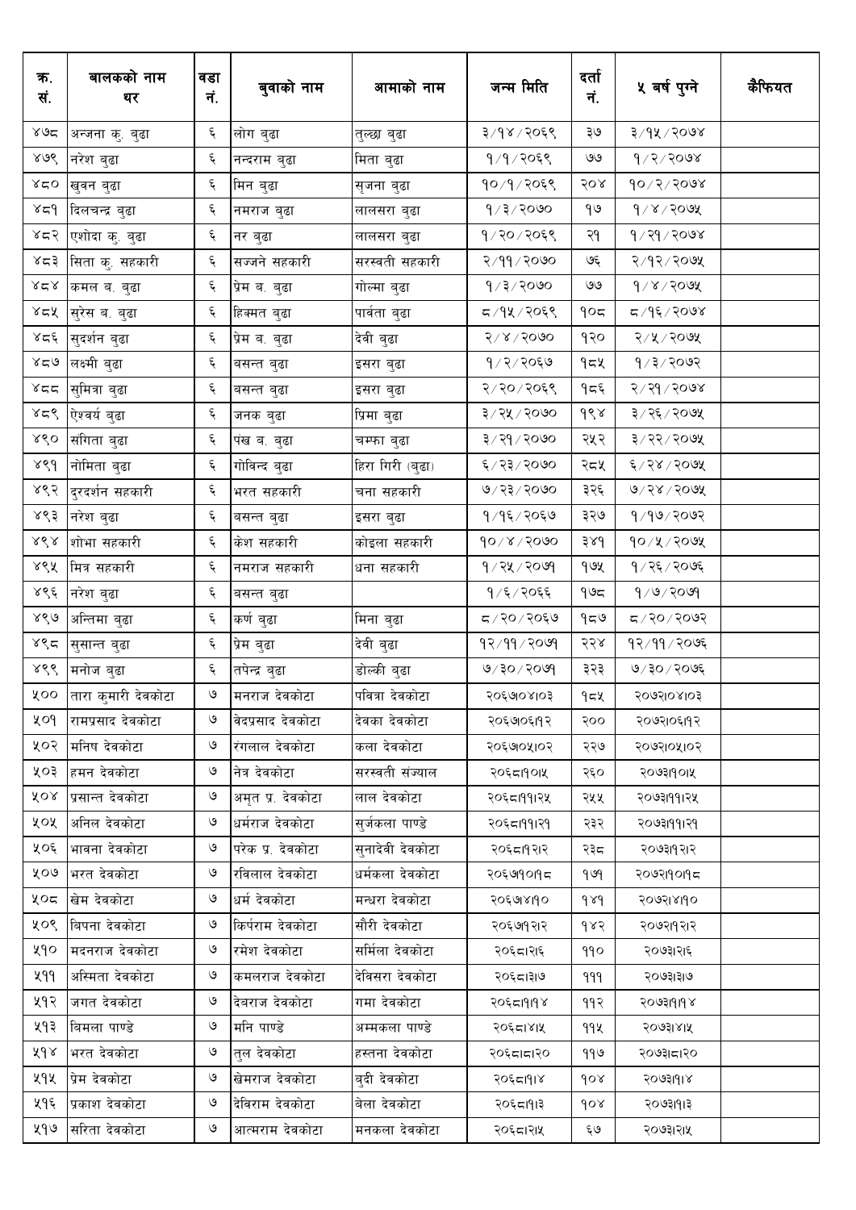| क्र. सं. | बालकको नाम थर | वडा नं. | बुवाको नाम | आमाको नाम | जन्म मिति | दर्ता नं. | ५ बर्ष पुग्ने | कैफियत |
|---|---|---|---|---|---|---|---|---|
| ४७८ | अन्जना कु. बुढा | ६ | लोग बुढा | तुल्छा बुढा | ३/१४/२०६९ | ३७ | ३/१५/२०७४ | |
| ४७९ | नरेश बुढा | ६ | नन्दराम बुढा | मिता बुढा | १/१/२०६९ | ७७ | १/२/२०७४ | |
| ४८० | खुवन बुढा | ६ | मिन बुढा | सृजना बुढा | १०/१/२०६९ | २०४ | १०/२/२०७४ | |
| ४८१ | दिलचन्द्र बुढा | ६ | नमराज बुढा | लालसरा बुढा | १/३/२०७० | १७ | १/४/२०७५ | |
| ४८२ | एशोदा कु. बुढा | ६ | नर बुढा | लालसरा बुढा | १/२०/२०६९ | २१ | १/२१/२०७४ | |
| ४८३ | सिता कु. सहकारी | ६ | सज्जने सहकारी | सरस्वती सहकारी | २/११/२०७० | ७६ | २/१२/२०७५ | |
| ४८४ | कमल ब. बुढा | ६ | प्रेम ब. बुढा | गोल्मा बुढा | १/३/२०७० | ७७ | १/४/२०७५ | |
| ४८५ | सुरेस ब. बुढा | ६ | हिक्मत बुढा | पार्वता बुढा | ८/१५/२०६९ | १०८ | ८/१६/२०७४ | |
| ४८६ | सुदर्शन बुढा | ६ | प्रेम ब. बुढा | देवी बुढा | २/४/२०७० | १२० | २/५/२०७५ | |
| ४८७ | लक्ष्मी बुढा | ६ | बसन्त बुढा | इसरा बुढा | १/२/२०६७ | १८५ | १/३/२०७२ | |
| ४८८ | सुमित्रा बुढा | ६ | बसन्त बुढा | इसरा बुढा | २/२०/२०६९ | १८६ | २/२१/२०७४ | |
| ४८९ | ऐश्वर्य बुढा | ६ | जनक बुढा | प्रिमा बुढा | ३/२५/२०७० | १९४ | ३/२६/२०७५ | |
| ४९० | संगिता बुढा | ६ | पंख ब. बुढा | चम्फा बुढा | ३/२१/२०७० | २५२ | ३/२२/२०७५ | |
| ४९१ | नोमिता बुढा | ६ | गोविन्द बुढा | हिरा गिरी (बुढा) | ६/२३/२०७० | २८५ | ६/२४/२०७५ | |
| ४९२ | दुरदर्शन सहकारी | ६ | भरत सहकारी | चना सहकारी | ७/२३/२०७० | ३२६ | ७/२४/२०७५ | |
| ४९३ | नरेश बुढा | ६ | बसन्त बुढा | इसरा बुढा | १/१६/२०६७ | ३२७ | १/१७/२०७२ | |
| ४९४ | शोभा सहकारी | ६ | केश सहकारी | कोइला सहकारी | १०/४/२०७० | ३४१ | १०/५/२०७५ | |
| ४९५ | मित्र सहकारी | ६ | नमराज सहकारी | धना सहकारी | १/२५/२०७१ | १७५ | १/२६/२०७६ | |
| ४९६ | नरेश बुढा | ६ | बसन्त बुढा | | १/६/२०६६ | १७८ | १/७/२०७१ | |
| ४९७ | अन्तिमा बुढा | ६ | कर्ण बुढा | मिना बुढा | ८/२०/२०६७ | १८७ | ८/२०/२०७२ | |
| ४९८ | सुसान्त बुढा | ६ | प्रेम बुढा | देवी बुढा | १२/११/२०७१ | २२४ | १२/११/२०७६ | |
| ४९९ | मनोज बुढा | ६ | तपेन्द्र बुढा | डोल्की बुढा | ७/३०/२०७१ | ३२३ | ७/३०/२०७६ | |
| ५०० | तारा कुमारी देवकोटा | ७ | मनराज देवकोटा | पवित्रा देवकोटा | २०६७।०४।०३ | १८५ | २०७२।०४।०३ | |
| ५०१ | रामप्रसाद देवकोटा | ७ | वेदप्रसाद देवकोटा | देवका देवकोटा | २०६७।०६।१२ | २०० | २०७२।०६।१२ | |
| ५०२ | मनिष देवकोटा | ७ | रंगलाल देवकोटा | कला देवकोटा | २०६७।०५।०२ | २२७ | २०७२।०५।०२ | |
| ५०३ | हमन देवकोटा | ७ | नेत्र देवकोटा | सरस्वती संज्याल | २०६८।१०।५ | २६० | २०७३।१०।५ | |
| ५०४ | प्रसान्त देवकोटा | ७ | अमृत प्र. देवकोटा | लाल देवकोटा | २०६८।११।२५ | २५५ | २०७३।११।२५ | |
| ५०५ | अनिल देवकोटा | ७ | धर्मराज देवकोटा | सुर्जकला पाण्डे | २०६८।११।२१ | २३२ | २०७३।११।२१ | |
| ५०६ | भावना देवकोटा | ७ | परेक प्र. देवकोटा | सुनादेवी देवकोटा | २०६८।१२।२ | २३८ | २०७३।१२।२ | |
| ५०७ | भरत देवकोटा | ७ | रविलाल देवकोटा | धर्मकला देवकोटा | २०६७।१०।१८ | १७१ | २०७२।१०।१८ | |
| ५०८ | खेम देवकोटा | ७ | धर्म देवकोटा | मन्धरा देवकोटा | २०६७।४।१० | १४१ | २०७२।४।१० | |
| ५०९ | विपना देवकोटा | ७ | किर्पराम देवकोटा | सौरी देवकोटा | २०६७।१२।२ | १४२ | २०७२।१२।२ | |
| ५१० | मदनराज देवकोटा | ७ | रमेश देवकोटा | सर्मिला देवकोटा | २०६८।२।६ | ११० | २०७३।२।६ | |
| ५११ | अस्मिता देवकोटा | ७ | कमलराज देवकोटा | देविसरा देवकोटा | २०६८।३।७ | १११ | २०७३।३।७ | |
| ५१२ | जगत देवकोटा | ७ | देवराज देवकोटा | गमा देवकोटा | २०६८।१।१४ | ११२ | २०७३।१।१४ | |
| ५१३ | विमला पाण्डे | ७ | मनि पाण्डे | अम्मकला पाण्डे | २०६८।४।५ | ११५ | २०७३।४।५ | |
| ५१४ | भरत देवकोटा | ७ | तुल देवकोटा | हस्तना देवकोटा | २०६८।८।२० | ११७ | २०७३।८।२० | |
| ५१५ | प्रेम देवकोटा | ७ | खेमराज देवकोटा | बुदी देवकोटा | २०६८।१।४ | १०४ | २०७३।१।४ | |
| ५१६ | प्रकाश देवकोटा | ७ | देविराम देवकोटा | वेला देवकोटा | २०६८।१।३ | १०४ | २०७३।१।३ | |
| ५१७ | सरिता देवकोटा | ७ | आत्मराम देवकोटा | मनकला देवकोटा | २०६८।२।५ | ६७ | २०७३।२।५ | |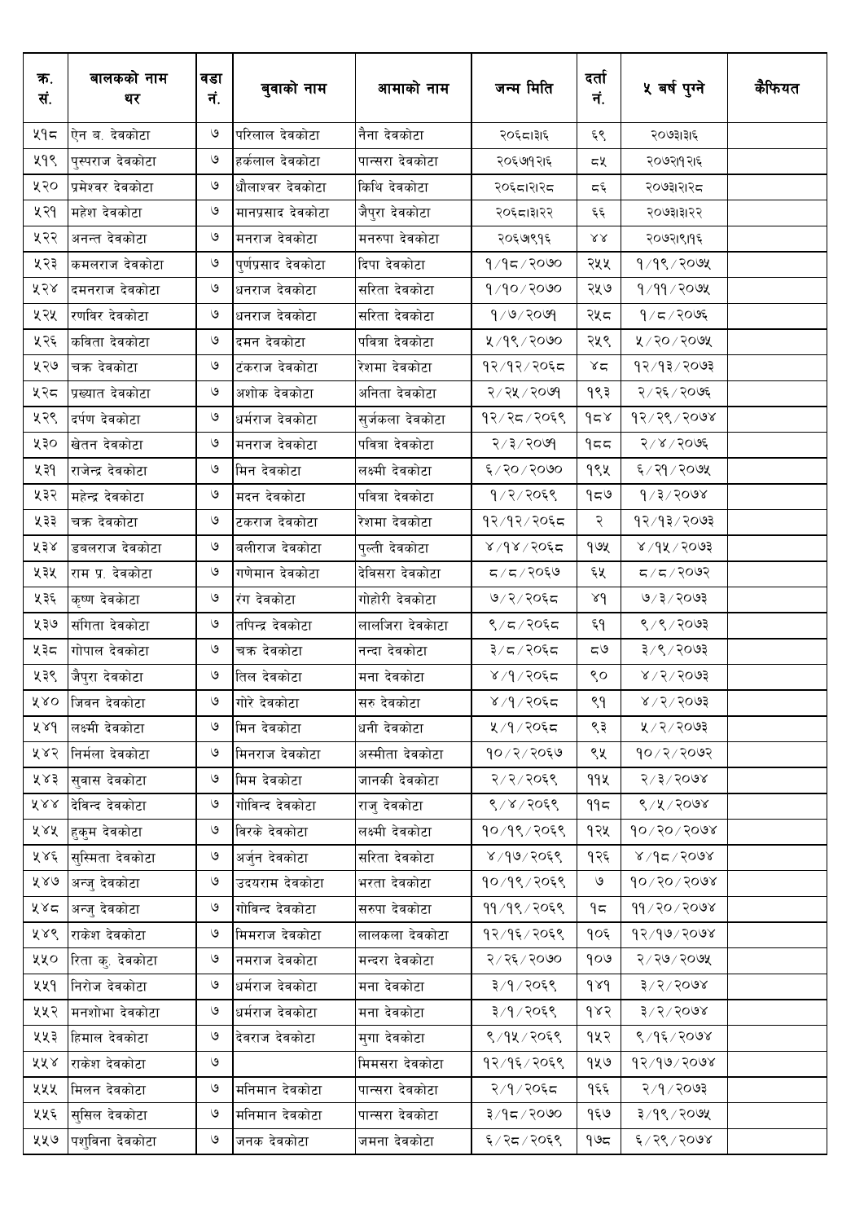| क्र. सं. | बालकको नाम थर | वडा नं. | बुवाको नाम | आमाको नाम | जन्म मिति | दर्ता नं. | ५ बर्ष पुग्ने | कैफियत |
|---|---|---|---|---|---|---|---|---|
| ५१८ | ऐन ब. देवकोटा | ७ | परिलाल देवकोटा | नैना देवकोटा | २०६८।३।६ | ६९ | २०७३।३।६ | |
| ५१९ | पुस्पराज देवकोटा | ७ | हर्कलाल देवकोटा | पान्सरा देवकोटा | २०६७।१।२६ | ८५ | २०७२।१।२६ | |
| ५२० | प्रमेश्वर देवकोटा | ७ | धौलाश्वर देवकोटा | किथि देवकोटा | २०६८।२।२८ | ८६ | २०७३।२।२८ | |
| ५२१ | महेश देवकोटा | ७ | मानप्रसाद देवकोटा | जैपुरा देवकोटा | २०६८।३।२२ | ६६ | २०७३।३।२२ | |
| ५२२ | अनन्त देवकोटा | ७ | मनराज देवकोटा | मनरुपा देवकोटा | २०६७।९।१६ | ४४ | २०७२।९।१६ | |
| ५२३ | कमलराज देवकोटा | ७ | पुर्णप्रसाद देवकोटा | दिपा देवकोटा | १/१८/२०७० | २५५ | १/१९/२०७५ | |
| ५२४ | दमनराज देवकोटा | ७ | धनराज देवकोटा | सरिता देवकोटा | १/१०/२०७० | २५७ | १/११/२०७५ | |
| ५२५ | रणविर देवकोटा | ७ | धनराज देवकोटा | सरिता देवकोटा | १/७/२०७१ | २५८ | १/८/२०७६ | |
| ५२६ | कविता देवकोटा | ७ | दमन देवकोटा | पवित्रा देवकोटा | ५/१९/२०७० | २५९ | ५/२०/२०७५ | |
| ५२७ | चक्र देवकोटा | ७ | टंकराज देवकोटा | रेशमा देवकोटा | १२/१२/२०६८ | ४८ | १२/१३/२०७३ | |
| ५२८ | प्रख्यात देवकोटा | ७ | अशोक देवकोटा | अनिता देवकोटा | २/२५/२०७१ | १९३ | २/२६/२०७६ | |
| ५२९ | दर्पण देवकोटा | ७ | धर्मराज देवकोटा | सुर्जकला देवकोटा | १२/२८/२०६९ | १८४ | १२/२९/२०७४ | |
| ५३० | खेतन देवकोटा | ७ | मनराज देवकोटा | पवित्रा देवकोटा | २/३/२०७१ | १८८ | २/४/२०७६ | |
| ५३१ | राजेन्द्र देवकोटा | ७ | मिन देवकोटा | लक्ष्मी देवकोटा | ६/२०/२०७० | १९५ | ६/२१/२०७५ | |
| ५३२ | महेन्द्र देवकोटा | ७ | मदन देवकोटा | पवित्रा देवकोटा | १/२/२०६९ | १८७ | १/३/२०७४ | |
| ५३३ | चक्र देवकोटा | ७ | टकराज देवकोटा | रेशमा देवकोटा | १२/१२/२०६८ | २ | १२/१३/२०७३ | |
| ५३४ | डबलराज देवकोटा | ७ | बलीराज देवकोटा | पुल्ती देवकोटा | ४/१४/२०६८ | १७५ | ४/१५/२०७३ | |
| ५३५ | राम प्र. देवकोटा | ७ | गणेमान देवकोटा | देविसरा देवकोटा | ८/८/२०६७ | ६५ | ८/८/२०७२ | |
| ५३६ | कृष्ण देवकोटा | ७ | रंग देवकोटा | गोहोरी देवकोटा | ७/२/२०६८ | ४१ | ७/३/२०७३ | |
| ५३७ | संगिता देवकोटा | ७ | तपिन्द्र देवकोटा | लालजिरा देवकोटा | ९/८/२०६८ | ६१ | ९/९/२०७३ | |
| ५३८ | गोपाल देवकोटा | ७ | चक्र देवकोटा | नन्दा देवकोटा | ३/८/२०६८ | ८७ | ३/९/२०७३ | |
| ५३९ | जैपुरा देवकोटा | ७ | तिल देवकोटा | मना देवकोटा | ४/१/२०६८ | ९० | ४/२/२०७३ | |
| ५४० | जिवन देवकोटा | ७ | गोरे देवकोटा | सरु देवकोटा | ४/१/२०६८ | ९१ | ४/२/२०७३ | |
| ५४१ | लक्ष्मी देवकोटा | ७ | मिन देवकोटा | धनी देवकोटा | ५/१/२०६८ | ९३ | ५/२/२०७३ | |
| ५४२ | निर्मला देवकोटा | ७ | मिनराज देवकोटा | अस्मीता देवकोटा | १०/२/२०६७ | ९५ | १०/२/२०७२ | |
| ५४३ | सुवास देवकोटा | ७ | मिम देवकोटा | जानकी देवकोटा | २/२/२०६९ | ११५ | २/३/२०७४ | |
| ५४४ | देविन्द देवकोटा | ७ | गोविन्द देवकोटा | राजु देवकोटा | ९/४/२०६९ | ११८ | ९/५/२०७४ | |
| ५४५ | हुकुम देवकोटा | ७ | विरके देवकोटा | लक्ष्मी देवकोटा | १०/१९/२०६९ | १२५ | १०/२०/२०७४ | |
| ५४६ | सुस्मिता देवकोटा | ७ | अर्जुन देवकोटा | सरिता देवकोटा | ४/१७/२०६९ | १२६ | ४/१८/२०७४ | |
| ५४७ | अन्जु देवकोटा | ७ | उदयराम देवकोटा | भरता देवकोटा | १०/१९/२०६९ | ७ | १०/२०/२०७४ | |
| ५४८ | अन्जु देवकोटा | ७ | गोविन्द देवकोटा | सरुपा देवकोटा | ११/१९/२०६९ | १८ | ११/२०/२०७४ | |
| ५४९ | राकेश देवकोटा | ७ | मिमराज देवकोटा | लालकला देवकोटा | १२/१६/२०६९ | १०६ | १२/१७/२०७४ | |
| ५५० | रिता कु. देवकोटा | ७ | नमराज देवकोटा | मन्दरा देवकोटा | २/२६/२०७० | १०७ | २/२७/२०७५ | |
| ५५१ | निरोज देवकोटा | ७ | धर्मराज देवकोटा | मना देवकोटा | ३/१/२०६९ | १४१ | ३/२/२०७४ | |
| ५५२ | मनशोभा देवकोटा | ७ | धर्मराज देवकोटा | मना देवकोटा | ३/१/२०६९ | १४२ | ३/२/२०७४ | |
| ५५३ | हिमाल देवकोटा | ७ | देवराज देवकोटा | मुगा देवकोटा | ९/१५/२०६९ | १५२ | ९/१६/२०७४ | |
| ५५४ | राकेश देवकोटा | ७ | | मिमसरा देवकोटा | १२/१६/२०६९ | १५७ | १२/१७/२०७४ | |
| ५५५ | मिलन देवकोटा | ७ | मनिमान देवकोटा | पान्सरा देवकोटा | २/१/२०६८ | १६६ | २/१/२०७३ | |
| ५५६ | सुसिल देवकोटा | ७ | मनिमान देवकोटा | पान्सरा देवकोटा | ३/१८/२०७० | १६७ | ३/१९/२०७५ | |
| ५५७ | पशुविना देवकोटा | ७ | जनक देवकोटा | जमना देवकोटा | ६/२८/२०६९ | १७८ | ६/२९/२०७४ | |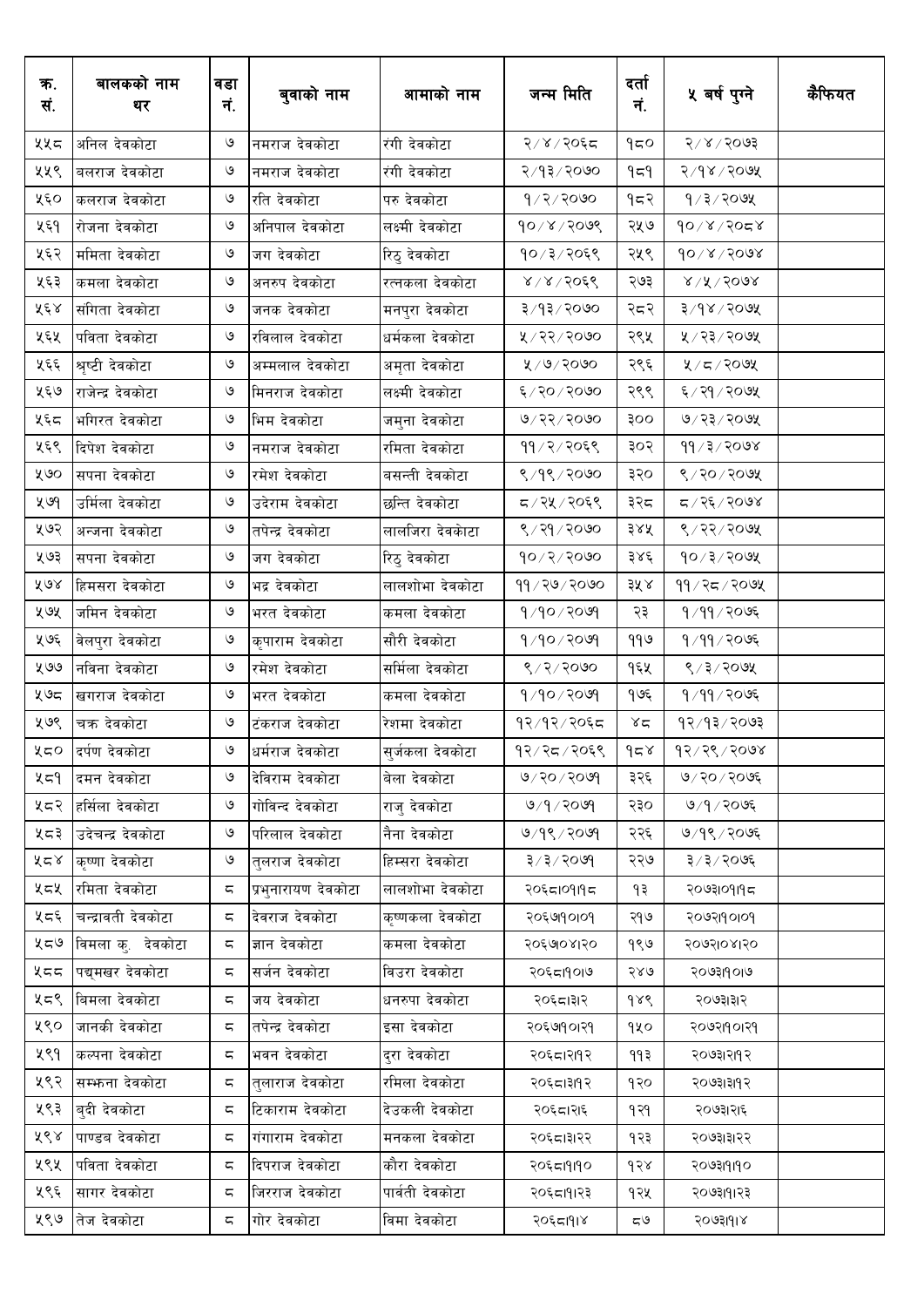| क्र. सं. | बालकको नाम थर | वडा नं. | बुवाको नाम | आमाको नाम | जन्म मिति | दर्ता नं. | ५ बर्ष पुग्ने | कैफियत |
|---|---|---|---|---|---|---|---|---|
| ५५८ | अनिल देवकोटा | ७ | नमराज देवकोटा | रंगी देवकोटा | २/४/२०६८ | १८० | २/४/२०७३ | |
| ५५९ | बलराज देवकोटा | ७ | नमराज देवकोटा | रंगी देवकोटा | २/१३/२०७० | १८१ | २/१४/२०७५ | |
| ५६० | कलराज देवकोटा | ७ | रति देवकोटा | परु देवकोटा | १/२/२०७० | १८२ | १/३/२०७५ | |
| ५६१ | रोजना देवकोटा | ७ | अनिपाल देवकोटा | लक्ष्मी देवकोटा | १०/४/२०७९ | २५७ | १०/४/२०८४ | |
| ५६२ | ममिता देवकोटा | ७ | जग देवकोटा | रिठु देवकोटा | १०/३/२०६९ | २५९ | १०/४/२०७४ | |
| ५६३ | कमला देवकोटा | ७ | अनरुप देवकोटा | रत्नकला देवकोटा | ४/४/२०६९ | २७३ | ४/५/२०७४ | |
| ५६४ | संगिता देवकोटा | ७ | जनक देवकोटा | मनपुरा देवकोटा | ३/१३/२०७० | २८२ | ३/१४/२०७५ | |
| ५६५ | पविता देवकोटा | ७ | रविलाल देवकोटा | धर्मकला देवकोटा | ५/२२/२०७० | २९५ | ५/२३/२०७५ | |
| ५६६ | श्रृष्टी देवकोटा | ७ | अम्मलाल देवकोटा | अमृता देवकोटा | ५/७/२०७० | २९६ | ५/८/२०७५ | |
| ५६७ | राजेन्द्र देवकोटा | ७ | मिनराज देवकोटा | लक्ष्मी देवकोटा | ६/२०/२०७० | २९९ | ६/२१/२०७५ | |
| ५६८ | भगिरत देवकोटा | ७ | भिम देवकोटा | जमुना देवकोटा | ७/२२/२०७० | ३०० | ७/२३/२०७५ | |
| ५६९ | दिपेश देवकोटा | ७ | नमराज देवकोटा | रमिता देवकोटा | ११/२/२०६९ | ३०२ | ११/३/२०७४ | |
| ५७० | सपना देवकोटा | ७ | रमेश देवकोटा | बसन्ती देवकोटा | ९/१९/२०७० | ३२० | ९/२०/२०७५ | |
| ५७१ | उर्मिला देवकोटा | ७ | उदेराम देवकोटा | छन्ति देवकोटा | ८/२५/२०६९ | ३२८ | ८/२६/२०७४ | |
| ५७२ | अन्जना देवकोटा | ७ | तपेन्द्र देवकोटा | लालजिरा देवकोटा | ९/२१/२०७० | ३४५ | ९/२२/२०७५ | |
| ५७३ | सपना देवकोटा | ७ | जग देवकोटा | रिठु देवकोटा | १०/२/२०७० | ३४६ | १०/३/२०७५ | |
| ५७४ | हिमसरा देवकोटा | ७ | भद्र देवकोटा | लालशोभा देवकोटा | ११/२७/२०७० | ३५४ | ११/२८/२०७५ | |
| ५७५ | जमिन देवकोटा | ७ | भरत देवकोटा | कमला देवकोटा | १/१०/२०७१ | २३ | १/११/२०७६ | |
| ५७६ | वेलपुरा देवकोटा | ७ | कृपाराम देवकोटा | सौरी देवकोटा | १/१०/२०७१ | ११७ | १/११/२०७६ | |
| ५७७ | नविना देवकोटा | ७ | रमेश देवकोटा | सर्मिला देवकोटा | ९/२/२०७० | १६५ | ९/३/२०७५ | |
| ५७८ | खगराज देवकोटा | ७ | भरत देवकोटा | कमला देवकोटा | १/१०/२०७१ | १७६ | १/११/२०७६ | |
| ५७९ | चक्र देवकोटा | ७ | टंकराज देवकोटा | रेशमा देवकोटा | १२/१२/२०६८ | ४८ | १२/१३/२०७३ | |
| ५८० | दर्पण देवकोटा | ७ | धर्मराज देवकोटा | सुर्जकला देवकोटा | १२/२८/२०६९ | १८४ | १२/२९/२०७४ | |
| ५८१ | दमन देवकोटा | ७ | देविराम देवकोटा | वेला देवकोटा | ७/२०/२०७१ | ३२६ | ७/२०/२०७६ | |
| ५८२ | हर्सिला देवकोटा | ७ | गोविन्द देवकोटा | राजु देवकोटा | ७/१/२०७१ | २३० | ७/१/२०७६ | |
| ५८३ | उदेचन्द्र देवकोटा | ७ | परिलाल देवकोटा | नैना देवकोटा | ७/१९/२०७१ | २२६ | ७/१९/२०७६ | |
| ५८४ | कृष्णा देवकोटा | ७ | तुलराज देवकोटा | हिम्सरा देवकोटा | ३/३/२०७१ | २२७ | ३/३/२०७६ | |
| ५८५ | रमिता देवकोटा | ८ | प्रभुनारायण देवकोटा | लालशोभा देवकोटा | २०६८।०१।१८ | १३ | २०७३।०१।१८ | |
| ५८६ | चन्द्रावती देवकोटा | ८ | देवराज देवकोटा | कृष्णकला देवकोटा | २०६७।१०।०१ | २१७ | २०७२।१०।०१ | |
| ५८७ | विमला कु. देवकोटा | ८ | ज्ञान देवकोटा | कमला देवकोटा | २०६७।०४।२० | १९७ | २०७२।०४।२० | |
| ५८८ | पद्यमखर देवकोटा | ८ | सर्जन देवकोटा | विउरा देवकोटा | २०६८।१०।७ | २४७ | २०७३।१०।७ | |
| ५८९ | बिमला देवकोटा | ८ | जय देवकोटा | धनरुपा देवकोटा | २०६८।३।२ | १४९ | २०७३।३।२ | |
| ५९० | जानकी देवकोटा | ८ | तपेन्द्र देवकोटा | इसा देवकोटा | २०६७।१०।२१ | १५० | २०७२।१०।२१ | |
| ५९१ | कल्पना देवकोटा | ८ | भवन देवकोटा | दुरा देवकोटा | २०६८।२।१२ | ११३ | २०७३।२।१२ | |
| ५९२ | सम्भना देवकोटा | ८ | तुलाराज देवकोटा | रमिला देवकोटा | २०६८।३।१२ | १२० | २०७३।३।१२ | |
| ५९३ | बुदी देवकोटा | ८ | टिकाराम देवकोटा | देउकली देवकोटा | २०६८।२।६ | १२१ | २०७३।२।६ | |
| ५९४ | पाण्डव देवकोटा | ८ | गंगाराम देवकोटा | मनकला देवकोटा | २०६८।३।२२ | १२३ | २०७३।३।२२ | |
| ५९५ | पविता देवकोटा | ८ | दिपराज देवकोटा | कौरा देवकोटा | २०६८।१।१० | १२४ | २०७३।१।१० | |
| ५९६ | सागर देवकोटा | ८ | जिरराज देवकोटा | पार्वती देवकोटा | २०६८।१।२३ | १२५ | २०७३।१।२३ | |
| ५९७ | तेज देवकोटा | ८ | गोर देवकोटा | विमा देवकोटा | २०६८।१।४ | ८७ | २०७३।१।४ | |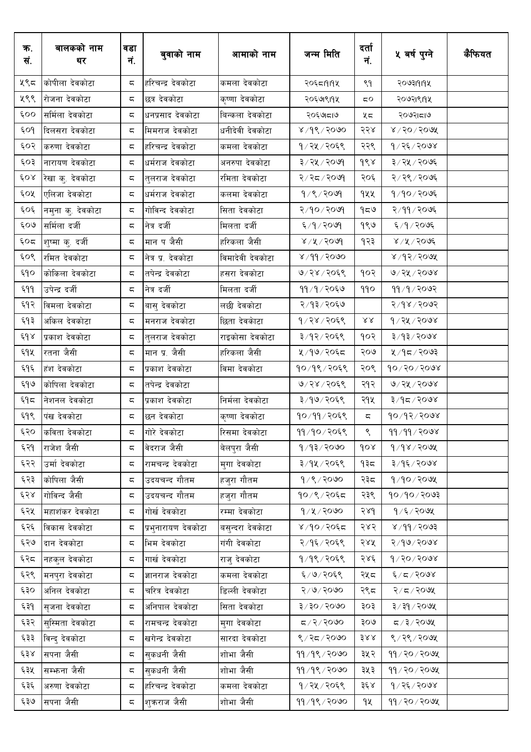| क्र. सं. | बालकको नाम थर | वडा नं. | बुवाको नाम | आमाको नाम | जन्म मिति | दर्ता नं. | ५ बर्ष पुग्ने | कैफियत |
|---|---|---|---|---|---|---|---|---|
| ५९८ | कोपीला देवकोटा | ८ | हरिचन्द्र देवकोटा | कमला देवकोटा | २०६८।१।१५ | ९१ | २०७३।१।१५ | |
| ५९९ | रोजना देवकोटा | ८ | छत्र देवकोटा | कृष्णा देवकोटा | २०६७।९।१५ | ८० | २०७२।९।१५ | |
| ६०० | सर्मिला देवकोटा | ८ | धनप्रसाद देवकोटा | विन्कला देवकोटा | २०६७।८।७ | ५८ | २०७२।८।७ | |
| ६०१ | दिलसरा देवकोटा | ८ | मिमराज देवकोटा | धनीदेवी देवकोटा | ४/१९/२०७० | २२४ | ४/२०/२०७५ | |
| ६०२ | करुणा देवकोटा | ८ | हरिचन्द्र देवकोटा | कमला देवकोटा | १/२५/२०६९ | २२९ | १/२६/२०७४ | |
| ६०३ | नारायण देवकोटा | ८ | धर्मराज देवकोटा | अनरुपा देवकोटा | ३/२५/२०७१ | १९४ | ३/२५/२०७६ | |
| ६०४ | रेखा कु. देवकोटा | ८ | तुलराज देवकोटा | रमिता देवकोटा | २/२८/२०७१ | २०६ | २/२९/२०७६ | |
| ६०५ | एलिजा देवकोटा | ८ | धर्मराज देवकोटा | कलमा देवकोटा | १/९/२०७१ | १५५ | १/१०/२०७६ | |
| ६०६ | नमुना कु. देवकोटा | ८ | गोविन्द देवकोटा | सिता देवकोटा | २/१०/२०७१ | १८७ | २/११/२०७६ | |
| ६०७ | सर्मिला दर्जी | ८ | नेत्र दर्जी | मिलता दर्जी | ६/१/२०७१ | १९७ | ६/१/२०७६ | |
| ६०८ | शुष्मा कु. दर्जी | ८ | मान प जैसी | हरिकला जैसी | ४/५/२०७१ | १२३ | ४/५/२०७६ | |
| ६०९ | रमित देवकोटा | ८ | नेत्र प्र. देवकोटा | विमादेवी देवकोटा | ४/११/२०७० | | ४/१२/२०७५ | |
| ६१० | कोकिला देवकोटा | ८ | तपेन्द्र देवकोटा | हसरा देवकोटा | ७/२४/२०६९ | १०२ | ७/२५/२०७४ | |
| ६११ | उपेन्द्र दर्जी | ८ | नेत्र दर्जी | मिलता दर्जी | ११/१/२०६७ | ११० | ११/१/२०७२ | |
| ६१२ | विमला देवकोटा | ८ | बासु देवकोटा | लछी देवकोटा | २/१३/२०६७ | | २/१४/२०७२ | |
| ६१३ | अकिल देवकोटा | ८ | मनराज देवकोटा | छिता देवकोटा | १/२४/२०६९ | ४४ | १/२५/२०७४ | |
| ६१४ | प्रकाश देवकोटा | ८ | तुलराज देवकोटा | राइकोसा देवकोटा | ३/१२/२०६९ | १०२ | ३/१३/२०७४ | |
| ६१५ | रतना जैसी | ८ | मान प्र. जैसी | हरिकला जैसी | ५/१७/२०६८ | २०७ | ५/१८/२०७३ | |
| ६१६ | हंश देवकोटा | ८ | प्रकाश देवकोटा | विमा देवकोटा | १०/१९/२०६९ | २०९ | १०/२०/२०७४ | |
| ६१७ | कोपिला देवकोटा | ८ | तपेन्द्र देवकोटा | | ७/२४/२०६९ | २१२ | ७/२५/२०७४ | |
| ६१८ | नेशनल देवकोटा | ८ | प्रकाश देवकोटा | निर्मला देवकोटा | ३/१७/२०६९ | २१५ | ३/१८/२०७४ | |
| ६१९ | पंख देवकोटा | ८ | छत्त देवकोटा | कृष्णा देवकोटा | १०/११/२०६९ | ८ | १०/१२/२०७४ | |
| ६२० | कविता देवकोटा | ८ | गोरे देवकोटा | रिसमा देवकोटा | ११/१०/२०६९ | ९ | ११/११/२०७४ | |
| ६२१ | राजेश जैसी | ८ | वेदराज जैसी | वेलपुरा जैसी | १/१३/२०७० | १०४ | १/१४/२०७५ | |
| ६२२ | उर्मा देवकोटा | ८ | रामचन्द्र देवकोटा | मुगा देवकोटा | ३/१५/२०६९ | १३८ | ३/१६/२०७४ | |
| ६२३ | कोपिला जैसी | ८ | उदयचन्द गौतम | हजुरा गौतम | १/९/२०७० | २३८ | १/१०/२०७५ | |
| ६२४ | गोविन्द जैसी | ८ | उदयचन्द गौतम | हजुरा गौतम | १०/९/२०६८ | २३९ | १०/१०/२०७३ | |
| ६२५ | महाशंकर देवकोटा | ८ | गोर्ख देवकोटा | रम्मा देवकोटा | १/५/२०७० | २४१ | १/६/२०७५ | |
| ६२६ | विकास देवकोटा | ८ | प्रभुनारायण देवकोटा | बसुन्दरा देवकोटा | ४/१०/२०६८ | २४२ | ४/११/२०७३ | |
| ६२७ | दान देवकोटा | ८ | भिम देवकोटा | गंगी देवकोटा | २/१६/२०६९ | २४५ | २/१७/२०७४ | |
| ६२८ | नहकुल देवकोटा | ८ | गार्ख देवकोटा | राजु देवकोटा | १/१९/२०६९ | २४६ | १/२०/२०७४ | |
| ६२९ | मनपुरा देवकोटा | ८ | ज्ञानराज देवकोटा | कमला देवकोटा | ६/७/२०६९ | २५८ | ६/८/२०७४ | |
| ६३० | अनिल देवकोटा | ८ | चरित्र देवकोटा | डिल्ली देवकोटा | २/७/२०७० | २९८ | २/८/२०७५ | |
| ६३१ | सृजना देवकोटा | ८ | अनिपाल देवकोटा | सिता देवकोटा | ३/३०/२०७० | ३०३ | ३/३१/२०७५ | |
| ६३२ | सुस्मिता देवकोटा | ८ | रामचन्द्र देवकोटा | मुगा देवकोटा | ८/२/२०७० | ३०७ | ८/३/२०७५ | |
| ६३३ | विन्दु देवकोटा | ८ | खगेन्द्र देवकोटा | सारदा देवकोटा | ९/२८/२०७० | ३४४ | ९/२९/२०७५ | |
| ६३४ | सपना जैसी | ८ | सुकधनी जैसी | शोभा जैसी | ११/१९/२०७० | ३५२ | ११/२०/२०७५ | |
| ६३५ | सम्झना जैसी | ८ | सुकधनी जैसी | शोभा जैसी | ११/१९/२०७० | ३५३ | ११/२०/२०७५ | |
| ६३६ | अरुणा देवकोटा | ८ | हरिचन्द्र देवकोटा | कमला देवकोटा | १/२५/२०६९ | ३६४ | १/२६/२०७४ | |
| ६३७ | सपना जैसी | ८ | शुक्रराज जैसी | शोभा जैसी | ११/१९/२०७० | १५ | ११/२०/२०७५ | |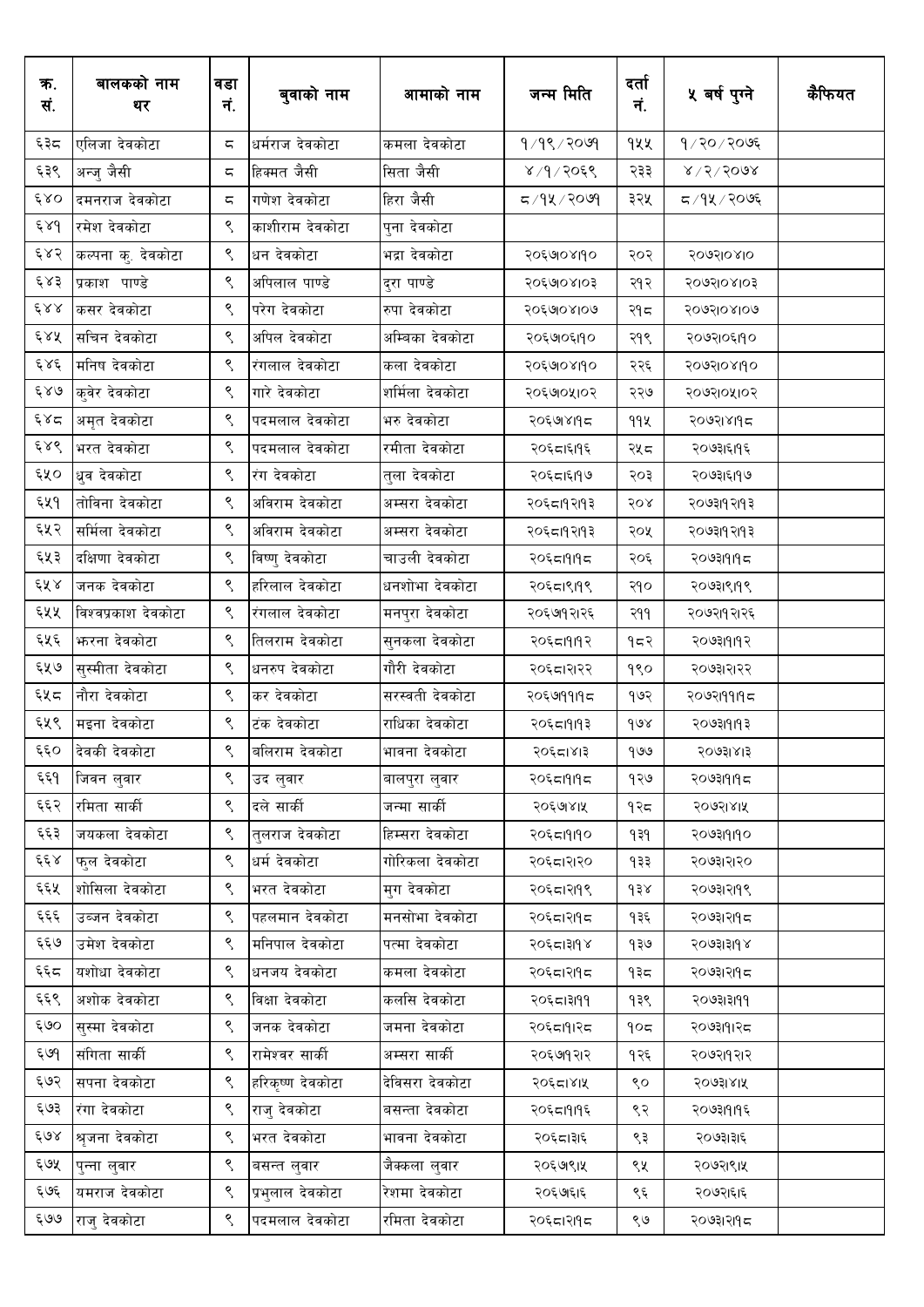| क्र. सं. | बालकको नाम थर | वडा नं. | बुवाको नाम | आमाको नाम | जन्म मिति | दर्ता नं. | ५ बर्ष पुग्ने | कैफियत |
|---|---|---|---|---|---|---|---|---|
| ६३८ | एलिजा देवकोटा | ८ | धर्मराज देवकोटा | कमला देवकोटा | १/१९/२०७१ | १५५ | १/२०/२०७६ | |
| ६३९ | अन्जु जैसी | ८ | हिक्मत जैसी | सिता जैसी | ४/१/२०६९ | २३३ | ४/२/२०७४ | |
| ६४० | दमनराज देवकोटा | ८ | गणेश देवकोटा | हिरा जैसी | ८/१५/२०७१ | ३२५ | ८/१५/२०७६ | |
| ६४१ | रमेश देवकोटा | ९ | काशीराम देवकोटा | पुना देवकोटा | | | | |
| ६४२ | कल्पना कु. देवकोटा | ९ | धन देवकोटा | भद्रा देवकोटा | २०६७।०४।१० | २०२ | २०७२।०४।० | |
| ६४३ | प्रकाश पाण्डे | ९ | अपिलाल पाण्डे | दुरा पाण्डे | २०६७।०४।०३ | २१२ | २०७२।०४।०३ | |
| ६४४ | कसर देवकोटा | ९ | परेग देवकोटा | रुपा देवकोटा | २०६७।०४।०७ | २१८ | २०७२।०४।०७ | |
| ६४५ | सचिन देवकोटा | ९ | अपिल देवकोटा | अम्बिका देवकोटा | २०६७।०६।१० | २१९ | २०७२।०६।१० | |
| ६४६ | मनिष देवकोटा | ९ | रंगलाल देवकोटा | कला देवकोटा | २०६७।०४।१० | २२६ | २०७२।०४।१० | |
| ६४७ | कुवेर देवकोटा | ९ | गारे देवकोटा | शर्मिला देवकोटा | २०६७।०५।०२ | २२७ | २०७२।०५।०२ | |
| ६४८ | अमृत देवकोटा | ९ | पदमलाल देवकोटा | भरु देवकोटा | २०६७।४।१८ | ११५ | २०७२।४।१८ | |
| ६४९ | भरत देवकोटा | ९ | पदमलाल देवकोटा | रमीता देवकोटा | २०६८।६।१६ | २५८ | २०७३।६।१६ | |
| ६५० | ध्रुव देवकोटा | ९ | रंग देवकोटा | तुला देवकोटा | २०६८।६।१७ | २०३ | २०७३।६।१७ | |
| ६५१ | तोविना देवकोटा | ९ | अविराम देवकोटा | अम्सरा देवकोटा | २०६८।१२।१३ | २०४ | २०७३।१२।१३ | |
| ६५२ | सर्मिला देवकोटा | ९ | अविराम देवकोटा | अम्सरा देवकोटा | २०६८।१२।१३ | २०५ | २०७३।१२।१३ | |
| ६५३ | दक्षिणा देवकोटा | ९ | विष्णु देवकोटा | चाउली देवकोटा | २०६८।१।१८ | २०६ | २०७३।१।१८ | |
| ६५४ | जनक देवकोटा | ९ | हरिलाल देवकोटा | धनशोभा देवकोटा | २०६८।९।१९ | २१० | २०७३।९।१९ | |
| ६५५ | विश्वप्रकाश देवकोटा | ९ | रंगलाल देवकोटा | मनपुरा देवकोटा | २०६७।१२।२६ | २११ | २०७२।१२।२६ | |
| ६५६ | झरना देवकोटा | ९ | तिलराम देवकोटा | सुनकला देवकोटा | २०६८।१।१२ | १८२ | २०७३।१।१२ | |
| ६५७ | सुस्मीता देवकोटा | ९ | धनरुप देवकोटा | गौरी देवकोटा | २०६८।२।२२ | १९० | २०७३।२।२२ | |
| ६५८ | नौरा देवकोटा | ९ | कर देवकोटा | सरस्वती देवकोटा | २०६७।११।१८ | १७२ | २०७२।११।१८ | |
| ६५९ | मइना देवकोटा | ९ | टंक देवकोटा | राधिका देवकोटा | २०६८।१।१३ | १७४ | २०७३।१।१३ | |
| ६६० | देवकी देवकोटा | ९ | वलिराम देवकोटा | भावना देवकोटा | २०६८।४।३ | १७७ | २०७३।४।३ | |
| ६६१ | जिवन लुवार | ९ | उद लुवार | वालपुरा लुवार | २०६८।१।१८ | १२७ | २०७३।१।१८ | |
| ६६२ | रमिता सार्की | ९ | दले सार्की | जन्मा सार्की | २०६७।४।५ | १२८ | २०७२।४।५ | |
| ६६३ | जयकला देवकोटा | ९ | तुलराज देवकोटा | हिम्सरा देवकोटा | २०६८।१।१० | १३१ | २०७३।१।१० | |
| ६६४ | फुल देवकोटा | ९ | धर्म देवकोटा | गोरिकला देवकोटा | २०६८।२।२० | १३३ | २०७३।२।२० | |
| ६६५ | शोसिला देवकोटा | ९ | भरत देवकोटा | मुग देवकोटा | २०६८।२।१९ | १३४ | २०७३।२।१९ | |
| ६६६ | उब्जन देवकोटा | ९ | पहलमान देवकोटा | मनसोभा देवकोटा | २०६८।२।१८ | १३६ | २०७३।२।१८ | |
| ६६७ | उमेश देवकोटा | ९ | मनिपाल देवकोटा | पत्मा देवकोटा | २०६८।३।१४ | १३७ | २०७३।३।१४ | |
| ६६८ | यशोधा देवकोटा | ९ | धनजय देवकोटा | कमला देवकोटा | २०६८।२।१८ | १३८ | २०७३।२।१८ | |
| ६६९ | अशोक देवकोटा | ९ | विक्षा देवकोटा | कलसि देवकोटा | २०६८।३।११ | १३९ | २०७३।३।११ | |
| ६७० | सुस्मा देवकोटा | ९ | जनक देवकोटा | जमना देवकोटा | २०६८।१।२८ | १०८ | २०७३।१।२८ | |
| ६७१ | संगिता सार्की | ९ | रामेश्वर सार्की | अम्सरा सार्की | २०६७।१२।२ | १२६ | २०७२।१२।२ | |
| ६७२ | सपना देवकोटा | ९ | हरिकृष्ण देवकोटा | देविसरा देवकोटा | २०६८।४।५ | ९० | २०७३।४।५ | |
| ६७३ | रंगा देवकोटा | ९ | राजु देवकोटा | वसन्ता देवकोटा | २०६८।१।१६ | ९२ | २०७३।१।१६ | |
| ६७४ | श्रृजना देवकोटा | ९ | भरत देवकोटा | भावना देवकोटा | २०६८।३।६ | ९३ | २०७३।३।६ | |
| ६७५ | पुन्ना लुवार | ९ | वसन्त लुवार | जैक्कला लुवार | २०६७।९।५ | ९५ | २०७२।९।५ | |
| ६७६ | यमराज देवकोटा | ९ | प्रभुलाल देवकोटा | रेशमा देवकोटा | २०६७।६।६ | ९६ | २०७२।६।६ | |
| ६७७ | राजु देवकोटा | ९ | पदमलाल देवकोटा | रमिता देवकोटा | २०६८।२।१८ | ९७ | २०७३।२।१८ | |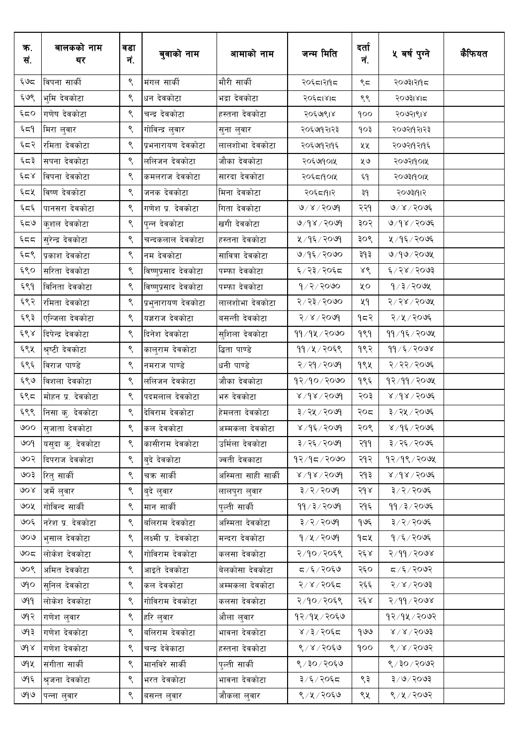| क्र. सं. | बालकको नाम थर | वडा नं. | बुवाको नाम | आमाको नाम | जन्म मिति | दर्ता नं. | ५ बर्ष पुग्ने | कैफियत |
|---|---|---|---|---|---|---|---|---|
| ६७८ | विपना सार्की | ९ | मंगल सार्की | मौरी सार्की | २०६८।२।१८ | ९८ | २०७३।२।१८ | |
| ६७९ | भुमि देवकोटा | ९ | धन देवकोटा | भद्रा देवकोटा | २०६८।४।८ | ९९ | २०७३।४।८ | |
| ६८० | गणेष देवकोटा | ९ | चन्द्र देवकोटा | हस्तना देवकोटा | २०६७।९।४ | १०० | २०७२।९।४ | |
| ६८१ | मिरा लुवार | ९ | गोविन्द्र लुवार | सुना लुवार | २०६७।१२।२३ | १०३ | २०७२।१२।२३ | |
| ६८२ | रमिता देवकोटा | ९ | प्रभनारायण देवकोटा | लालशोभा देवकोटा | २०६७।१२।१६ | ५५ | २०७२।१२।१६ | |
| ६८३ | सपना देवकोटा | ९ | ललिजन देवकोटा | जौका देवकोटा | २०६७।१०।५ | ५७ | २०७२।१०।५ | |
| ६८४ | विपना देवकोटा | ९ | कमलराज देवकोटा | सारदा देवकोटा | २०६८।१०।५ | ६१ | २०७३।१०।५ | |
| ६८५ | विष्ण देवकोटा | ९ | जनक देवकोटा | मिना देवकोटा | २०६८।१।२ | ३१ | २०७३।१।२ | |
| ६८६ | पानसरा देवकोटा | ९ | गणेश प्र. देवकोटा | गिता देवकोटा | ७/४/२०७१ | २२१ | ७/४/२०७६ | |
| ६८७ | कुशल देवकोटा | ९ | पुन्न देवकोटा | खगी देवकोटा | ७/१४/२०७१ | ३०२ | ७/१४/२०७६ | |
| ६८८ | सुरेन्द्र देवकोटा | ९ | चन्दकलाल देवकोटा | हस्तना देवकोटा | ५/१६/२०७१ | ३०९ | ५/१६/२०७६ | |
| ६८९ | प्रकाश देवकोटा | ९ | नम देवकोटा | सावित्रा देवकोटा | ७/१६/२०७० | ३१३ | ७/१७/२०७५ | |
| ६९० | सरिता देवकोटा | ९ | विष्णुप्रसाद देवकोटा | पम्फा देवकोटा | ६/२३/२०६८ | ४९ | ६/२४/२०७३ | |
| ६९१ | विनिता देवकोटा | ९ | विष्णुप्रसाद देवकोटा | पम्फा देवकोटा | १/२/२०७० | ५० | १/३/२०७५ | |
| ६९२ | रमिता देवकोटा | ९ | प्रभुनारायण देवकोटा | लालशोभा देवकोटा | २/२३/२०७० | ५१ | २/२४/२०७५ | |
| ६९३ | एन्जिला देवकोटा | ९ | यज्ञराज देवकोटा | वसन्ती देवकोटा | २/४/२०७१ | १८२ | २/५/२०७६ | |
| ६९४ | दिपेन्द्र देवकोटा | ९ | दिनेश देवकोटा | सुशिला देवकोटा | ११/१५/२०७० | १९१ | ११/१६/२०७५ | |
| ६९५ | श्रृष्टी देवकोटा | ९ | कालुराम देवकोटा | ढिता पाण्डे | ११/५/२०६९ | १९२ | ११/६/२०७४ | |
| ६९६ | विराज पाण्डे | ९ | नमराज पाण्डे | धनी पाण्डे | २/२१/२०७१ | १९५ | २/२२/२०७६ | |
| ६९७ | विशला देवकोटा | ९ | ललिजन देवकोटा | जौका देवकोटा | १२/१०/२०७० | १९६ | १२/११/२०७५ | |
| ६९८ | मोहन प्र. देवकोटा | ९ | पदमलाल देवकोटा | भरु देवकोटा | ४/१४/२०७१ | २०३ | ४/१४/२०७६ | |
| ६९९ | निसा कु. देवकोटा | ९ | देविराम देवकोटा | हेमलता देवकोटा | ३/२५/२०७१ | २०८ | ३/२५/२०७६ | |
| ७०० | सुजाता देवकोटा | ९ | कल देवकोटा | अम्मकला देवकोटा | ४/१६/२०७१ | २०९ | ४/१६/२०७६ | |
| ७०१ | यसुदा कु. देवकोटा | ९ | कासीराम देवकोटा | उर्मिला देवकोटा | ३/२६/२०७१ | २११ | ३/२६/२०७६ | |
| ७०२ | दिपराज देवकोटा | ९ | बुदे देवकोटा | ज्वती देवकाटा | १२/१८/२०७० | २१२ | १२/१९/२०७५ | |
| ७०३ | रितु सार्की | ९ | चक्र सार्की | अस्मिता साही सार्की | ४/१४/२०७१ | २१३ | ४/१४/२०७६ | |
| ७०४ | जर्मे लुवार | ९ | बुदे लुवार | लालपुरा लुवार | ३/२/२०७१ | २१४ | ३/२/२०७६ | |
| ७०५ | गोविन्द सार्की | ९ | मान सार्की | पुल्ती सार्की | ११/३/२०७१ | २१६ | ११/३/२०७६ | |
| ७०६ | नरेश प्र. देवकोटा | ९ | वलिराम देवकोटा | अस्मिता देवकोटा | ३/२/२०७१ | १७६ | ३/२/२०७६ | |
| ७०७ | भुसाल देवकोटा | ९ | लक्ष्मी प्र. देवकोटा | मन्दरा देवकोटा | १/५/२०७१ | १८५ | १/६/२०७६ | |
| ७०८ | लोकेश देवकोटा | ९ | गोविराम देवकोटा | कलसा देवकोटा | २/१०/२०६९ | २६४ | २/११/२०७४ | |
| ७०९ | अमित देवकोटा | ९ | आइते देवकोटा | वेलकोसा देवकोटा | ८/६/२०६७ | २६० | ८/६/२०७२ | |
| ७१० | सुनिल देवकोटा | ९ | कल देवकोटा | अम्मकला देवकोटा | २/४/२०६८ | २६६ | २/४/२०७३ | |
| ७११ | लोकेश देवकोटा | ९ | गोविराम देवकोटा | कलसा देवकोटा | २/१०/२०६९ | २६४ | २/११/२०७४ | |
| ७१२ | गणेश लुवार | ९ | हरि लुवार | औला लुवार | १२/१५/२०६७ | | १२/१५/२०७२ | |
| ७१३ | गणेश देवकोटा | ९ | वलिराम देवकोटा | भावना देवकोटा | ४/३/२०६८ | १७७ | ४/४/२०७३ | |
| ७१४ | गणेश देवकोटा | ९ | चन्द्र देवेकाटा | हस्तना देवकोटा | ९/४/२०६७ | १०० | ९/४/२०७२ | |
| ७१५ | संगीता सार्की | ९ | मानविरे सार्की | पुल्ती सार्की | ९/३०/२०६७ | | ९/३०/२०७२ | |
| ७१६ | श्रृजना देवकोटा | ९ | भरत देवकोटा | भावना देवकोटा | ३/६/२०६८ | ९३ | ३/७/२०७३ | |
| ७१७ | पन्ना लुवार | ९ | वसन्त लुवार | जौकला लुवार | ९/५/२०६७ | ९५ | ९/५/२०७२ | |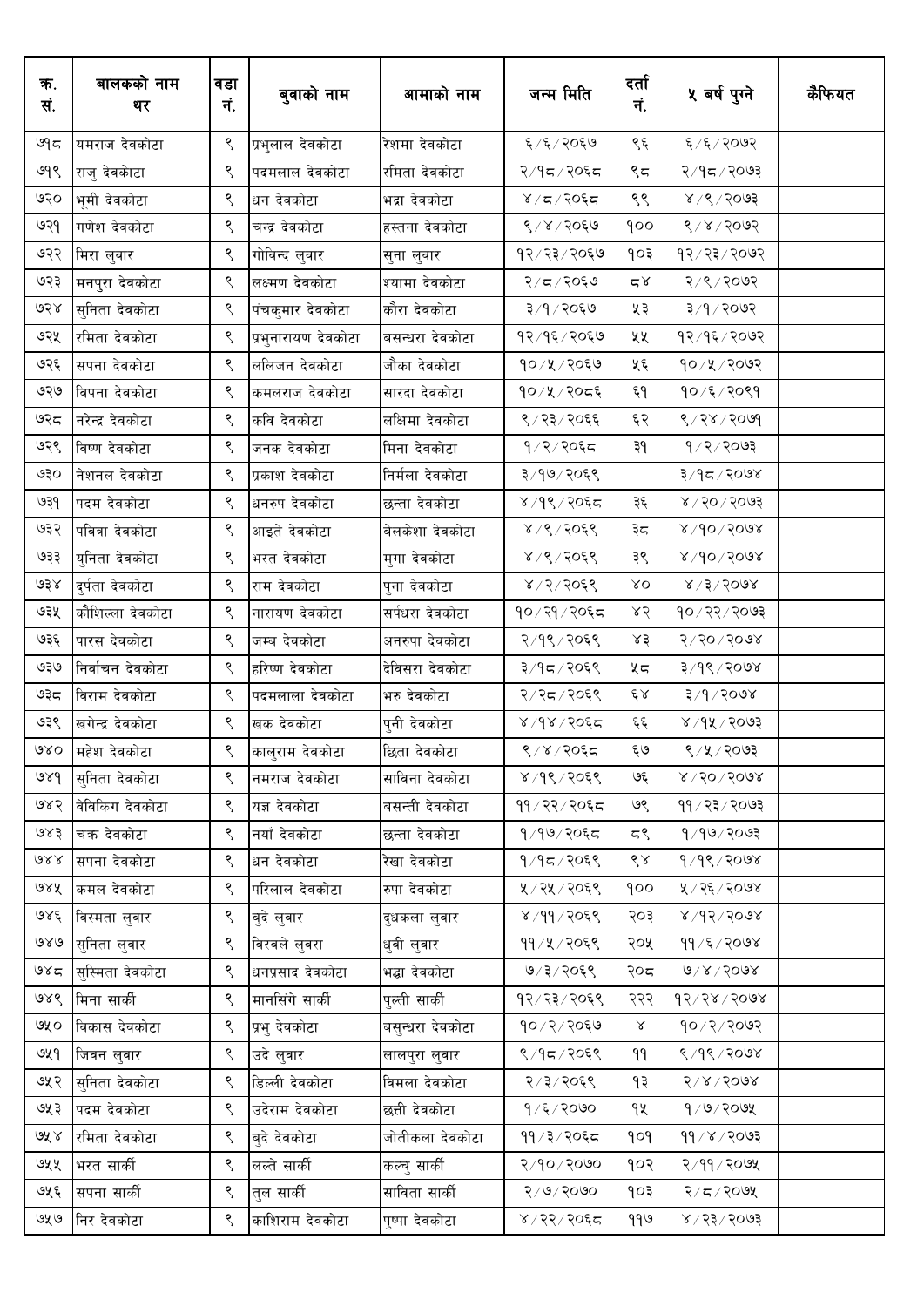| क्र. सं. | बालकको नाम थर | वडा नं. | बुवाको नाम | आमाको नाम | जन्म मिति | दर्ता नं. | ५ बर्ष पुग्ने | कैफियत |
|---|---|---|---|---|---|---|---|---|
| ७१८ | यमराज देवकोटा | ९ | प्रभुलाल देवकोटा | रेशमा देवकोटा | ६/६/२०६७ | ९६ | ६/६/२०७२ | |
| ७१९ | राजु देवकोटा | ९ | पदमलाल देवकोटा | रमिता देवकोटा | २/१८/२०६८ | ९८ | २/१८/२०७३ | |
| ७२० | भूमी देवकोटा | ९ | धन देवकोटा | भद्रा देवकोटा | ४/८/२०६८ | ९९ | ४/९/२०७३ | |
| ७२१ | गणेश देवकोटा | ९ | चन्द्र देवकोटा | हस्तना देवकोटा | ९/४/२०६७ | १०० | ९/४/२०७२ | |
| ७२२ | मिरा लुवार | ९ | गोविन्द लुवार | सुना लुवार | १२/२३/२०६७ | १०३ | १२/२३/२०७२ | |
| ७२३ | मनपुरा देवकोटा | ९ | लक्ष्मण देवकोटा | श्यामा देवकोटा | २/८/२०६७ | ८४ | २/९/२०७२ | |
| ७२४ | सुनिता देवकोटा | ९ | पंचकुमार देवकोटा | कौरा देवकोटा | ३/१/२०६७ | ५३ | ३/१/२०७२ | |
| ७२५ | रमिता देवकोटा | ९ | प्रभुनारायण देवकोटा | बसन्धरा देवकोटा | १२/१६/२०६७ | ५५ | १२/१६/२०७२ | |
| ७२६ | सपना देवकोटा | ९ | ललिजन देवकोटा | जौका देवकोटा | १०/५/२०६७ | ५६ | १०/५/२०७२ | |
| ७२७ | विपना देवकोटा | ९ | कमलराज देवकोटा | सारदा देवकोटा | १०/५/२०८६ | ६१ | १०/६/२०९१ | |
| ७२८ | नरेन्द्र देवकोटा | ९ | कवि देवकोटा | लक्षिमा देवकोटा | ९/२३/२०६६ | ६२ | ९/२४/२०७१ | |
| ७२९ | विष्ण देवकोटा | ९ | जनक देवकोटा | मिना देवकोटा | १/२/२०६८ | ३१ | १/२/२०७३ | |
| ७३० | नेशनल देवकोटा | ९ | प्रकाश देवकोटा | निर्मला देवकोटा | ३/१७/२०६९ | | ३/१८/२०७४ | |
| ७३१ | पदम देवकोटा | ९ | धनरुप देवकोटा | छन्ता देवकोटा | ४/१९/२०६८ | ३६ | ४/२०/२०७३ | |
| ७३२ | पवित्रा देवकोटा | ९ | आइते देवकोटा | वेलकेशा देवकोटा | ४/९/२०६९ | ३८ | ४/१०/२०७४ | |
| ७३३ | युनिता देवकोटा | ९ | भरत देवकोटा | मुगा देवकोटा | ४/९/२०६९ | ३९ | ४/१०/२०७४ | |
| ७३४ | दुर्पता देवकोटा | ९ | राम देवकोटा | पुना देवकोटा | ४/२/२०६९ | ४० | ४/३/२०७४ | |
| ७३५ | कौशिल्ला देवकोटा | ९ | नारायण देवकोटा | सर्पधरा देवकोटा | १०/२१/२०६८ | ४२ | १०/२२/२०७३ | |
| ७३६ | पारस देवकोटा | ९ | जम्ब देवकोटा | अनरुपा देवकोटा | २/१९/२०६९ | ४३ | २/२०/२०७४ | |
| ७३७ | निर्वाचन देवकोटा | ९ | हरिष्ण देवकोटा | देविसरा देवकोटा | ३/१८/२०६९ | ५८ | ३/१९/२०७४ | |
| ७३८ | विराम देवकोटा | ९ | पदमलाला देवकोटा | भरु देवकोटा | २/२८/२०६९ | ६४ | ३/१/२०७४ | |
| ७३९ | खगेन्द्र देवकोटा | ९ | खक देवकोटा | पुनी देवकोटा | ४/१४/२०६८ | ६६ | ४/१५/२०७३ | |
| ७४० | महेश देवकोटा | ९ | कालुराम देवकोटा | छिता देवकोटा | ९/४/२०६८ | ६७ | ९/५/२०७३ | |
| ७४१ | सुनिता देवकोटा | ९ | नमराज देवकोटा | साविना देवकोटा | ४/१९/२०६९ | ७६ | ४/२०/२०७४ | |
| ७४२ | वेविकिग देवकोटा | ९ | यज्ञ देवकोटा | बसन्ती देवकोटा | ११/२२/२०६८ | ७९ | ११/२३/२०७३ | |
| ७४३ | चक्र देवकोटा | ९ | नयाँ देवकोटा | छन्ता देवकोटा | १/१७/२०६८ | ८९ | १/१७/२०७३ | |
| ७४४ | सपना देवकोटा | ९ | धन देवकोटा | रेखा देवकोटा | १/१८/२०६९ | ९४ | १/१९/२०७४ | |
| ७४५ | कमल देवकोटा | ९ | परिलाल देवकोटा | रुपा देवकोटा | ५/२५/२०६९ | १०० | ५/२६/२०७४ | |
| ७४६ | विस्मता लुवार | ९ | बुदे लुवार | दुधकला लुवार | ४/११/२०६९ | २०३ | ४/१२/२०७४ | |
| ७४७ | सुनिता लुवार | ९ | विरवले लुवरा | धुवी लुवार | ११/५/२०६९ | २०५ | ११/६/२०७४ | |
| ७४८ | सुस्मिता देवकोटा | ९ | धनप्रसाद देवकोटा | भद्धा देवकोटा | ७/३/२०६९ | २०८ | ७/४/२०७४ | |
| ७४९ | मिना सार्की | ९ | मानसिंगे सार्की | पुल्ती सार्की | १२/२३/२०६९ | २२२ | १२/२४/२०७४ | |
| ७५० | विकास देवकोटा | ९ | प्रभु देवकोटा | बसुन्धरा देवकोटा | १०/२/२०६७ | ४ | १०/२/२०७२ | |
| ७५१ | जिवन लुवार | ९ | उदे लुवार | लालपुरा लुवार | ९/१८/२०६९ | ११ | ९/१९/२०७४ | |
| ७५२ | सुनिता देवकोटा | ९ | डिल्ली देवकोटा | विमला देवकोटा | २/३/२०६९ | १३ | २/४/२०७४ | |
| ७५३ | पदम देवकोटा | ९ | उदेराम देवकोटा | छत्ती देवकोटा | १/६/२०७० | १५ | १/७/२०७५ | |
| ७५४ | रमिता देवकोटा | ९ | बुदे देवकोटा | जोतीकला देवकोटा | ११/३/२०६८ | १०१ | ११/४/२०७३ | |
| ७५५ | भरत सार्की | ९ | लल्ते सार्की | कल्चु सार्की | २/१०/२०७० | १०२ | २/११/२०७५ | |
| ७५६ | सपना सार्की | ९ | तुल सार्की | साविता सार्की | २/७/२०७० | १०३ | २/८/२०७५ | |
| ७५७ | निर देवकोटा | ९ | काशिराम देवकोटा | पुष्पा देवकोटा | ४/२२/२०६८ | ११७ | ४/२३/२०७३ | |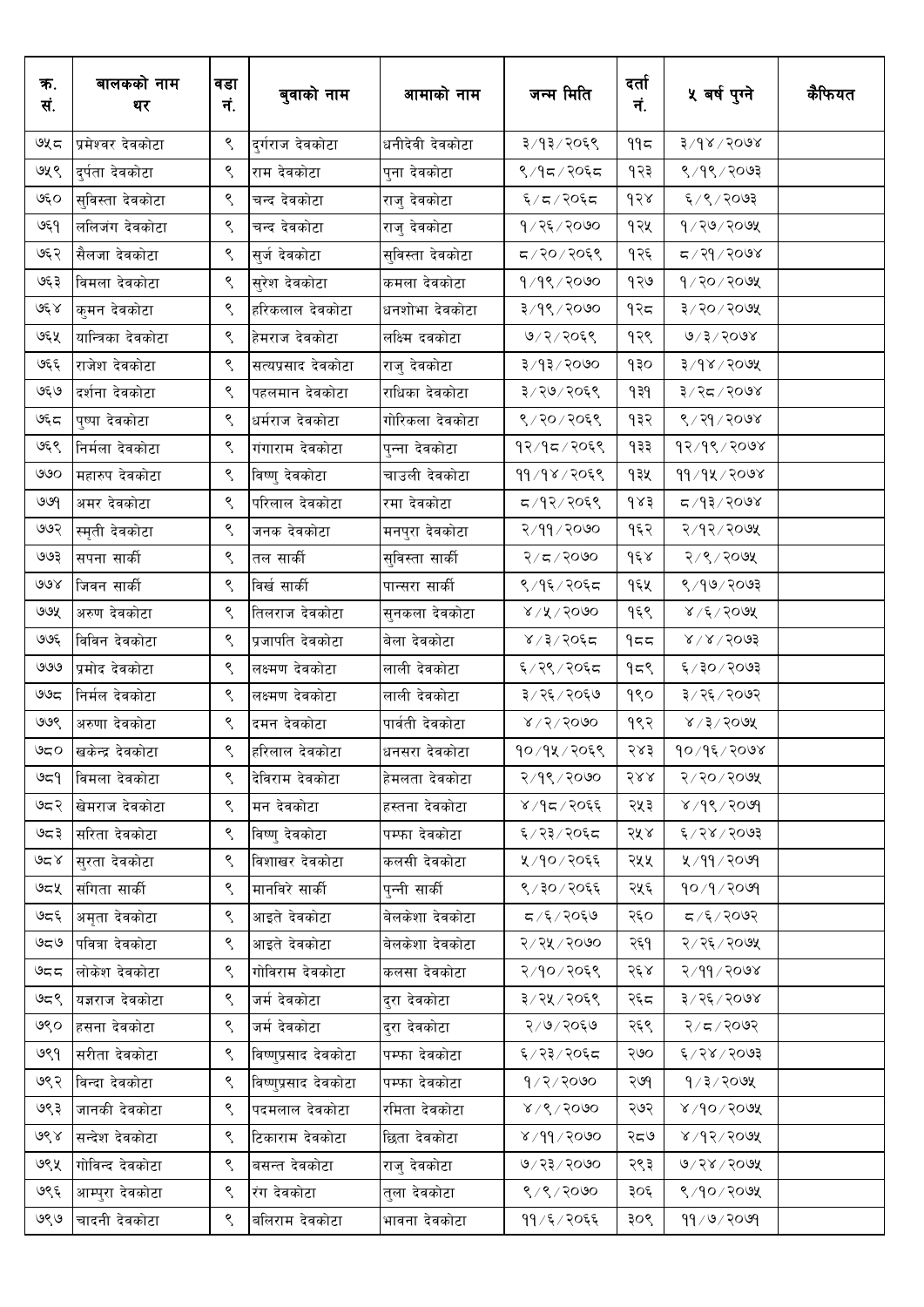| क्र. सं. | बालकको नाम थर | वडा नं. | बुवाको नाम | आमाको नाम | जन्म मिति | दर्ता नं. | ५ बर्ष पुग्ने | कैफियत |
|---|---|---|---|---|---|---|---|---|
| ७५८ | प्रमेश्वर देवकोटा | ९ | दुर्गराज देवकोटा | धनीदेवी देवकोटा | ३/१३/२०६९ | ११८ | ३/१४/२०७४ | |
| ७५९ | दुर्पता देवकोटा | ९ | राम देवकोटा | पुना देवकोटा | ९/१८/२०६८ | १२३ | ९/१९/२०७३ | |
| ७६० | सुविस्ता देवकोटा | ९ | चन्द देवकोटा | राजु देवकोटा | ६/८/२०६८ | १२४ | ६/९/२०७३ | |
| ७६१ | ललिजंग देवकोटा | ९ | चन्द देवकोटा | राजु देवकोटा | १/२६/२०७० | १२५ | १/२७/२०७५ | |
| ७६२ | सैलजा देवकोटा | ९ | सुर्ज देवकोटा | सुविस्ता देवकोटा | ८/२०/२०६९ | १२६ | ८/२१/२०७४ | |
| ७६३ | विमला देवकोटा | ९ | सुरेश देवकोटा | कमला देवकोटा | १/१९/२०७० | १२७ | १/२०/२०७५ | |
| ७६४ | कुमन देवकोटा | ९ | हरिकलाल देवकोटा | धनशोभा देवकोटा | ३/१९/२०७० | १२८ | ३/२०/२०७५ | |
| ७६५ | यान्त्रिका देवकोटा | ९ | हेमराज देवकोटा | लक्ष्मि दवकोटा | ७/२/२०६९ | १२९ | ७/३/२०७४ | |
| ७६६ | राजेश देवकोटा | ९ | सत्यप्रसाद देवकोटा | राजु देवकोटा | ३/१३/२०७० | १३० | ३/१४/२०७५ | |
| ७६७ | दर्शना देवकोटा | ९ | पहलमान देवकोटा | राधिका देवकोटा | ३/२७/२०६९ | १३१ | ३/२८/२०७४ | |
| ७६८ | पुष्पा देवकोटा | ९ | धर्मराज देवकोटा | गोरिकला देवकोटा | ९/२०/२०६९ | १३२ | ९/२१/२०७४ | |
| ७६९ | निर्मला देवकोटा | ९ | गंगाराम देवकोटा | पुन्ना देवकोटा | १२/१८/२०६९ | १३३ | १२/१९/२०७४ | |
| ७७० | महारुप देवकोटा | ९ | विष्णु देवकोटा | चाउली देवकोटा | ११/१४/२०६९ | १३५ | ११/१५/२०७४ | |
| ७७१ | अमर देवकोटा | ९ | परिलाल देवकोटा | रमा देवकोटा | ८/१२/२०६९ | १४३ | ८/१३/२०७४ | |
| ७७२ | स्मृती देवकोटा | ९ | जनक देवकोटा | मनपुरा देवकोटा | २/११/२०७० | १६२ | २/१२/२०७५ | |
| ७७३ | सपना सार्की | ९ | तल सार्की | सुविस्ता सार्की | २/८/२०७० | १६४ | २/९/२०७५ | |
| ७७४ | जिवन सार्की | ९ | विर्ख सार्की | पान्सरा सार्की | ९/१६/२०६८ | १६५ | ९/१७/२०७३ | |
| ७७५ | अरुण देवकोटा | ९ | तिलराज देवकोटा | सुनकला देवकोटा | ४/५/२०७० | १६९ | ४/६/२०७५ | |
| ७७६ | विविन देवकोटा | ९ | प्रजापति देवकोटा | वेला देवकोटा | ४/३/२०६८ | १८८ | ४/४/२०७३ | |
| ७७७ | प्रमोद देवकोटा | ९ | लक्ष्मण देवकोटा | लाली देवकोटा | ६/२९/२०६८ | १८९ | ६/३०/२०७३ | |
| ७७८ | निर्मल देवकोटा | ९ | लक्ष्मण देवकोटा | लाली देवकोटा | ३/२६/२०६७ | १९० | ३/२६/२०७२ | |
| ७७९ | अरुणा देवकोटा | ९ | दमन देवकोटा | पार्वती देवकोटा | ४/२/२०७० | १९२ | ४/३/२०७५ | |
| ७८० | खकेन्द्र देवकोटा | ९ | हरिलाल देवकोटा | धनसरा देवकोटा | १०/१५/२०६९ | २४३ | १०/१६/२०७४ | |
| ७८१ | विमला देवकोटा | ९ | देविराम देवकोटा | हेमलता देवकोटा | २/१९/२०७० | २४४ | २/२०/२०७५ | |
| ७८२ | खेमराज देवकोटा | ९ | मन देवकोटा | हस्तना देवकोटा | ४/१८/२०६६ | २५३ | ४/१९/२०७१ | |
| ७८३ | सरिता देवकोटा | ९ | विष्णु देवकोटा | पम्फा देवकोटा | ६/२३/२०६८ | २५४ | ६/२४/२०७३ | |
| ७८४ | सुरता देवकोटा | ९ | विशाखर देवकोटा | कलसी देवकोटा | ५/१०/२०६६ | २५५ | ५/११/२०७१ | |
| ७८५ | संगिता सार्की | ९ | मानविरे सार्की | पुन्नी सार्की | ९/३०/२०६६ | २५६ | १०/१/२०७१ | |
| ७८६ | अमृता देवकोटा | ९ | आइते देवकोटा | बेलकेशा देवकोटा | ८/६/२०६७ | २६० | ८/६/२०७२ | |
| ७८७ | पवित्रा देवकोटा | ९ | आइते देवकोटा | बेलकेशा देवकोटा | २/२५/२०७० | २६१ | २/२६/२०७५ | |
| ७८८ | लोकेश देवकोटा | ९ | गोविराम देवकोटा | कलसा देवकोटा | २/१०/२०६९ | २६४ | २/११/२०७४ | |
| ७८९ | यज्ञराज देवकोटा | ९ | जर्म देवकोटा | दुरा देवकोटा | ३/२५/२०६९ | २६८ | ३/२६/२०७४ | |
| ७९० | हसना देवकोटा | ९ | जर्म देवकोटा | दुरा देवकोटा | २/७/२०६७ | २६९ | २/८/२०७२ | |
| ७९१ | सरीता देवकोटा | ९ | विष्णुप्रसाद देवकोटा | पम्फा देवकोटा | ६/२३/२०६८ | २७० | ६/२४/२०७३ | |
| ७९२ | विन्दा देवकोटा | ९ | विष्णुप्रसाद देवकोटा | पम्फा देवकोटा | १/२/२०७० | २७१ | १/३/२०७५ | |
| ७९३ | जानकी देवकोटा | ९ | पदमलाल देवकोटा | रमिता देवकोटा | ४/९/२०७० | २७२ | ४/१०/२०७५ | |
| ७९४ | सन्देश देवकोटा | ९ | टिकाराम देवकोटा | छिता देवकोटा | ४/११/२०७० | २८७ | ४/१२/२०७५ | |
| ७९५ | गोविन्द देवकोटा | ९ | वसन्त देवकोटा | राजु देवकोटा | ७/२३/२०७० | २९३ | ७/२४/२०७५ | |
| ७९६ | आम्पुरा देवकोटा | ९ | रंग देवकोटा | तुला देवकोटा | ९/९/२०७० | ३०६ | ९/१०/२०७५ | |
| ७९७ | चादनी देवकोटा | ९ | बलिराम देवकोटा | भावना देवकोटा | ११/६/२०६६ | ३०९ | ११/७/२०७१ | |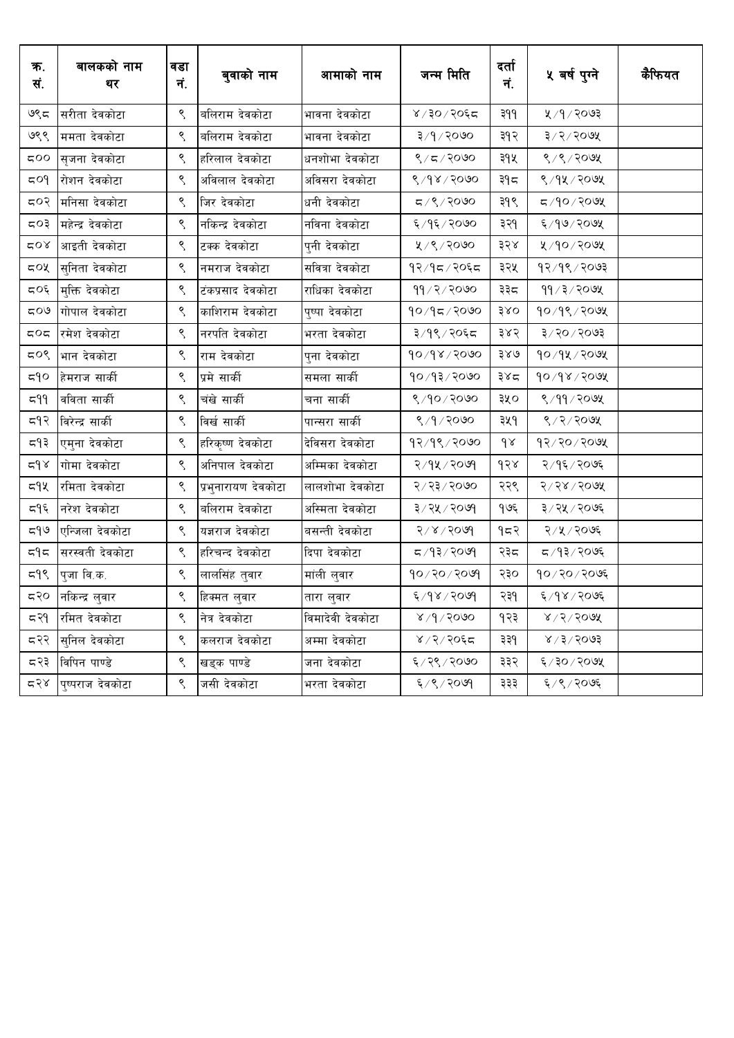| क्र. सं. | बालकको नाम थर | वडा नं. | बुवाको नाम | आमाको नाम | जन्म मिति | दर्ता नं. | ५ बर्ष पुग्ने | कैफियत |
|---|---|---|---|---|---|---|---|---|
| ७९८ | सरीता देवकोटा | ९ | बलिराम देवकोटा | भावना देवकोटा | ४/३०/२०६८ | ३११ | ५/१/२०७३ | |
| ७९९ | ममता देवकोटा | ९ | बलिराम देवकोटा | भावना देवकोटा | ३/१/२०७० | ३१२ | ३/२/२०७५ | |
| ८०० | सृजना देवकोटा | ९ | हरिलाल देवकोटा | धनशोभा देवकोटा | ९/८/२०७० | ३१५ | ९/९/२०७५ | |
| ८०१ | रोशन देवकोटा | ९ | अविलाल देवकोटा | अविसरा देवकोटा | ९/१४/२०७० | ३१८ | ९/१५/२०७५ | |
| ८०२ | मनिसा देवकोटा | ९ | जिर देवकोटा | धनी देवकोटा | ८/९/२०७० | ३१९ | ८/१०/२०७५ | |
| ८०३ | महेन्द्र देवकोटा | ९ | नकिन्द्र देवकोटा | नविना देवकोटा | ६/१६/२०७० | ३२१ | ६/१७/२०७५ | |
| ८०४ | आइती देवकोटा | ९ | टक्क देवकोटा | पुनी देवकोटा | ५/९/२०७० | ३२४ | ५/१०/२०७५ | |
| ८०५ | सुनिता देवकोटा | ९ | नमराज देवकोटा | सवित्रा देवकोटा | १२/१८/२०६८ | ३२५ | १२/१९/२०७३ | |
| ८०६ | मुक्ति देवकोटा | ९ | टंकप्रसाद देवकोटा | राधिका देवकोटा | ११/२/२०७० | ३३८ | ११/३/२०७५ | |
| ८०७ | गोपाल देवकोटा | ९ | काशिराम देवकोटा | पुष्पा देवकोटा | १०/१८/२०७० | ३४० | १०/१९/२०७५ | |
| ८०८ | रमेश देवकोटा | ९ | नरपति देवकोटा | भरता देवकोटा | ३/१९/२०६८ | ३४२ | ३/२०/२०७३ | |
| ८०९ | भान देवकोटा | ९ | राम देवकोटा | पुना देवकोटा | १०/१४/२०७० | ३४७ | १०/१५/२०७५ | |
| ८१० | हेमराज सार्की | ९ | प्रमे सार्की | समला सार्की | १०/१३/२०७० | ३४८ | १०/१४/२०७५ | |
| ८११ | बविता सार्की | ९ | चंखे सार्की | चना सार्की | ९/१०/२०७० | ३५० | ९/११/२०७५ | |
| ८१२ | विरेन्द्र सार्की | ९ | विर्ख सार्की | पान्सरा सार्की | ९/१/२०७० | ३५१ | ९/२/२०७५ | |
| ८१३ | एमुना देवकोटा | ९ | हरिकृष्ण देवकोटा | देविसरा देवकोटा | १२/१९/२०७० | १४ | १२/२०/२०७५ | |
| ८१४ | गोमा देवकोटा | ९ | अनिपाल देवकोटा | अम्मिका देवकोटा | २/१५/२०७१ | १२४ | २/१६/२०७६ | |
| ८१५ | रमिता देवकोटा | ९ | प्रभुनारायण देवकोटा | लालशोभा देवकोटा | २/२३/२०७० | २२९ | २/२४/२०७५ | |
| ८१६ | नरेश देवकोटा | ९ | बलिराम देवकोटा | अस्मिता देवकोटा | ३/२५/२०७१ | १७६ | ३/२५/२०७६ | |
| ८१७ | एन्जिला देवकोटा | ९ | यज्ञराज देवकोटा | बसन्ती देवकोटा | २/४/२०७१ | १८२ | २/५/२०७६ | |
| ८१८ | सरस्वती देवकोटा | ९ | हरिचन्द देवकोटा | दिपा देवकोटा | ८/१३/२०७१ | २३८ | ८/१३/२०७६ | |
| ८१९ | पुजा वि.क. | ९ | लालसिंह तुवार | मांली लुवार | १०/२०/२०७१ | २३० | १०/२०/२०७६ | |
| ८२० | नकिन्द्र लुवार | ९ | हिक्मत लुवार | तारा लुवार | ६/१४/२०७१ | २३१ | ६/१४/२०७६ | |
| ८२१ | रमित देवकोटा | ९ | नेत्र देवकोटा | विमादेवी देवकोटा | ४/१/२०७० | १२३ | ४/२/२०७५ | |
| ८२२ | सुनिल देवकोटा | ९ | कलराज देवकोटा | अम्मा देवकोटा | ४/२/२०६८ | ३३१ | ४/३/२०७३ | |
| ८२३ | विपिन पाण्डे | ९ | खड्क पाण्डे | जना देवकोटा | ६/२९/२०७० | ३३२ | ६/३०/२०७५ | |
| ८२४ | पुष्पराज देवकोटा | ९ | जसी देवकोटा | भरता देवकोटा | ६/९/२०७१ | ३३३ | ६/९/२०७६ | |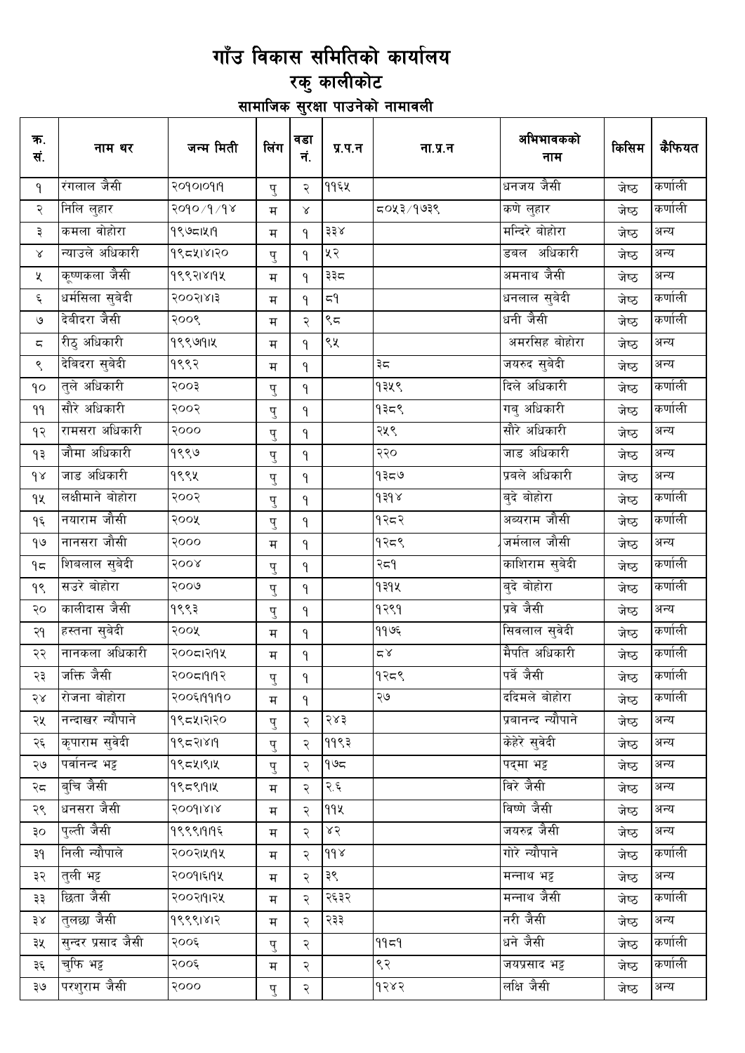# गाँउ विकास समितिको कार्यालय

## रकु कालीकोट

### सामाजिक सुरक्षा पाउनेको नामावली

| क्र.सं. | नाम थर | जन्म मिती | लिंग | वडा नं. | प्र.प.न | ना.प्र.न | अभिभावकको नाम | किसिम | कैफियत |
|---|---|---|---|---|---|---|---|---|---|
| १ | रंगलाल जैसी | २०१०।०१।१ | पु | २ | ११६५ | | धनजय जैसी | जेष्ठ | कर्णाली |
| २ | निलि लुहार | २०१०/१/१४ | म | ४ | | ८०५३/१७३९ | कणे लुहार | जेष्ठ | कर्णाली |
| ३ | कमला वोहोरा | १९७८।५।१ | म | १ | ३३४ | | मन्दिरे बोहोरा | जेष्ठ | अन्य |
| ४ | न्याउले अधिकारी | १९८५।४।२० | पु | १ | ५२ | | डबल अधिकारी | जेष्ठ | अन्य |
| ५ | कृष्णकला जैसी | १९९२।४।१५ | म | १ | ३३८ | | अमनाथ जैसी | जेष्ठ | अन्य |
| ६ | धर्मसिला सुबेदी | २००२।४।३ | म | १ | ८१ | | धनलाल सुबेदी | जेष्ठ | कर्णाली |
| ७ | देबीदरा जैसी | २००९ | म | २ | ९८ | | धनी जैसी | जेष्ठ | कर्णाली |
| ८ | रीठु अधिकारी | १९९७।१।५ | म | १ | ९५ | | अमरसिह बोहोरा | जेष्ठ | अन्य |
| ९ | देबिदरा सुबेदी | १९९२ | म | १ | | ३८ | जयरुद सुबेदी | जेष्ठ | अन्य |
| १० | तुले अधिकारी | २००३ | पु | १ | | १३५९ | दिले अधिकारी | जेष्ठ | कर्णाली |
| ११ | सौरे अधिकारी | २००२ | पु | १ | | १३८९ | गबु अधिकारी | जेष्ठ | कर्णाली |
| १२ | रामसरा अधिकारी | २००० | पु | १ | | २५९ | सौरे अधिकारी | जेष्ठ | अन्य |
| १३ | जौमा अधिकारी | १९९७ | पु | १ | | २२० | जाड अधिकारी | जेष्ठ | अन्य |
| १४ | जाड अधिकारी | १९९५ | पु | १ | | १३८७ | प्रबले अधिकारी | जेष्ठ | अन्य |
| १५ | लक्षीमाने बोहोरा | २००२ | पु | १ | | १३१४ | बुदे बोहोरा | जेष्ठ | कर्णाली |
| १६ | नयाराम जौसी | २००५ | पु | १ | | १२८२ | अब्यराम जौसी | जेष्ठ | कर्णाली |
| १७ | नानसरा जौसी | २००० | म | १ | | १२८९ | जर्मलाल जौसी | जेष्ठ | अन्य |
| १८ | शिबलाल सुबेदी | २००४ | पु | १ | | २८१ | काशिराम सुबेदी | जेष्ठ | कर्णाली |
| १९ | सउरे बोहोरा | २००७ | पु | १ | | १३१५ | बुदे बोहोरा | जेष्ठ | कर्णाली |
| २० | कालीदास जैसी | १९९३ | पु | १ | | १२९१ | प्रबे जैसी | जेष्ठ | अन्य |
| २१ | हस्तना सुबेदी | २००५ | म | १ | | ११७६ | सिवलाल सुबेदी | जेष्ठ | कर्णाली |
| २२ | नानकला अधिकारी | २००८।२।१५ | म | १ | | ८४ | मैपति अधिकारी | जेष्ठ | कर्णाली |
| २३ | जक्ति जैसी | २००८।१।१२ | पु | १ | | १२८९ | पर्बे जैसी | जेष्ठ | कर्णाली |
| २४ | रोजना बोहोरा | २००६।११।१० | म | १ | | २७ | ददिमले बोहोरा | जेष्ठ | कर्णाली |
| २५ | नन्दाखर न्यौपाने | १९८५।२।२० | पु | २ | २४३ | | प्रबानन्द न्यौपाने | जेष्ठ | अन्य |
| २६ | कृपाराम सुवेदी | १९८२।४।१ | पु | २ | ११९३ | | केहेरे सुवेदी | जेष्ठ | अन्य |
| २७ | पर्वानन्द भट्ट | १९८५।९।५ | पु | २ | १७८ | | पद्मा भट्ट | जेष्ठ | अन्य |
| २८ | बुचि जैसी | १९८९।१।५ | म | २ | २.६ | | विरे जैसी | जेष्ठ | अन्य |
| २९ | धनसरा जैसी | २००१।४।४ | म | २ | ११५ | | विष्णे जैसी | जेष्ठ | अन्य |
| ३० | पुल्ती जैसी | १९९९।१।१६ | म | २ | ४२ | | जयरुद्र जैसी | जेष्ठ | अन्य |
| ३१ | निली न्यौपाले | २००२।५।१५ | म | २ | ११४ | | गोरे न्यौपाने | जेष्ठ | कर्णाली |
| ३२ | तुली भट्ट | २००१।६।१५ | म | २ | ३९ | | मन्नाथ भट्ट | जेष्ठ | अन्य |
| ३३ | छिता जैसी | २००२।१।२५ | म | २ | २६३२ | | मन्नाथ जैसी | जेष्ठ | कर्णाली |
| ३४ | तुलछा जैसी | १९९९।४।२ | म | २ | २३३ | | नरी जैसी | जेष्ठ | अन्य |
| ३५ | सुन्दर प्रसाद जैसी | २००६ | पु | २ | | ११८१ | धने जैसी | जेष्ठ | कर्णाली |
| ३६ | चुफि भट्ट | २००६ | म | २ | | ९२ | जयप्रसाद भट्ट | जेष्ठ | कर्णाली |
| ३७ | परशुराम जैसी | २००० | पु | २ | | १२४२ | लक्षि जैसी | जेष्ठ | अन्य |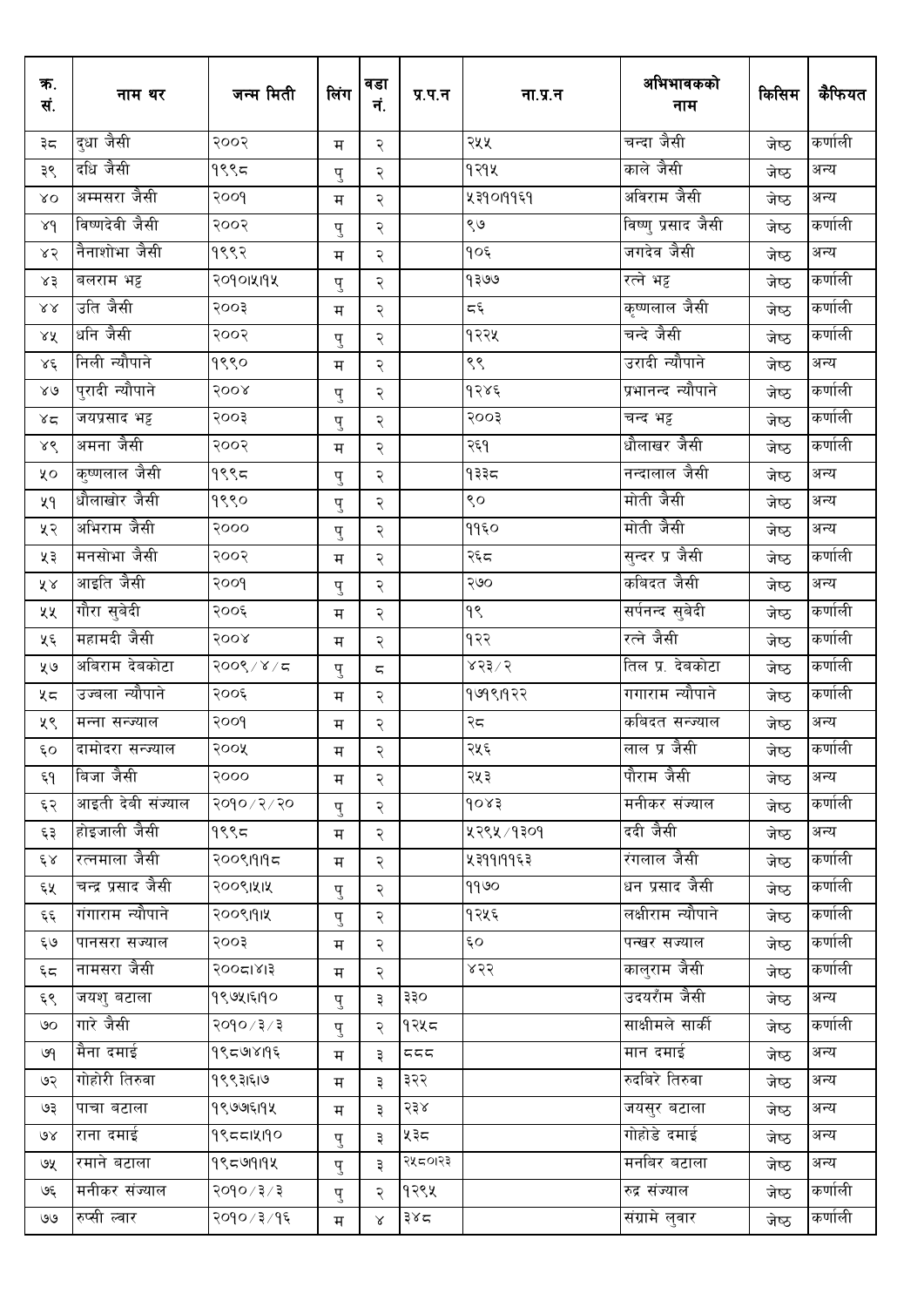| क्र.सं. | नाम थर | जन्म मिती | लिंग | वडा नं. | प्र.प.न | ना.प्र.न | अभिभावकको नाम | किसिम | कैफियत |
|---|---|---|---|---|---|---|---|---|---|
| ३८ | दुधा जैसी | २००२ | म | २ | | २५५ | चन्दा जैसी | जेष्ठ | कर्णाली |
| ३९ | दधि जैसी | १९९८ | पु | २ | | १२१५ | काले जैसी | जेष्ठ | अन्य |
| ४० | अम्मसरा जैसी | २००१ | म | २ | | ५३१०।११६१ | अविराम जैसी | जेष्ठ | अन्य |
| ४१ | विष्णदेवी जैसी | २००२ | पु | २ | | ९७ | विष्णु प्रसाद जैसी | जेष्ठ | कर्णाली |
| ४२ | नैनाशोभा जैसी | १९९२ | म | २ | | १०६ | जगदेव जैसी | जेष्ठ | अन्य |
| ४३ | बलराम भट्ट | २०१०।५।१५ | पु | २ | | १३७७ | रत्ने भट्ट | जेष्ठ | कर्णाली |
| ४४ | उति जैसी | २००३ | म | २ | | ८६ | कृष्णलाल जैसी | जेष्ठ | कर्णाली |
| ४५ | धनि जैसी | २००२ | पु | २ | | १२२५ | चन्दे जैसी | जेष्ठ | कर्णाली |
| ४६ | निली न्यौपाने | १९९० | म | २ | | ९९ | उरादी न्यौपाने | जेष्ठ | अन्य |
| ४७ | पुरादी न्यौपाने | २००४ | पु | २ | | १२४६ | प्रभानन्द न्यौपाने | जेष्ठ | कर्णाली |
| ४८ | जयप्रसाद भट्ट | २००३ | पु | २ | | २००३ | चन्द भट्ट | जेष्ठ | कर्णाली |
| ४९ | अमना जैसी | २००२ | म | २ | | २६१ | धौलाखर जैसी | जेष्ठ | कर्णाली |
| ५० | कृष्णलाल जैसी | १९९८ | पु | २ | | १३३८ | नन्दालाल जैसी | जेष्ठ | अन्य |
| ५१ | धौलाखोर जैसी | १९९० | पु | २ | | ९० | मोती जैसी | जेष्ठ | अन्य |
| ५२ | अभिराम जैसी | २००० | पु | २ | | ११६० | मोती जैसी | जेष्ठ | अन्य |
| ५३ | मनसोभा जैसी | २००२ | म | २ | | २६८ | सुन्दर प्र जैसी | जेष्ठ | कर्णाली |
| ५४ | आइति जैसी | २००१ | पु | २ | | २७० | कबिदत जैसी | जेष्ठ | अन्य |
| ५५ | गौरा सुबेदी | २००६ | म | २ | | १९ | सर्पनन्द सुबेदी | जेष्ठ | कर्णाली |
| ५६ | महामदी जैसी | २००४ | म | २ | | १२२ | रत्ने जैसी | जेष्ठ | कर्णाली |
| ५७ | अबिराम देबकोटा | २००९/४/८ | पु | ८ | | ४२३/२ | तिल प्र. देबकोटा | जेष्ठ | कर्णाली |
| ५८ | उज्वला न्यौपाने | २००६ | म | २ | | १७१९।१२२ | गगाराम न्यौपाने | जेष्ठ | कर्णाली |
| ५९ | मन्ना सन्ज्याल | २००१ | म | २ | | २८ | कबिदत सन्ज्याल | जेष्ठ | अन्य |
| ६० | दामोदरा सन्ज्याल | २००५ | म | २ | | २५६ | लाल प्र जैसी | जेष्ठ | कर्णाली |
| ६१ | बिजा जैसी | २००० | म | २ | | २५३ | पौराम जैसी | जेष्ठ | अन्य |
| ६२ | आइती देवी संज्याल | २०१०/२/२० | पु | २ | | १०४३ | मनीकर संज्याल | जेष्ठ | कर्णाली |
| ६३ | होइजाली जैसी | १९९८ | म | २ | | ५२९५/१३०१ | ददी जैसी | जेष्ठ | अन्य |
| ६४ | रत्नमाला जैसी | २००९।१।१८ | म | २ | | ५३११।११६३ | रंगलाल जैसी | जेष्ठ | कर्णाली |
| ६५ | चन्द्र प्रसाद जैसी | २००९।५।५ | पु | २ | | ११७० | धन प्रसाद जैसी | जेष्ठ | कर्णाली |
| ६६ | गंगाराम न्यौपाने | २००९।१।५ | पु | २ | | १२५६ | लक्षीराम न्यौपाने | जेष्ठ | कर्णाली |
| ६७ | पानसरा सज्याल | २००३ | म | २ | | ६० | पन्खर सज्याल | जेष्ठ | कर्णाली |
| ६८ | नामसरा जैसी | २००८।४।३ | म | २ | | ४२२ | कालुराम जैसी | जेष्ठ | कर्णाली |
| ६९ | जयशु बटाला | १९७५।६।१० | पु | ३ | ३३० | | उदयराँम जैसी | जेष्ठ | अन्य |
| ७० | गारे जैसी | २०१०/३/३ | पु | २ | १२५८ | | साक्षीमले सार्की | जेष्ठ | कर्णाली |
| ७१ | मैना दमाई | १९८७।४।१६ | म | ३ | ८८८ | | मान दमाई | जेष्ठ | अन्य |
| ७२ | गोहोरी तिरुवा | १९९३।६।७ | म | ३ | ३२२ | | रुदबिरे तिरुवा | जेष्ठ | अन्य |
| ७३ | पाचा बटाला | १९७७।६।१५ | म | ३ | २३४ | | जयसुर बटाला | जेष्ठ | अन्य |
| ७४ | राना दमाई | १९८८।५।१० | पु | ३ | ५३८ | | गोहोडे दमाई | जेष्ठ | अन्य |
| ७५ | रमाने बटाला | १९८७।१।१५ | पु | ३ | २५८०।२३ | | मनबिर बटाला | जेष्ठ | अन्य |
| ७६ | मनीकर संज्याल | २०१०/३/३ | पु | २ | १२९५ | | रुद्र संज्याल | जेष्ठ | कर्णाली |
| ७७ | रुप्सी ल्वार | २०१०/३/१६ | म | ४ | ३४८ | | संग्रामे लुवार | जेष्ठ | कर्णाली |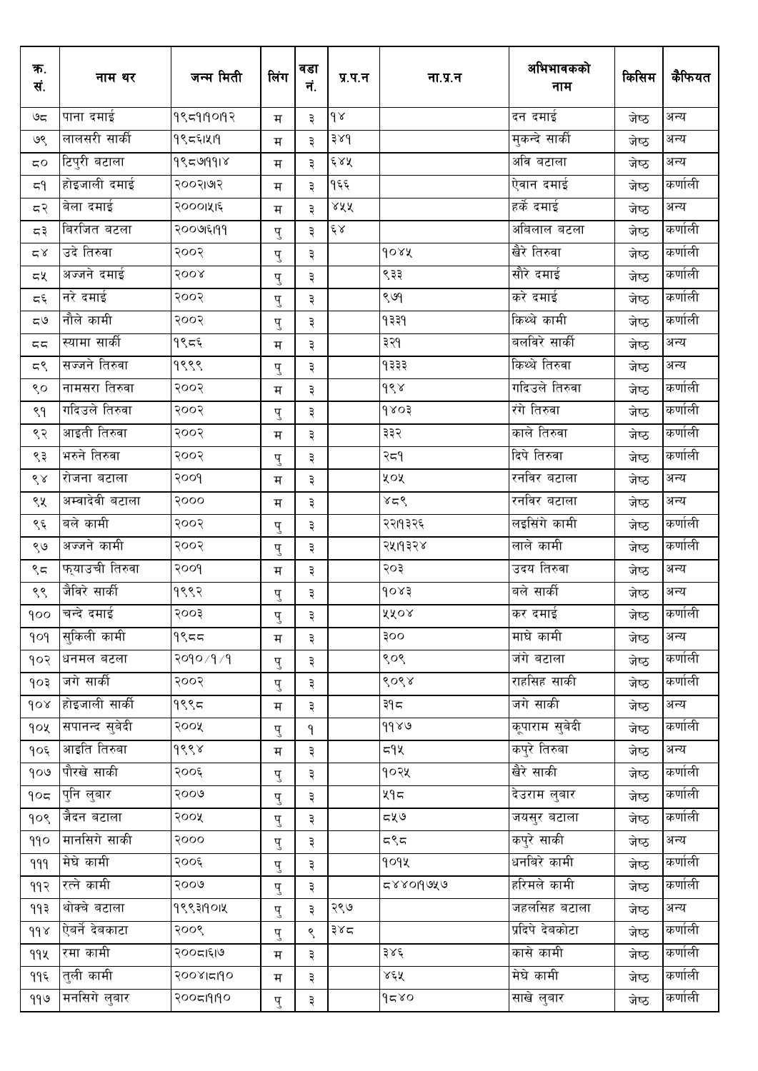| क्र. सं. | नाम थर | जन्म मिती | लिंग | वडा नं. | प्र.प.न | ना.प्र.न | अभिभावकको नाम | किसिम | कैफियत |
|---|---|---|---|---|---|---|---|---|---|
| ७८ | पाना दमाई | १९८१।१०।१२ | म | ३ | १४ | | दन दमाई | जेष्ठ | अन्य |
| ७९ | लालसरी सार्की | १९८६।५।१ | म | ३ | ३४१ | | मुकन्दे सार्की | जेष्ठ | अन्य |
| ८० | टिपुरी बटाला | १९८७।११।४ | म | ३ | ६४५ | | अवि बटाला | जेष्ठ | अन्य |
| ८१ | होइजाली दमाई | २००२।७।२ | म | ३ | १६६ | | ऐवान दमाई | जेष्ठ | कर्णाली |
| ८२ | बेला दमाई | २०००।५।६ | म | ३ | ४५५ | | हर्के दमाई | जेष्ठ | अन्य |
| ८३ | बिरजित बटला | २००७।६।११ | पु | ३ | ६४ | | अबिलाल बटला | जेष्ठ | कर्णाली |
| ८४ | उदे तिरुवा | २००२ | पु | ३ | | १०४५ | खैरे तिरुवा | जेष्ठ | कर्णाली |
| ८५ | अज्जने दमाई | २००४ | पु | ३ | | ९३३ | सौरे दमाई | जेष्ठ | कर्णाली |
| ८६ | नरे दमाई | २००२ | पु | ३ | | ९७१ | करे दमाई | जेष्ठ | कर्णाली |
| ८७ | नौले कामी | २००२ | पु | ३ | | १३३१ | किथ्ये कामी | जेष्ठ | कर्णाली |
| ८८ | स्यामा सार्की | १९८६ | म | ३ | | ३२१ | बलविरे सार्की | जेष्ठ | अन्य |
| ८९ | सज्जने तिरुवा | १९९९ | पु | ३ | | १३३३ | किथ्ये तिरुवा | जेष्ठ | अन्य |
| ९० | नामसरा तिरुवा | २००२ | म | ३ | | १९४ | गदिउले तिरुवा | जेष्ठ | कर्णाली |
| ९१ | गदिउले तिरुवा | २००२ | पु | ३ | | १४०३ | रंगे तिरुवा | जेष्ठ | कर्णाली |
| ९२ | आइती तिरुवा | २००२ | म | ३ | | ३३२ | काले तिरुवा | जेष्ठ | कर्णाली |
| ९३ | भरुने तिरुवा | २००२ | पु | ३ | | २८१ | दिपे तिरुवा | जेष्ठ | कर्णाली |
| ९४ | रोजना बटाला | २००१ | म | ३ | | ५०५ | रनविर बटाला | जेष्ठ | अन्य |
| ९५ | अम्वादेवी बटाला | २००० | म | ३ | | ४८९ | रनविर बटाला | जेष्ठ | अन्य |
| ९६ | बले कामी | २००२ | पु | ३ | | २२।१३२६ | लइसिंगे कामी | जेष्ठ | कर्णाली |
| ९७ | अज्जने कामी | २००२ | पु | ३ | | २५।१३२४ | लाले कामी | जेष्ठ | कर्णाली |
| ९८ | फ्याउची तिरुवा | २००१ | म | ३ | | २०३ | उदय तिरुवा | जेष्ठ | अन्य |
| ९९ | जैविरे सार्की | १९९२ | पु | ३ | | १०४३ | बले सार्की | जेष्ठ | अन्य |
| १०० | चन्दे दमाई | २००३ | पु | ३ | | ५५०४ | कर दमाई | जेष्ठ | कर्णाली |
| १०१ | सुकिली कामी | १९८८ | म | ३ | | ३०० | माघे कामी | जेष्ठ | अन्य |
| १०२ | धनमल बटला | २०१०/१/१ | पु | ३ | | ९०९ | जंगे बटाला | जेष्ठ | कर्णाली |
| १०३ | जगे सार्की | २००२ | पु | ३ | | ९०९४ | राहसिह साकी | जेष्ठ | कर्णाली |
| १०४ | होइजाली सार्की | १९९८ | म | ३ | | ३१८ | जगे साकी | जेष्ठ | अन्य |
| १०५ | सपानन्द सुबेदी | २००५ | पु | १ | | ११४७ | कूपाराम सुबेदी | जेष्ठ | कर्णाली |
| १०६ | आइति तिरुबा | १९९४ | म | ३ | | ८१५ | कपुरे तिरुबा | जेष्ठ | अन्य |
| १०७ | पौरखे साकी | २००६ | पु | ३ | | १०२५ | खैरे साकी | जेष्ठ | कर्णाली |
| १०८ | पुनि लुबार | २००७ | पु | ३ | | ५१८ | देउराम लुबार | जेष्ठ | कर्णाली |
| १०९ | जैदन बटाला | २००५ | पु | ३ | | ८५७ | जयसुर बटाला | जेष्ठ | कर्णाली |
| ११० | मानसिगे साकी | २००० | पु | ३ | | ८९८ | कपुरे साकी | जेष्ठ | अन्य |
| १११ | मेघे कामी | २००६ | पु | ३ | | १०१५ | धनबिरे कामी | जेष्ठ | कर्णाली |
| ११२ | रत्ने कामी | २००७ | पु | ३ | | ८४४०।१७५७ | हरिमले कामी | जेष्ठ | कर्णाली |
| ११३ | थोक्चे बटाला | १९९३।१०।५ | पु | ३ | २९७ | | जहलसिह बटाला | जेष्ठ | अन्य |
| ११४ | ऐबर्ने देबकाटा | २००९ | पु | ९ | ३४८ | | प्रदिपे देबकोटा | जेष्ठ | कर्णाली |
| ११५ | रमा कामी | २००८।६।७ | म | ३ | | ३४६ | कासे कामी | जेष्ठ | कर्णाली |
| ११६ | तुली कामी | २००४।८।१० | म | ३ | | ४६५ | मेघे कामी | जेष्ठ | कर्णाली |
| ११७ | मनसिगे लुबार | २००८।१।१० | पु | ३ | | १८४० | साखे लुबार | जेष्ठ | कर्णाली |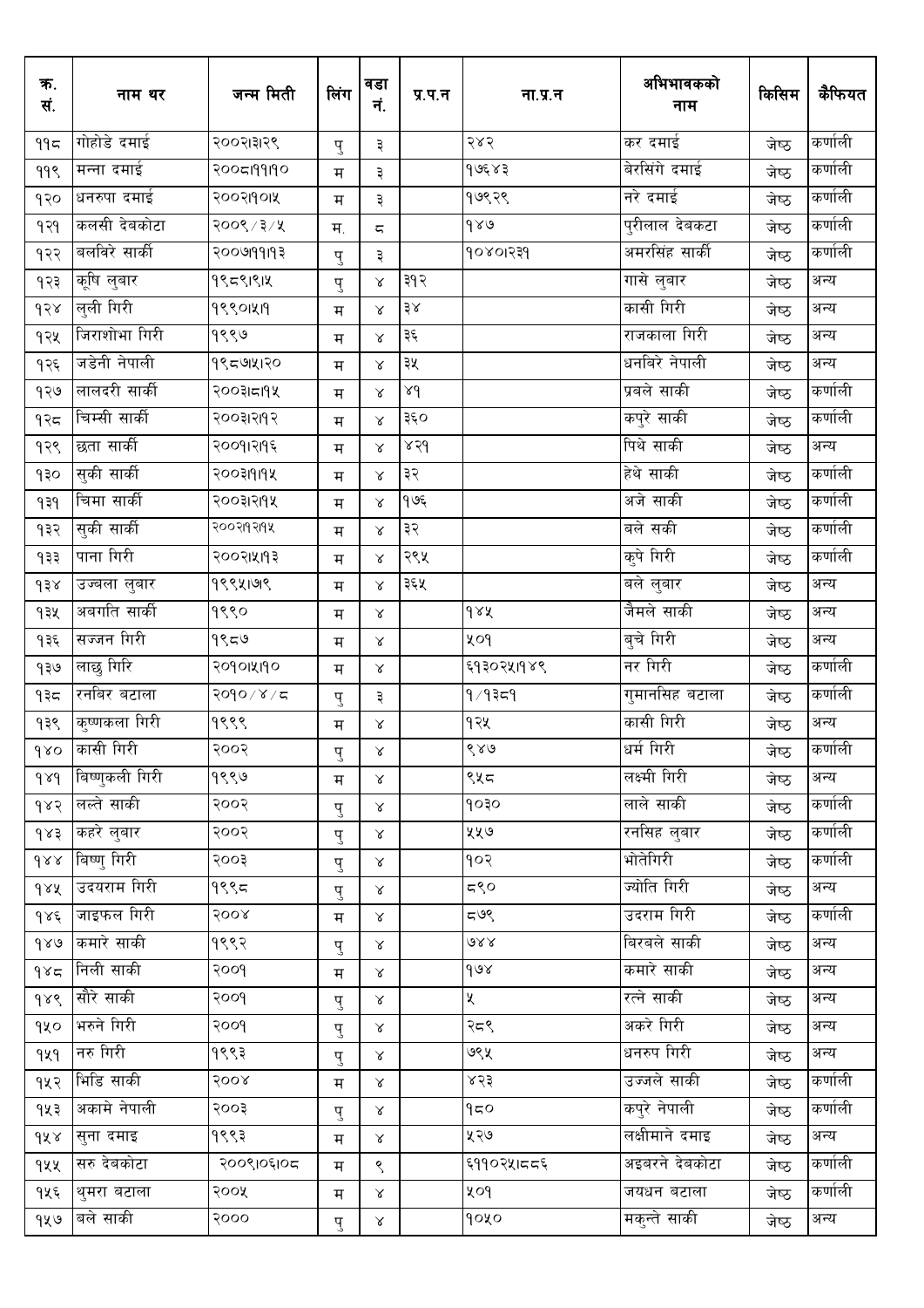| क्र. सं. | नाम थर | जन्म मिती | लिंग | वडा नं. | प्र.प.न | ना.प्र.न | अभिभावकको नाम | किसिम | कैफियत |
|---|---|---|---|---|---|---|---|---|---|
| ११८ | गोहोडे दमाई | २००२।३।२९ | पु | ३ | | २४२ | कर दमाई | जेष्ठ | कर्णाली |
| ११९ | मन्ना दमाई | २००८।११।१० | म | ३ | | १७६४३ | बेरसिंगे दमाई | जेष्ठ | कर्णाली |
| १२० | धनरुपा दमाई | २००२।१०।५ | म | ३ | | १७९२९ | नरे दमाई | जेष्ठ | कर्णाली |
| १२१ | कलसी देबकोटा | २००९/३/५ | म. | ८ | | १४७ | पुरीलाल देबकटा | जेष्ठ | कर्णाली |
| १२२ | बलविरे सार्की | २००७।११।१३ | पु | ३ | | १०४०।२३१ | अमरसिंह सार्की | जेष्ठ | कर्णाली |
| १२३ | कृषि लुवार | १९८९।९।५ | पु | ४ | ३१२ | | गासे लुवार | जेष्ठ | अन्य |
| १२४ | लुली गिरी | १९९०।५।१ | म | ४ | ३४ | | कासी गिरी | जेष्ठ | अन्य |
| १२५ | जिराशोभा गिरी | १९९७ | म | ४ | ३६ | | राजकाला गिरी | जेष्ठ | अन्य |
| १२६ | जडेनी नेपाली | १९८७।५।२० | म | ४ | ३५ | | धनबिरे नेपाली | जेष्ठ | अन्य |
| १२७ | लालदरी सार्की | २००३।८।१५ | म | ४ | ४१ | | प्रबले साकी | जेष्ठ | कर्णाली |
| १२८ | चिम्सी सार्की | २००३।२।१२ | म | ४ | ३६० | | कपुरे साकी | जेष्ठ | कर्णाली |
| १२९ | छता सार्की | २००१।२।१६ | म | ४ | ४२१ | | पिथे साकी | जेष्ठ | अन्य |
| १३० | सुकी सार्की | २००३।१।१५ | म | ४ | ३२ | | हेथे साकी | जेष्ठ | कर्णाली |
| १३१ | चिमा सार्की | २००३।२।१५ | म | ४ | १७६ | | अजे साकी | जेष्ठ | कर्णाली |
| १३२ | सुकी सार्की | २००२।१२।१५ | म | ४ | ३२ | | बले सकी | जेष्ठ | कर्णाली |
| १३३ | पाना गिरी | २००२।५।१३ | म | ४ | २९५ | | कुपे गिरी | जेष्ठ | कर्णाली |
| १३४ | उज्बला लुबार | १९९५।७।९ | म | ४ | ३६५ | | बले लुबार | जेष्ठ | अन्य |
| १३५ | अबगति सार्की | १९९० | म | ४ | | १४५ | जैमले साकी | जेष्ठ | अन्य |
| १३६ | सज्जन गिरी | १९८७ | म | ४ | | ५०१ | बुचे गिरी | जेष्ठ | अन्य |
| १३७ | लाछु गिरि | २०१०।५।१० | म | ४ | | ६१३०२५।१४९ | नर गिरी | जेष्ठ | कर्णाली |
| १३८ | रनबिर बटाला | २०१०/४/८ | पु | ३ | | १/१३८१ | गुमानसिह बटाला | जेष्ठ | कर्णाली |
| १३९ | कुष्णकला गिरी | १९९९ | म | ४ | | १२५ | कासी गिरी | जेष्ठ | अन्य |
| १४० | कासी गिरी | २००२ | पु | ४ | | ९४७ | धर्म गिरी | जेष्ठ | कर्णाली |
| १४१ | बिष्णुकली गिरी | १९९७ | म | ४ | | ९५८ | लक्ष्मी गिरी | जेष्ठ | अन्य |
| १४२ | लल्ते साकी | २००२ | पु | ४ | | १०३० | लाले साकी | जेष्ठ | कर्णाली |
| १४३ | कहरे लुबार | २००२ | पु | ४ | | ५५७ | रनसिह लुबार | जेष्ठ | कर्णाली |
| १४४ | बिष्णु गिरी | २००३ | पु | ४ | | १०२ | भोतेगिरी | जेष्ठ | कर्णाली |
| १४५ | उदयराम गिरी | १९९८ | पु | ४ | | ८९० | ज्योति गिरी | जेष्ठ | अन्य |
| १४६ | जाइफल गिरी | २००४ | म | ४ | | ८७९ | उदराम गिरी | जेष्ठ | कर्णाली |
| १४७ | कमारे साकी | १९९२ | पु | ४ | | ७४४ | बिरबले साकी | जेष्ठ | अन्य |
| १४८ | निली साकी | २००१ | म | ४ | | १७४ | कमारे साकी | जेष्ठ | अन्य |
| १४९ | सौरे साकी | २००१ | पु | ४ | | ५ | रत्ने साकी | जेष्ठ | अन्य |
| १५० | भरुने गिरी | २००१ | पु | ४ | | २८९ | अकरे गिरी | जेष्ठ | अन्य |
| १५१ | नरु गिरी | १९९३ | पु | ४ | | ७९५ | धनरुप गिरी | जेष्ठ | अन्य |
| १५२ | भिडि साकी | २००४ | म | ४ | | ४२३ | उज्जले साकी | जेष्ठ | कर्णाली |
| १५३ | अकामे नेपाली | २००३ | पु | ४ | | १८० | कपुरे नेपाली | जेष्ठ | कर्णाली |
| १५४ | सुना दमाइ | १९९३ | म | ४ | | ५२७ | लक्षीमाने दमाइ | जेष्ठ | अन्य |
| १५५ | सरु देबकोटा | २००९।०६।०८ | म | ९ | | ६११०२५।८८६ | अइबरने देबकोटा | जेष्ठ | कर्णाली |
| १५६ | थुमरा बटाला | २००५ | म | ४ | | ५०१ | जयधन बटाला | जेष्ठ | कर्णाली |
| १५७ | बले साकी | २००० | पु | ४ | | १०५० | मकुन्ते साकी | जेष्ठ | अन्य |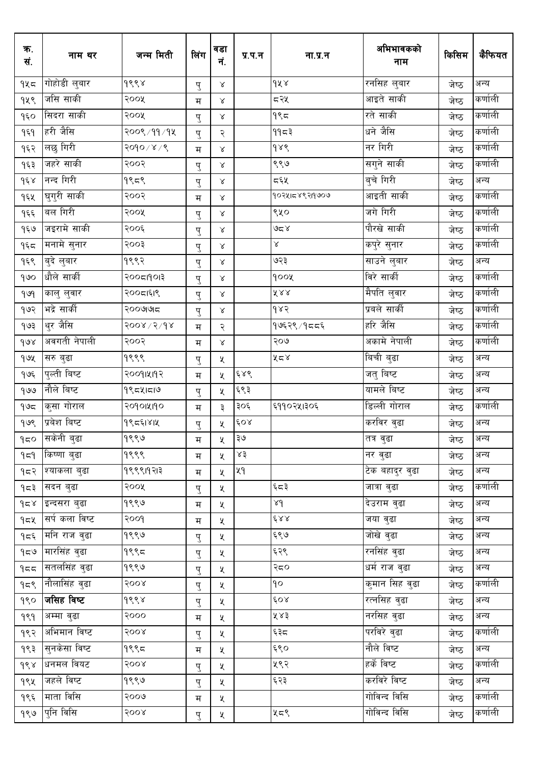| क्र. सं. | नाम थर | जन्म मिती | लिंग | वडा नं. | प्र.प.न | ना.प्र.न | अभिभावकको नाम | किसिम | कैफियत |
|---|---|---|---|---|---|---|---|---|---|
| १५८ | गोहोडी लुबार | १९९४ | पु | ४ | | १५४ | रनसिह लुबार | जेष्ठ | अन्य |
| १५९ | जसि साकी | २००५ | म | ४ | | ८२५ | आइते साकी | जेष्ठ | कर्णाली |
| १६० | सिदरा साकी | २००५ | पु | ४ | | १९८ | रते साकी | जेष्ठ | कर्णाली |
| १६१ | हरी जैसि | २००९/११/१५ | पु | २ | | ११८३ | धने जैसि | जेष्ठ | कर्णाली |
| १६२ | लछु गिरी | २०१०/४/९ | म | ४ | | १४९ | नर गिरी | जेष्ठ | कर्णाली |
| १६३ | जहरे साकी | २००२ | पु | ४ | | ९९७ | सगुने साकी | जेष्ठ | कर्णाली |
| १६४ | नन्द गिरी | १९८९ | पु | ४ | | ८६५ | बुचे गिरी | जेष्ठ | अन्य |
| १६५ | घुगुरी साकी | २००२ | म | ४ | | १०२५।८४९२।१७०७ | आइती साकी | जेष्ठ | कर्णाली |
| १६६ | बल गिरी | २००५ | पु | ४ | | ९५० | जगे गिरी | जेष्ठ | कर्णाली |
| १६७ | जइरामे साकी | २००६ | पु | ४ | | ७८४ | पौरखे साकी | जेष्ठ | कर्णाली |
| १६८ | मनामे सुनार | २००३ | पु | ४ | | ४ | कपुरे सुनार | जेष्ठ | कर्णाली |
| १६९ | बुदे लुबार | १९९२ | पु | ४ | | ७२३ | साउने लुबार | जेष्ठ | अन्य |
| १७० | धौले सार्की | २००८।१०।३ | पु | ४ | | १००५ | विरे सार्की | जेष्ठ | कर्णाली |
| १७१ | कालु लुवार | २००८।६।९ | पु | ४ | | ५४४ | मैपति लुवार | जेष्ठ | कर्णाली |
| १७२ | भद्रे सार्की | २००७।७।८ | पु | ४ | | १४२ | प्रबले सार्की | जेष्ठ | कर्णाली |
| १७३ | थुर जैसि | २००४/२/१४ | म | २ | | १७६२९/१८८६ | हरि जैसि | जेष्ठ | कर्णाली |
| १७४ | अवगती नेपाली | २००२ | म | ४ | | २०७ | अकामे नेपाली | जेष्ठ | कर्णाली |
| १७५ | सरु बुढा | १९९९ | पु | ५ | | ५८४ | बिची बुढा | जेष्ठ | अन्य |
| १७६ | पुल्ती बिष्ट | २००१।५।१२ | म | ५ | ६४९ | | जतु बिष्ट | जेष्ठ | अन्य |
| १७७ | नौले बिष्ट | १९८५।८।७ | पु | ५ | ६९३ | | यामले बिष्ट | जेष्ठ | अन्य |
| १७८ | कुसा गोराल | २०१०।५।१० | म | ३ | ३०६ | ६११०२५।३०६ | डिल्ली गोराल | जेष्ठ | कर्णाली |
| १७९ | प्रबेश बिष्ट | १९८६।४।५ | पु | ५ | ६०४ | | करविर वुढा | जेष्ठ | अन्य |
| १८० | सकेनी बुढा | १९९७ | म | ५ | ३७ | | तत्र वुढा | जेष्ठ | अन्य |
| १८१ | किष्णा बुढा | १९९९ | म | ५ | ४३ | | नर वुढा | जेष्ठ | अन्य |
| १८२ | श्याकला बुढा | १९९९।१२।३ | म | ५ | ५१ | | टेक बहादुर वुढा | जेष्ठ | अन्य |
| १८३ | सदन बुढा | २००५ | पु | ५ | | ६८३ | जात्रा वुढा | जेष्ठ | कर्णाली |
| १८४ | इन्दसरा बुढा | १९९७ | म | ५ | | ४१ | देउराम वुढा | जेष्ठ | अन्य |
| १८५ | सर्प कला विष्ट | २००१ | म | ५ | | ६४४ | जया वुढा | जेष्ठ | अन्य |
| १८६ | मनि राज वुढा | १९९७ | पु | ५ | | ६९७ | जोखे वुढा | जेष्ठ | अन्य |
| १८७ | मारसिंह वुढा | १९९८ | पु | ५ | | ६२९ | रनसिंह वुढा | जेष्ठ | अन्य |
| १८८ | सतलसिंह वुढा | १९९७ | पु | ५ | | २८० | धर्म राज वुढा | जेष्ठ | अन्य |
| १८९ | नौलासिंह वुढा | २००४ | पु | ५ | | १० | कुमान सिह वुढा | जेष्ठ | कर्णाली |
| १९० | **जसिह विष्ट** | १९९४ | पु | ५ | | ६०४ | रत्नसिह वुढा | जेष्ठ | अन्य |
| १९१ | अम्मा वुढा | २००० | म | ५ | | ५४३ | नरसिह वुढा | जेष्ठ | अन्य |
| १९२ | अभिमान विष्ट | २००४ | पु | ५ | | ६३८ | परविरे वुढा | जेष्ठ | कर्णाली |
| १९३ | सुनकेसा विष्ट | १९९८ | म | ५ | | ६९० | नौले विष्ट | जेष्ठ | अन्य |
| १९४ | धनमल वियट | २००४ | पु | ५ | | ५९२ | हर्के विष्ट | जेष्ठ | कर्णाली |
| १९५ | जहले विष्ट | १९९७ | पु | ५ | | ६२३ | करविरे विष्ट | जेष्ठ | अन्य |
| १९६ | माता विसि | २००७ | म | ५ | | | गोविन्द विसि | जेष्ठ | कर्णाली |
| १९७ | पुनि विसि | २००४ | पु | ५ | | ५८९ | गोविन्द विसि | जेष्ठ | कर्णाली |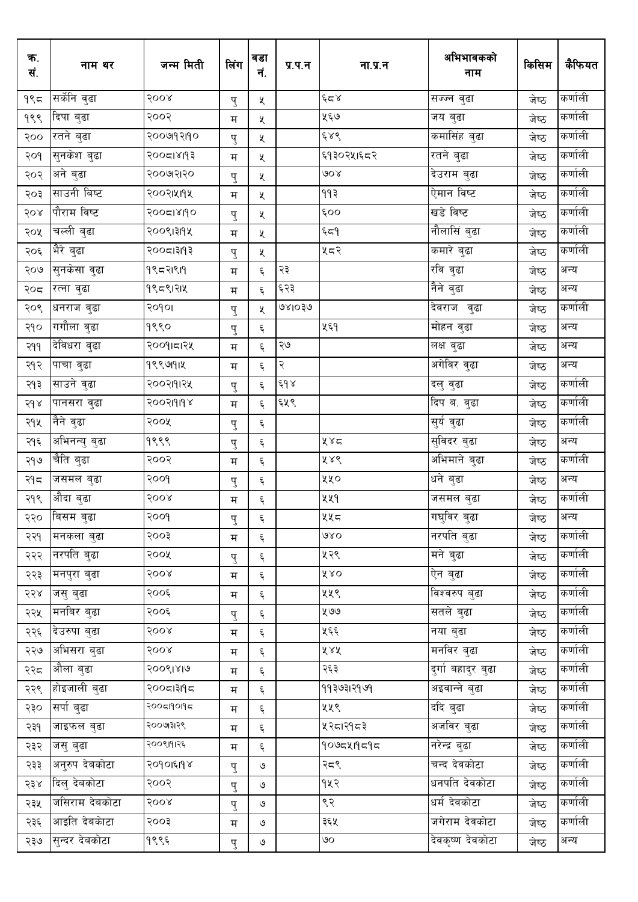| क्र. सं. | नाम थर | जन्म मिती | लिंग | वडा नं. | प्र.प.न | ना.प्र.न | अभिभावकको नाम | किसिम | कैफियत |
|---|---|---|---|---|---|---|---|---|---|
| १९८ | सर्केनि वुढा | २००४ | पु | ५ | | ६८४ | सज्जन वुढा | जेष्ठ | कर्णाली |
| १९९ | दिपा बुढा | २००२ | म | ५ | | ५६७ | जय बुढा | जेष्ठ | कर्णाली |
| २०० | रतने बुढा | २००७।१२।१० | पु | ५ | | ६४९ | कमासिंह बुढा | जेष्ठ | कर्णाली |
| २०१ | सुनकेश बुढा | २००८।४।१३ | म | ५ | | ६१३०२५।६८२ | रतने बुढा | जेष्ठ | कर्णाली |
| २०२ | अने बुढा | २००७।२।२० | पु | ५ | | ७०४ | देउराम बुढा | जेष्ठ | कर्णाली |
| २०३ | साउनी बिष्ट | २००२।५।१५ | म | ५ | | ११३ | ऐमान विष्ट | जेष्ठ | कर्णाली |
| २०४ | पौराम विष्ट | २००८।४।१० | पु | ५ | | ६०० | खडे विष्ट | जेष्ठ | कर्णाली |
| २०५ | चल्ली बुढा | २००९।३।१५ | म | ५ | | ६८१ | नौलासिं बुढा | जेष्ठ | कर्णाली |
| २०६ | भैरे बुढा | २००८।३।१३ | पु | ५ | | ५८२ | कमारे बुढा | जेष्ठ | कर्णाली |
| २०७ | सुनकेसा वुढा | १९८२।९।१ | म | ६ | २३ | | रवि वुढा | जेष्ठ | अन्य |
| २०८ | रत्ना वुढा | १९८९।२।५ | म | ६ | ६२३ | | नैने वुढा | जेष्ठ | अन्य |
| २०९ | धनराज वुढा | २०१०। | पु | ५ | ७४।०३७ | | देवराज वुढा | जेष्ठ | कर्णाली |
| २१० | गगौला वुढा | १९९० | पु | ६ | | ५६१ | मोहन वुढा | जेष्ठ | अन्य |
| २११ | देविधरा वुढा | २००१।८।२५ | म | ६ | २७ | | लक्ष वुढा | जेष्ठ | अन्य |
| २१२ | पाचा वुढा | १९९७।१।५ | म | ६ | २ | | अगेविर वुढा | जेष्ठ | अन्य |
| २१३ | साउने वुढा | २००२।१।२५ | पु | ६ | ६१४ | | दलु वुढा | जेष्ठ | कर्णाली |
| २१४ | पानसरा वुढा | २००२।१।१४ | म | ६ | ६५९ | | दिप ब. वुढा | जेष्ठ | कर्णाली |
| २१५ | नैने वुढा | २००५ | पु | ६ | | | सुर्य वुढा | जेष्ठ | कर्णाली |
| २१६ | अभिनन्यु बुढा | १९९९ | पु | ६ | | ५४८ | सुविदर बुढा | जेष्ठ | अन्य |
| २१७ | चैति बुढा | २००२ | म | ६ | | ५४९ | अभिमाने बुढा | जेष्ठ | कर्णाली |
| २१८ | जसमल बुढा | २००१ | पु | ६ | | ५५० | धने बुढा | जेष्ठ | अन्य |
| २१९ | औदा बुढा | २००४ | म | ६ | | ५५१ | जसमल बुढा | जेष्ठ | कर्णाली |
| २२० | बिसम बुढा | २००१ | पु | ६ | | ५५८ | गघुविर बुढा | जेष्ठ | अन्य |
| २२१ | मनकला बुढा | २००३ | म | ६ | | ७४० | नरपति बुढा | जेष्ठ | कर्णाली |
| २२२ | नरपति बुढा | २००५ | पु | ६ | | ५२९ | मने बुढा | जेष्ठ | कर्णाली |
| २२३ | मनपुरा बुढा | २००४ | म | ६ | | ५४० | ऐन बुढा | जेष्ठ | कर्णाली |
| २२४ | जसु बुढा | २००६ | म | ६ | | ५५९ | विश्वरुप बुढा | जेष्ठ | कर्णाली |
| २२५ | मनबिर बुढा | २००६ | पु | ६ | | ५७७ | सतले बुढा | जेष्ठ | कर्णाली |
| २२६ | देउरुपा बुढा | २००४ | म | ६ | | ५६६ | नया बुढा | जेष्ठ | कर्णाली |
| २२७ | अभिसरा बुढा | २००४ | म | ६ | | ५४५ | मनविर बुढा | जेष्ठ | कर्णाली |
| २२८ | औला बुढा | २००९।४।७ | म | ६ | | २६३ | दुर्गा बहादुर बुढा | जेष्ठ | कर्णाली |
| २२९ | होइजाली बुढा | २००८।३।१८ | म | ६ | | ११३७३।२१७१ | अइवान्ने वुढा | जेष्ठ | कर्णाली |
| २३० | सर्पा बुढा | २००८।१०।१८ | म | ६ | | ५५९ | ददि बुढा | जेष्ठ | कर्णाली |
| २३१ | जाइफल बुढा | २००७।३।२९ | म | ६ | | ५२८।२१८३ | अजविर बुढा | जेष्ठ | कर्णाली |
| २३२ | जसु बुढा | २००९।१।२६ | म | ६ | | १०७८५।१८१८ | नरेन्द्र बुढा | जेष्ठ | कर्णाली |
| २३३ | अनुरुप देबकोटा | २०१०।६।१४ | पु | ७ | | २८९ | चन्द देवकोटा | जेष्ठ | कर्णाली |
| २३४ | दिलु देबकोटा | २००२ | पु | ७ | | १५२ | धनपति देवकोटा | जेष्ठ | कर्णाली |
| २३५ | जसिराम देबकोटा | २००४ | पु | ७ | | ९२ | धर्म देवकोटा | जेष्ठ | कर्णाली |
| २३६ | आइति देबकोटा | २००३ | म | ७ | | ३६५ | जगेराम देवकोटा | जेष्ठ | कर्णाली |
| २३७ | सुन्दर देबकोटा | १९९६ | पु | ७ | | ७० | देवकृष्ण देवकोटा | जेष्ठ | अन्य |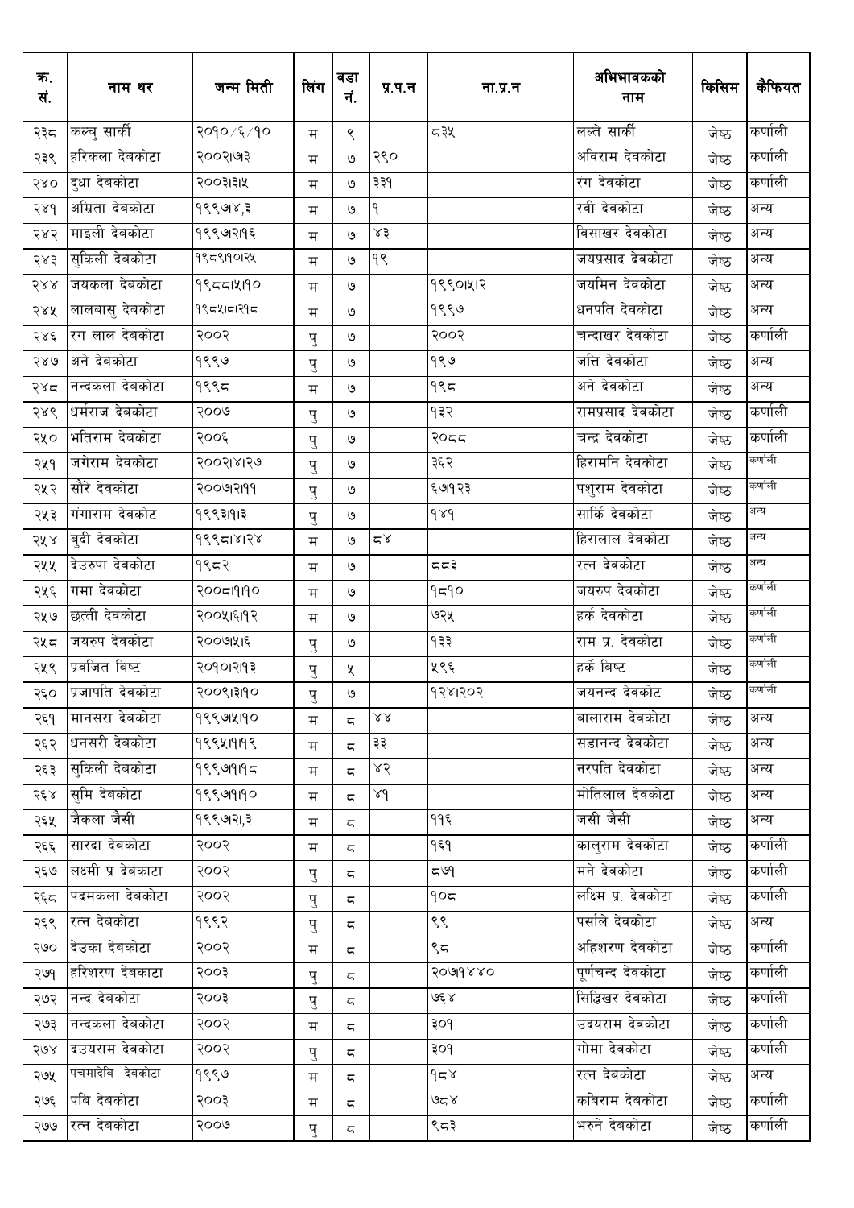| क्र. सं. | नाम थर | जन्म मिती | लिंग | वडा नं. | प्र.प.न | ना.प्र.न | अभिभावकको नाम | किसिम | कैफियत |
|---|---|---|---|---|---|---|---|---|---|
| २३८ | कल्चु सार्की | २०१०/६/१० | म | ९ | | ८३५ | लल्ते सार्की | जेष्ठ | कर्णाली |
| २३९ | हरिकला देबकोटा | २००२।७।३ | म | ७ | २९० | | अविराम देवकोटा | जेष्ठ | कर्णाली |
| २४० | दुधा देबकोटा | २००३।३।५ | म | ७ | ३३१ | | रंग देवकोटा | जेष्ठ | कर्णाली |
| २४१ | अम्रिता देबकोटा | १९९७४,३ | म | ७ | १ | | रवी देवकोटा | जेष्ठ | अन्य |
| २४२ | माइली देबकोटा | १९९७।२।१६ | म | ७ | ४३ | | विसाखर देवकोटा | जेष्ठ | अन्य |
| २४३ | सुकिली देबकोटा | १९८९।१०।२५ | म | ७ | १९ | | जयप्रसाद देवकोटा | जेष्ठ | अन्य |
| २४४ | जयकला देबकोटा | १९८८।५।१० | म | ७ | | १९९०।५।२ | जयमिन देवकोटा | जेष्ठ | अन्य |
| २४५ | लालबासु देबकोटा | १९८५।८।२१८ | म | ७ | | १९९७ | धनपति देवकोटा | जेष्ठ | अन्य |
| २४६ | रग लाल देबकोटा | २००२ | पु | ७ | | २००२ | चन्दाखर देवकोटा | जेष्ठ | कर्णाली |
| २४७ | अने देबकोटा | १९९७ | पु | ७ | | १९७ | जत्ति देवकोटा | जेष्ठ | अन्य |
| २४८ | नन्दकला देबकोटा | १९९८ | म | ७ | | १९८ | अने देवकोटा | जेष्ठ | अन्य |
| २४९ | धर्मराज देबकोटा | २००७ | पु | ७ | | १३२ | रामप्रसाद देवकोटा | जेष्ठ | कर्णाली |
| २५० | भतिराम देबकोटा | २००६ | पु | ७ | | २०८८ | चन्द्र देवकोटा | जेष्ठ | कर्णाली |
| २५१ | जगेराम देवकोटा | २००२।४।२७ | पु | ७ | | ३६२ | हिरामनि देवकोटा | जेष्ठ | कर्णाली |
| २५२ | सौरे देवकोटा | २००७।२।११ | पु | ७ | | ६७।१२३ | पशुराम देवकोटा | जेष्ठ | कर्णाली |
| २५३ | गंगाराम देवकोट | १९९३।१।३ | पु | ७ | | १४१ | सार्कि देवकोटा | जेष्ठ | अन्य |
| २५४ | बुदी देवकोटा | १९९८।४।२४ | म | ७ | ८४ | | हिरालाल देवकोटा | जेष्ठ | अन्य |
| २५५ | देउरुपा देवकोटा | १९८२ | म | ७ | | ८८३ | रत्न देवकोटा | जेष्ठ | अन्य |
| २५६ | गमा देवकोटा | २००८।१।१० | म | ७ | | १८१० | जयरुप देवकोटा | जेष्ठ | कर्णाली |
| २५७ | छत्ती देवकोटा | २००५।६।१२ | म | ७ | | ७२५ | हर्क देवकोटा | जेष्ठ | कर्णाली |
| २५८ | जयरुप देवकोटा | २००७।५।६ | पु | ७ | | १३३ | राम प्र. देवकोटा | जेष्ठ | कर्णाली |
| २५९ | प्रवजित बिष्ट | २०१०।२।१३ | पु | ५ | | ५९६ | हर्के बिष्ट | जेष्ठ | कर्णाली |
| २६० | प्रजापति देवकोटा | २००९।३।१० | पु | ७ | | १२४।२०२ | जयनन्द देवकोट | जेष्ठ | कर्णाली |
| २६१ | मानसरा देबकोटा | १९९७।५।१० | म | ८ | ४४ | | बालाराम देवकोटा | जेष्ठ | अन्य |
| २६२ | धनसरी देबकोटा | १९९५।१।१९ | म | ८ | ३३ | | सडानन्द देवकोटा | जेष्ठ | अन्य |
| २६३ | सुकिली देबकोटा | १९९७।१।१८ | म | ८ | ४२ | | नरपति देवकोटा | जेष्ठ | अन्य |
| २६४ | सुमि देबकोटा | १९९७।१।१० | म | ८ | ४१ | | मोतिलाल देवकोटा | जेष्ठ | अन्य |
| २६५ | जैकला जैसी | १९९७।२।,३ | म | ८ | | ११६ | जसी जैसी | जेष्ठ | अन्य |
| २६६ | सारदा देबकोटा | २००२ | म | ८ | | १६१ | कालुराम देवकोटा | जेष्ठ | कर्णाली |
| २६७ | लक्ष्मी प्र देबकाटा | २००२ | पु | ८ | | ८७१ | मने देवकोटा | जेष्ठ | कर्णाली |
| २६८ | पदमकला देबकोटा | २००२ | पु | ८ | | १०८ | लक्ष्मि प्र. देवकोटा | जेष्ठ | कर्णाली |
| २६९ | रत्न देबकोटा | १९९२ | पु | ८ | | ९९ | पर्साले देवकोटा | जेष्ठ | अन्य |
| २७० | देउका देबकोटा | २००२ | म | ८ | | ९८ | अहिशरण देवकोटा | जेष्ठ | कर्णाली |
| २७१ | हरिशरण देबकाटा | २००३ | पु | ८ | | २०७१४४० | पूर्णचन्द देवकोटा | जेष्ठ | कर्णाली |
| २७२ | नन्द देबकोटा | २००३ | पु | ८ | | ७६४ | सिद्धिखर देवकोटा | जेष्ठ | कर्णाली |
| २७३ | नन्दकला देबकोटा | २००२ | म | ८ | | ३०१ | उदयराम देवकोटा | जेष्ठ | कर्णाली |
| २७४ | दउयराम देबकोटा | २००२ | पु | ८ | | ३०१ | गोमा देवकोटा | जेष्ठ | कर्णाली |
| २७५ | पचमादेबि देबकोटा | १९९७ | म | ८ | | १८४ | रत्न देबकोटा | जेष्ठ | अन्य |
| २७६ | पबि देबकोटा | २००३ | म | ८ | | ७८४ | कबिराम देबकोटा | जेष्ठ | कर्णाली |
| २७७ | रत्न देबकोटा | २००७ | पु | ८ | | ९८३ | भरुने देबकोटा | जेष्ठ | कर्णाली |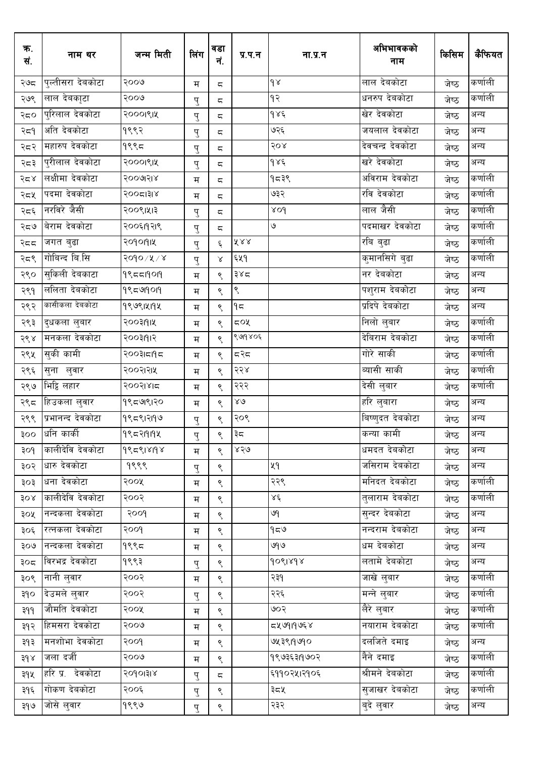| क्र. सं. | नाम थर | जन्म मिती | लिंग | वडा नं. | प्र.प.न | ना.प्र.न | अभिभावकको नाम | किसिम | कैफियत |
|---|---|---|---|---|---|---|---|---|---|
| २७८ | पुल्तीसरा देबकोटा | २००७ | म | ८ | | १४ | लाल देबकोटा | जेष्ठ | कर्णाली |
| २७९ | लाल देबकाृटा | २००७ | पु | ८ | | १२ | धनरुप देबकोटा | जेष्ठ | कर्णाली |
| २८० | पुरिलाल देवकोटा | २०००।९।५ | पु | ८ | | १४६ | खेर देवकोटा | जेष्ठ | अन्य |
| २८१ | अति देवकोटा | १९९२ | पु | ८ | | ७२६ | जयलाल देवकोटा | जेष्ठ | अन्य |
| २८२ | महारुप देवकोटा | १९९८ | पु | ८ | | २०४ | देवचन्द्र देवकोटा | जेष्ठ | अन्य |
| २८३ | पुरीलाल देवकोटा | २०००।९।५ | पु | ८ | | १४६ | खरे देवकोटा | जेष्ठ | अन्य |
| २८४ | लक्षीमा देवकोटा | २००७।२।४ | म | ८ | | १८३९ | अविराम देवकोटा | जेष्ठ | कर्णाली |
| २८५ | पदमा देवकोटा | २००८।३।४ | म | ८ | | ७३२ | रवि देवकोटा | जेष्ठ | कर्णाली |
| २८६ | नरविरे जैसी | २००९।५।३ | पु | ८ | | ४०१ | लाल जैसी | जेष्ठ | कर्णाली |
| २८७ | बेराम देवकोटा | २००६।१२।९ | पु | ८ | | ७ | पदमाखर देवकोटा | जेष्ठ | कर्णाली |
| २८८ | जगत बुढा | २०१०।१।५ | पु | ६ | ५४४ | | रबि बुढा | जेष्ठ | कर्णाली |
| २८९ | गोबिन्द बि.सि | २०१०/५/४ | पु | ४ | ६५१ | | कुमानसिगे बुढा | जेष्ठ | कर्णाली |
| २९० | सुकिली देबकाटा | १९८८।१०।१ | म | ९ | ३४८ | | नर देबकोटा | जेष्ठ | अन्य |
| २९१ | ललिता देबकोटा | १९८७।१०।१ | म | ९ | ९ | | पशुराम देबकोटा | जेष्ठ | अन्य |
| २९२ | कासीकला देबकोटा | १९७९।५।१५ | म | ९ | १८ | | प्रदिपे देबकोटा | जेष्ठ | अन्य |
| २९३ | दुधकला लुबार | २००३।१।५ | म | ९ | ८०५ | | निलो लुबार | जेष्ठ | कर्णाली |
| २९४ | मनकला देवकोटा | २००३।१।२ | म | ९ | ९७१४०६ | | देबिराम देबकोटा | जेष्ठ | कर्णाली |
| २९५ | सुकी कामी | २००३।८।१८ | म | ९ | ८२८ | | गोरे साकी | जेष्ठ | कर्णाली |
| २९६ | सुना लुवार | २००२।२।५ | म | ९ | २२४ | | ब्यासी साकी | जेष्ठ | कर्णाली |
| २९७ | भिट्टि लहार | २००२।४।८ | म | ९ | २२२ | | देसी लुबार | जेष्ठ | कर्णाली |
| २९८ | हिउकला लुवार | १९८७।९।२० | म | ९ | ४७ | | हरि लुबारा | जेष्ठ | अन्य |
| २९९ | प्रभानन्द देवकोटा | १९८९।२।१७ | पु | ९ | २०९ | | बिष्णुदत देबकोटा | जेष्ठ | अन्य |
| ३०० | धनि कार्की | १९८२।१।१५ | पु | ९ | ३८ | | कन्या कामी | जेष्ठ | अन्य |
| ३०१ | कालीदेवि देवकोटा | १९८९।४।१४ | म | ९ | ४२७ | | धमदत देबकोटा | जेष्ठ | अन्य |
| ३०२ | धारु देवकोटा | १९९९ | पु | ९ | | ५१ | जसिराम देबकोटा | जेष्ठ | अन्य |
| ३०३ | धना देवकोटा | २००५ | म | ९ | | २२९ | मनिदत देबकोटा | जेष्ठ | कर्णाली |
| ३०४ | कालीदेवि देवकोटा | २००२ | म | ९ | | ४६ | तुलाराम देबकोटा | जेष्ठ | कर्णाली |
| ३०५ | नन्दकला देवकोटा | २००१ | म | ९ | | ७१ | सुन्दर देबकोटा | जेष्ठ | अन्य |
| ३०६ | रत्नकला देवकोटा | २००१ | म | ९ | | १८७ | नन्दराम देबकोटा | जेष्ठ | अन्य |
| ३०७ | नन्दकला देवकोटा | १९९८ | म | ९ | | ७१७ | धम देबकोटा | जेष्ठ | अन्य |
| ३०८ | विरभद्र देवकोटा | १९९३ | पु | ९ | | १०९।४१४ | लतामे देबकोटा | जेष्ठ | अन्य |
| ३०९ | नानी लुवार | २००२ | म | ९ | | २३१ | जाखे लुबार | जेष्ठ | कर्णाली |
| ३१० | देउमले लुवार | २००२ | पु | ९ | | २२६ | मन्ने लुबार | जेष्ठ | कर्णाली |
| ३११ | जौमति देवकोटा | २००५ | म | ९ | | ७०२ | लैरे लुबार | जेष्ठ | कर्णाली |
| ३१२ | हिमसरा देवकोटा | २००७ | म | ९ | | ८५७१।१७६४ | नयाराम देबकोटा | जेष्ठ | कर्णाली |
| ३१३ | मनशोभा देवकोटा | २००१ | म | ९ | | ७५३९।१७१० | दलजिते दमाइ | जेष्ठ | अन्य |
| ३१४ | जला दर्जी | २००७ | म | ९ | | १९७३६३।१७०२ | नैने दमाइ | जेष्ठ | कर्णाली |
| ३१५ | हरि प्र. देवकोटा | २०१०।३।४ | पु | ८ | | ६११०२५।२१०६ | श्रीमने देबकोटा | जेष्ठ | कर्णाली |
| ३१६ | गोकण देबकोटा | २००६ | पु | ९ | | ३८५ | सुजाखर देबकोटा | जेष्ठ | कर्णाली |
| ३१७ | जोसे लुवार | १९९७ | पु | ९ | | २३२ | बुदे लुवार | जेष्ठ | अन्य |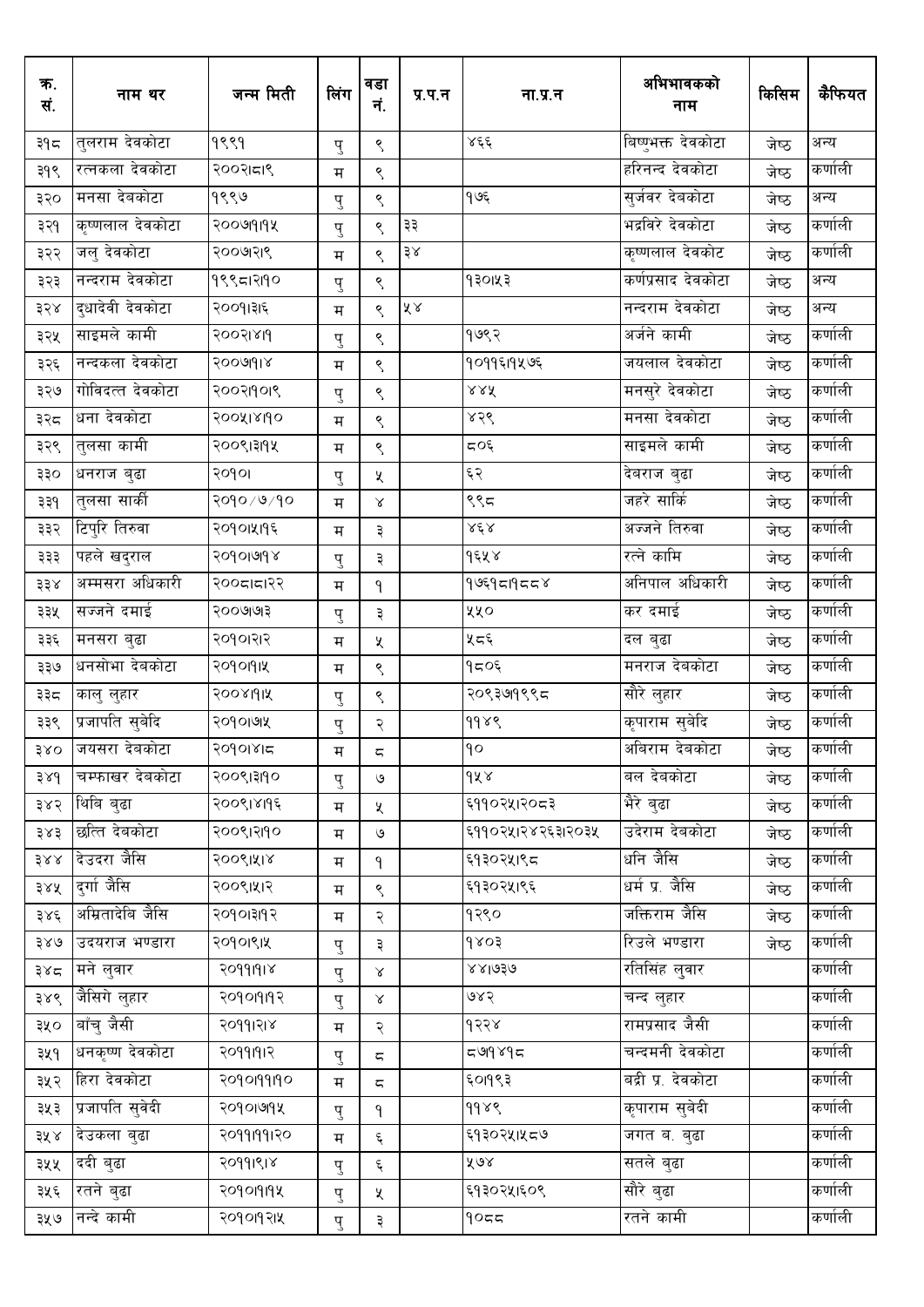| क्र. सं. | नाम थर | जन्म मिती | लिंग | वडा नं. | प्र.प.न | ना.प्र.न | अभिभावकको नाम | किसिम | कैफियत |
|---|---|---|---|---|---|---|---|---|---|
| ३१८ | तुलराम देवकोटा | १९९१ | पु | ९ | | ४६६ | बिष्णुभक्त देवकोटा | जेष्ठ | अन्य |
| ३१९ | रत्नकला देवकोटा | २००२।८।९ | म | ९ | | | हरिनन्द देवकोटा | जेष्ठ | कर्णाली |
| ३२० | मनसा देबकोटा | १९९७ | पु | ९ | | १७६ | सुर्जवर देबकोटा | जेष्ठ | अन्य |
| ३२१ | कृष्णलाल देवकोटा | २००७।१।१५ | पु | ९ | ३३ | | भद्रविरे देवकोटा | जेष्ठ | कर्णाली |
| ३२२ | जलु देवकोटा | २००७।२।९ | म | ९ | ३४ | | कृष्णलाल देवकोट | जेष्ठ | कर्णाली |
| ३२३ | नन्दराम देवकोटा | १९९८।२।१० | पु | ९ | | १३०।५३ | कर्णप्रसाद देवकोटा | जेष्ठ | अन्य |
| ३२४ | दुधादेवी देवकोटा | २००१।३।६ | म | ९ | ५४ | | नन्दराम देवकोटा | जेष्ठ | अन्य |
| ३२५ | साइमले कामी | २००२।४।१ | पु | ९ | | १७९२ | अर्जने कामी | जेष्ठ | कर्णाली |
| ३२६ | नन्दकला देवकोटा | २००७।१।४ | म | ९ | | १०११६।१५७६ | जयलाल देवकोटा | जेष्ठ | कर्णाली |
| ३२७ | गोविदत्त देवकोटा | २००२।१०।९ | पु | ९ | | ४४५ | मनसुरे देवकोटा | जेष्ठ | कर्णाली |
| ३२८ | धना देवकोटा | २००५।४।१० | म | ९ | | ४२९ | मनसा देवकोटा | जेष्ठ | कर्णाली |
| ३२९ | तुलसा कामी | २००९।३।१५ | म | ९ | | ८०६ | साइमले कामी | जेष्ठ | कर्णाली |
| ३३० | धनराज बुढा | २०१०। | पु | ५ | | ६२ | देबराज बुढा | जेष्ठ | कर्णाली |
| ३३१ | तुलसा सार्की | २०१०/७/१० | म | ४ | | ९९८ | जहरे सार्कि | जेष्ठ | कर्णाली |
| ३३२ | टिपुरि तिरुवा | २०१०।५।१६ | म | ३ | | ४६४ | अज्जने तिरुवा | जेष्ठ | कर्णाली |
| ३३३ | पहले खदुराल | २०१०।७।१४ | पु | ३ | | १६५४ | रत्ने कामि | जेष्ठ | कर्णाली |
| ३३४ | अम्मसरा अधिकारी | २००८।८।२२ | म | १ | | १७६१८।१८८४ | अनिपाल अधिकारी | जेष्ठ | कर्णाली |
| ३३५ | सज्जने दमाई | २००७।७।३ | पु | ३ | | ५५० | कर दमाई | जेष्ठ | कर्णाली |
| ३३६ | मनसरा बुढा | २०१०।२।२ | म | ५ | | ५८६ | दल बुढा | जेष्ठ | कर्णाली |
| ३३७ | धनसोभा देबकोटा | २०१०।१।५ | म | ९ | | १८०६ | मनराज देबकोटा | जेष्ठ | कर्णाली |
| ३३८ | कालु लुहार | २००४।१।५ | पु | ९ | | २०९३७।१९९८ | सौरे लुहार | जेष्ठ | कर्णाली |
| ३३९ | प्रजापति सुबेदि | २०१०।७।५ | पु | २ | | ११४९ | कृपाराम सुबेदि | जेष्ठ | कर्णाली |
| ३४० | जयसरा देबकोटा | २०१०।४।८ | म | ८ | | १० | अबिराम देबकोटा | जेष्ठ | कर्णाली |
| ३४१ | चम्फाखर देबकोटा | २००९।३।१० | पु | ७ | | १५४ | बल देबकोटा | जेष्ठ | कर्णाली |
| ३४२ | थिबि बुढा | २००९।४।१६ | म | ५ | | ६११०२५।२०८३ | भैरे बुढा | जेष्ठ | कर्णाली |
| ३४३ | छत्ति देबकोटा | २००९।२।१० | म | ७ | | ६११०२५।२४२६३।२०३५ | उदेराम देबकोटा | जेष्ठ | कर्णाली |
| ३४४ | देउदरा जैसि | २००९।५।४ | म | १ | | ६१३०२५।९८ | धनि जैसि | जेष्ठ | कर्णाली |
| ३४५ | दुर्गा जैसि | २००९।५।२ | म | ९ | | ६१३०२५।९६ | धर्म प्र. जैसि | जेष्ठ | कर्णाली |
| ३४६ | अम्रितादेबि जैसि | २०१०।३।१२ | म | २ | | १२९० | जक्तिराम जैसि | जेष्ठ | कर्णाली |
| ३४७ | उदयराज भण्डारा | २०१०।९।५ | पु | ३ | | १४०३ | रिउले भण्डारा | जेष्ठ | कर्णाली |
| ३४८ | मने लुवार | २०११।१।४ | पु | ४ | | ४४।७३७ | रतिसिंह लुवार | | कर्णाली |
| ३४९ | जैसिगे लुहार | २०१०।१।१२ | पु | ४ | | ७४२ | चन्द लुहार | | कर्णाली |
| ३५० | बाँचु जैसी | २०११।२।४ | म | २ | | १२२४ | रामप्रसाद जैसी | | कर्णाली |
| ३५१ | धनकृष्ण देवकोटा | २०११।१।२ | पु | ८ | | ८७।१४१८ | चन्दमनी देवकोटा | | कर्णाली |
| ३५२ | हिरा देवकोटा | २०१०।११।१० | म | ८ | | ६०।१९३ | बद्री प्र. देवकोटा | | कर्णाली |
| ३५३ | प्रजापति सुवेदी | २०१०।७।१५ | पु | १ | | ११४९ | कृपाराम सुवेदी | | कर्णाली |
| ३५४ | देउकला बुढा | २०११।११।२० | म | ६ | | ६१३०२५।५८७ | जगत ब. बुढा | | कर्णाली |
| ३५५ | ददी बुढा | २०११।९।४ | पु | ६ | | ५७४ | सतले बुढा | | कर्णाली |
| ३५६ | रतने बुढा | २०१०।१।१५ | पु | ५ | | ६१३०२५।६०९ | सौरे बुढा | | कर्णाली |
| ३५७ | नन्दे कामी | २०१०।१२।५ | पु | ३ | | १०८८ | रतने कामी | | कर्णाली |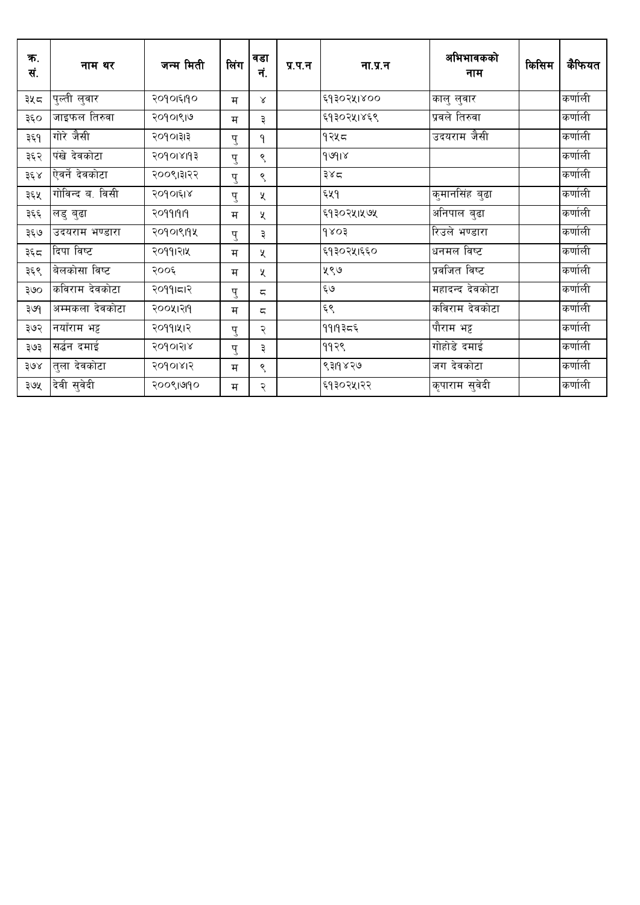| क्र. सं. | नाम थर | जन्म मिती | लिंग | वडा नं. | प्र.प.न | ना.प्र.न | अभिभावकको नाम | किसिम | कैफियत |
|---|---|---|---|---|---|---|---|---|---|
| ३५८ | पुल्ती लुवार | २०१०।६।१० | म | ४ | | ६१३०२५।४०० | कालु लुवार | | कर्णाली |
| ३६० | जाइफल तिरुवा | २०१०।९।७ | म | ३ | | ६१३०२५।४६९ | प्रवले तिरुवा | | कर्णाली |
| ३६१ | गोरे जैसी | २०१०।३।३ | पु | १ | | १२५८ | उदयराम जैसी | | कर्णाली |
| ३६२ | पंखे देवकोटा | २०१०।४।१३ | पु | ९ | | १७।४ | | | कर्णाली |
| ३६४ | ऐवर्न देवकोटा | २००९।३।२२ | पु | ९ | | ३४८ | | | कर्णाली |
| ३६५ | गोविन्द ब. विसी | २०१०।६।४ | पु | ५ | | ६५१ | कुमानसिंह बुढा | | कर्णाली |
| ३६६ | लडु बुढा | २०११।१।१ | म | ५ | | ६१३०२५।५७५ | अनिपाल बुढा | | कर्णाली |
| ३६७ | उदयराम भण्डारा | २०१०।९।१५ | पु | ३ | | १४०३ | रिउले भण्डारा | | कर्णाली |
| ३६८ | दिपा विष्ट | २०११।२।५ | म | ५ | | ६१३०२५।६६० | धनमल विष्ट | | कर्णाली |
| ३६९ | बेलकोसा विष्ट | २००६ | म | ५ | | ५९७ | प्रवजित विष्ट | | कर्णाली |
| ३७० | कविराम देवकोटा | २०११।८।२ | पु | ८ | | ६७ | महादन्द देवकोटा | | कर्णाली |
| ३७१ | अम्मकला देवकोटा | २००५।२।१ | म | ८ | | ६९ | कविराम देवकोटा | | कर्णाली |
| ३७२ | नर्याराम भट्ट | २०११।५।२ | पु | २ | | ११।१३८६ | पौराम भट्ट | | कर्णाली |
| ३७३ | सर्द्धन दमाई | २०१०।२।४ | पु | ३ | | ११२९ | गोहोडे दमाई | | कर्णाली |
| ३७४ | तुला देवकोटा | २०१०।४।२ | म | ९ | | ९३।१४२७ | जग देवकोटा | | कर्णाली |
| ३७५ | देवी सुवेदी | २००९।७।१० | म | २ | | ६१३०२५।२२ | कृपाराम सुवेदी | | कर्णाली |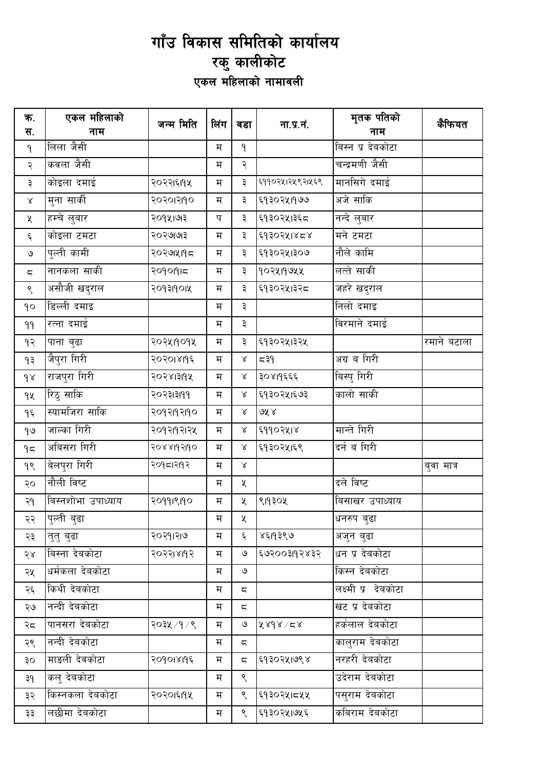# गाँउ विकास समितिको कार्यालय
## रकु कालीकोट
### एकल महिलाको नामावली

| क्र. स. | एकल महिलाको नाम | जन्म मिति | लिंग | वडा | ना.प्र.नं. | मृतक पतिको नाम | कैफियत |
|---|---|---|---|---|---|---|---|
| १ | लिला जैसी | | म | १ | | बिस्न प्र देबकोटा | |
| २ | कवला जैसी | | म | २ | | चन्द्रमणी जैसी | |
| ३ | कोइला दमाई | २०२२।६।१५ | म | ३ | ६११०२५।२५९२।५६९ | मानसिगे दमाई | |
| ४ | मुना सार्की | २०२०।२।१० | म | ३ | ६१३०२५।१७७ | अजे साकि | |
| ५ | हम्चे लुबार | २०१५।७।३ | प | ३ | ६१३०२५।३६८ | नन्दे लुबार | |
| ६ | कोइला टमटा | २०२७।७।३ | म | ३ | ६१३०२५।४८४ | मने टमटा | |
| ७ | पुल्ती कामी | २०२७।५।१८ | म | ३ | ६१३०२५।३०७ | नौले कामि | |
| ८ | नानकला साकी | २०१०।१।८ | म | ३ | १०२५।१७५५ | लत्ते साकी | |
| ९ | असौजी खदुराल | २०१३।१०।५ | म | ३ | ६१३०२५।३२८ | जहरे खदुराल | |
| १० | डिल्ली दमाइ | | म | ३ | | निलो दमाइ | |
| ११ | रत्ना दमाई | | म | ३ | | विरमाने दमाई | |
| १२ | पाना बुढा | २०२५।१०।१५ | म | ३ | ६१३०२५।३२५ | | रमाने बटाला |
| १३ | जैपुरा गिरी | २०२०।४।१६ | म | ४ | ८३१ | अग्र ब गिरी | |
| १४ | राजपुरा गिरी | २०२४।३।१५ | म | ४ | ३०४।१६६६ | बिस्पु गिरी | |
| १५ | रिठु साकि | २०२३।३।११ | म | ४ | ६१३०२५।६७३ | कालो साकी | |
| १६ | स्यामजिरा साकि | २०१२।१२।१० | म | ४ | ७५४ | | |
| १७ | जाल्का गिरी | २०१२।१२।२५ | म | ४ | ६११०२५।४ | मान्ते गिरी | |
| १८ | अबिसरा गिरी | २०४४।१२।१० | म | ४ | ६१३०२५।६९ | दर्न ब गिरी | |
| १९ | बेलपुरा गिरी | २०१८।२।१२ | म | ४ | | | बुवा मात्र |
| २० | नौली विष्ट | | म | ५ | | दले विष्ट | |
| २१ | बिस्नशोभा उपाध्याय | २०११।९।१० | म | ५ | ९।१३०५ | बिसाखर उपाध्याय | |
| २२ | पुल्ती बुढा | | म | ५ | | धनरुप बुढा | |
| २३ | तुतु बुढा | २०२१।२।७ | म | ६ | ४६।१३९७ | अजुन बुढा | |
| २४ | बिस्ना देबकोटा | २०२२।४।१२ | म | ७ | ६७२००३।१२४३२ | धन प्र देबकोटा | |
| २५ | धर्मकला देबकोटा | | म | ७ | | किस्न देबकोटा | |
| २६ | किथी देबकोटा | | म | ८ | | लक्ष्मी प्र देबकोटा | |
| २७ | नन्दी देबकोटा | | म | ८ | | खट प्र देबकोटा | |
| २८ | पानसरा देबकोटा | २०३५/१/९ | म | ७ | ५४१४/८४ | हर्कलाल देबकोटा | |
| २९ | नन्दी देबकोटा | | म | ८ | | कालुराम देबकोटा | |
| ३० | माडली देवकोटा | २०१०।४।१६ | म | ८ | ६१३०२५।७९४ | नरहरी देबकोटा | |
| ३१ | कलु देबकोटा | | म | ९ | | उदेराम देबकोटा | |
| ३२ | किस्नकला देबकोटा | २०२०।६।१५ | म | ९ | ६१३०२५।८५५ | पसुराम देबकोटा | |
| ३३ | लछीमा देबकोटा | | म | ९ | ६१३०२५।७५६ | कबिराम देबकोटा | |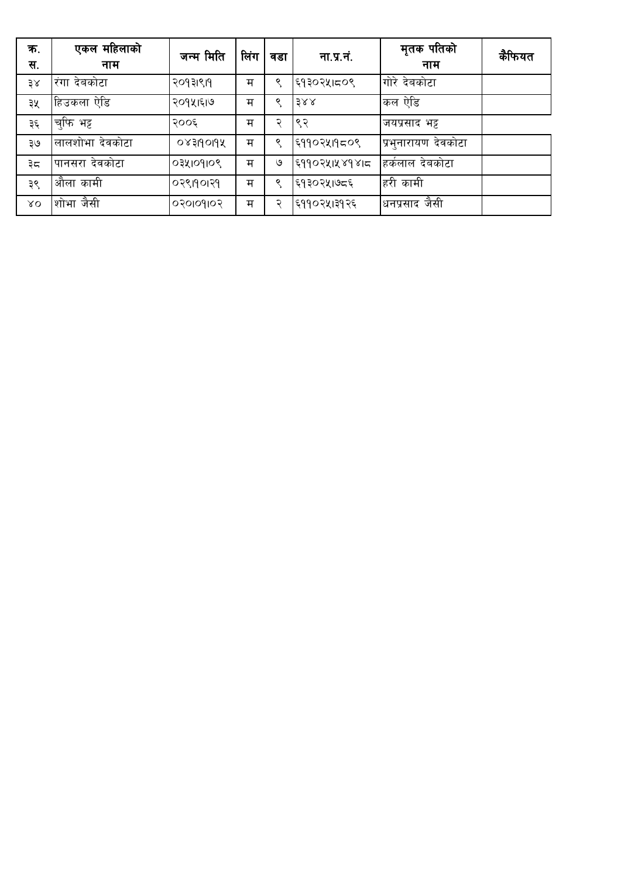| क्र. स. | एकल महिलाको नाम | जन्म मिति | लिंग | वडा | ना.प्र.नं. | मृतक पतिको नाम | कैफियत |
|---|---|---|---|---|---|---|---|
| ३४ | रंगा देबकोटा | २०१३।९।१ | म | ९ | ६१३०२५।८०९ | गोरे देबकोटा | |
| ३५ | हिउकला ऐडि | २०१५।६।७ | म | ९ | ३४४ | कल ऐडि | |
| ३६ | चुफि भट्ट | २००६ | म | २ | ९२ | जयप्रसाद भट्ट | |
| ३७ | लालशोभा देवकोटा | ०४३।१०।१५ | म | ९ | ६११०२५।१८०९ | प्रभुनारायण देवकोटा | |
| ३८ | पानसरा देवकोटा | ०३५।०१।०९ | म | ७ | ६११०२५।५४१४।८ | हर्कलाल देबकोटा | |
| ३९ | औला कामी | ०२९।१०।२१ | म | ९ | ६१३०२५।७८६ | हरी कामी | |
| ४० | शोभा जैसी | ०२०।०१।०२ | म | २ | ६११०२५।३१२६ | धनप्रसाद जैसी | |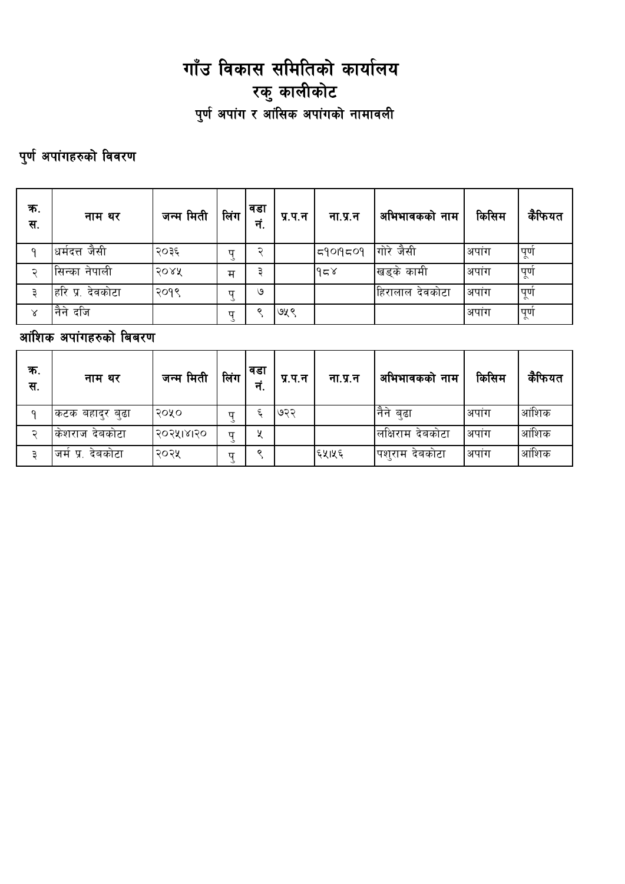# गाँउ विकास समितिको कार्यालय
## रकु कालीकोट
### पुर्ण अपांग र आंसिक अपांगको नामावली

**पुर्ण अपांगहरुको विवरण**

| क्र.स. | नाम थर | जन्म मिती | लिंग | वडा नं. | प्र.प.न | ना.प्र.न | अभिभावकको नाम | किसिम | कैफियत |
|---|---|---|---|---|---|---|---|---|---|
| १ | धर्मदत्त जैसी | २०३६ | पु | २ | | ८१०१८०१ | गोरे जैसी | अपांग | पूर्ण |
| २ | सिन्का नेपाली | २०४५ | म | ३ | | १८४ | खड्के कामी | अपांग | पूर्ण |
| ३ | हरि प्र. देवकोटा | २०१९ | पु | ७ | | | हिरालाल देवकोटा | अपांग | पूर्ण |
| ४ | नैने दजि | | पु | ९ | ७५९ | | | अपांग | पूर्ण |

**आंशिक अपांगहरुको बिबरण**

| क्र.स. | नाम थर | जन्म मिती | लिंग | वडा नं. | प्र.प.न | ना.प्र.न | अभिभावकको नाम | किसिम | कैफियत |
|---|---|---|---|---|---|---|---|---|---|
| १ | कटक बहादुर बुढा | २०५० | पु | ६ | ७२२ | | नैने बुढा | अपांग | आंशिक |
| २ | केशराज देबकोटा | २०२५।४।२० | पु | ५ | | | लक्षिराम देबकोटा | अपांग | आंशिक |
| ३ | जर्म प्र. देबकोटा | २०२५ | पु | ९ | | ६५।५६ | पशुराम देबकोटा | अपांग | आंशिक |